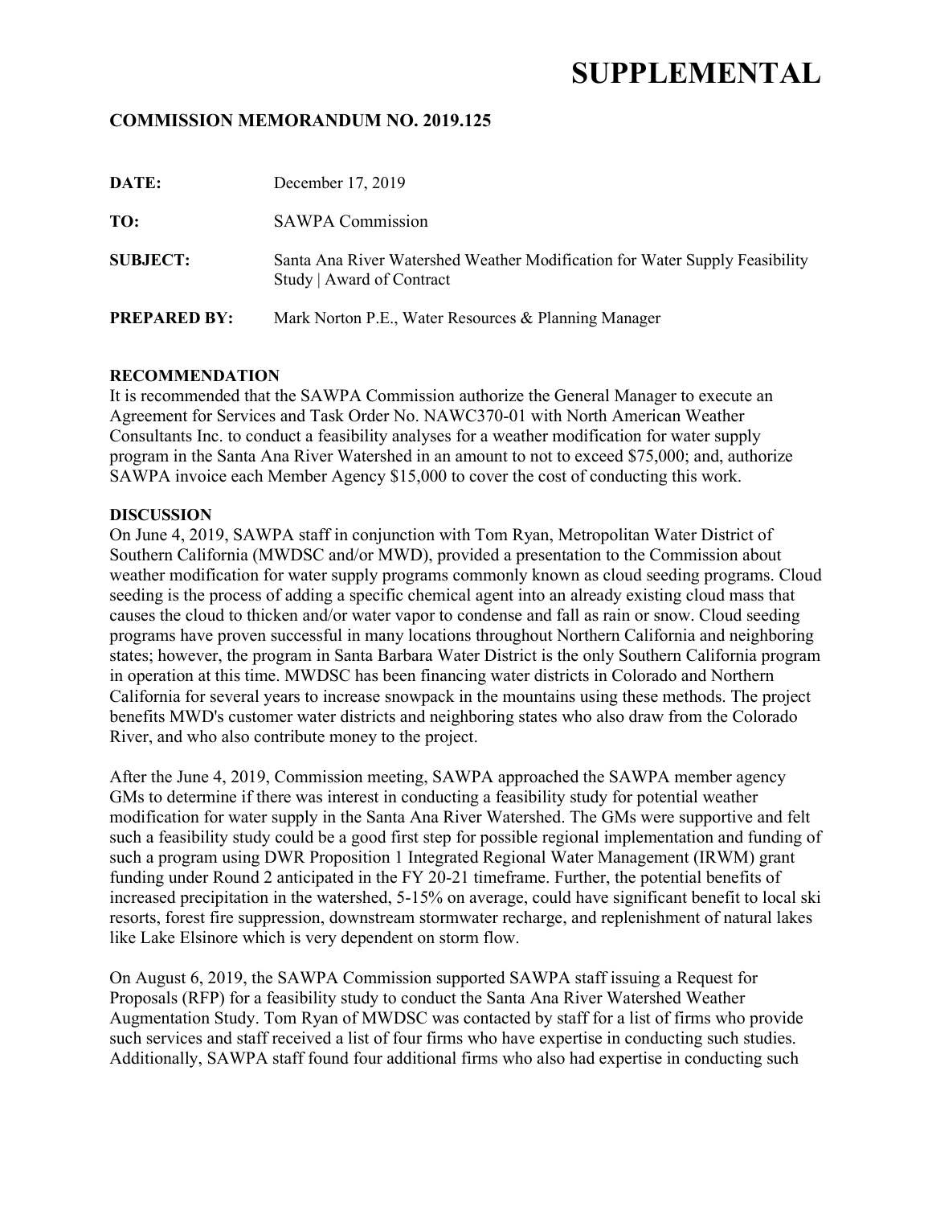# SUPPLEMENTAL

**COMMISSION MEMORANDUM NO. 2019.125**

**DATE:** December 17, 2019

**TO:** SAWPA Commission

**SUBJECT:** Santa Ana River Watershed Weather Modification for Water Supply Feasibility Study | Award of Contract

**PREPARED BY:** Mark Norton P.E., Water Resources & Planning Manager

**RECOMMENDATION**

It is recommended that the SAWPA Commission authorize the General Manager to execute an Agreement for Services and Task Order No. NAWC370-01 with North American Weather Consultants Inc. to conduct a feasibility analyses for a weather modification for water supply program in the Santa Ana River Watershed in an amount to not to exceed $75,000; and, authorize SAWPA invoice each Member Agency $15,000 to cover the cost of conducting this work.

**DISCUSSION**

On June 4, 2019, SAWPA staff in conjunction with Tom Ryan, Metropolitan Water District of Southern California (MWDSC and/or MWD), provided a presentation to the Commission about weather modification for water supply programs commonly known as cloud seeding programs. Cloud seeding is the process of adding a specific chemical agent into an already existing cloud mass that causes the cloud to thicken and/or water vapor to condense and fall as rain or snow. Cloud seeding programs have proven successful in many locations throughout Northern California and neighboring states; however, the program in Santa Barbara Water District is the only Southern California program in operation at this time. MWDSC has been financing water districts in Colorado and Northern California for several years to increase snowpack in the mountains using these methods. The project benefits MWD's customer water districts and neighboring states who also draw from the Colorado River, and who also contribute money to the project.

After the June 4, 2019, Commission meeting, SAWPA approached the SAWPA member agency GMs to determine if there was interest in conducting a feasibility study for potential weather modification for water supply in the Santa Ana River Watershed. The GMs were supportive and felt such a feasibility study could be a good first step for possible regional implementation and funding of such a program using DWR Proposition 1 Integrated Regional Water Management (IRWM) grant funding under Round 2 anticipated in the FY 20-21 timeframe. Further, the potential benefits of increased precipitation in the watershed, 5-15% on average, could have significant benefit to local ski resorts, forest fire suppression, downstream stormwater recharge, and replenishment of natural lakes like Lake Elsinore which is very dependent on storm flow.

On August 6, 2019, the SAWPA Commission supported SAWPA staff issuing a Request for Proposals (RFP) for a feasibility study to conduct the Santa Ana River Watershed Weather Augmentation Study. Tom Ryan of MWDSC was contacted by staff for a list of firms who provide such services and staff received a list of four firms who have expertise in conducting such studies. Additionally, SAWPA staff found four additional firms who also had expertise in conducting such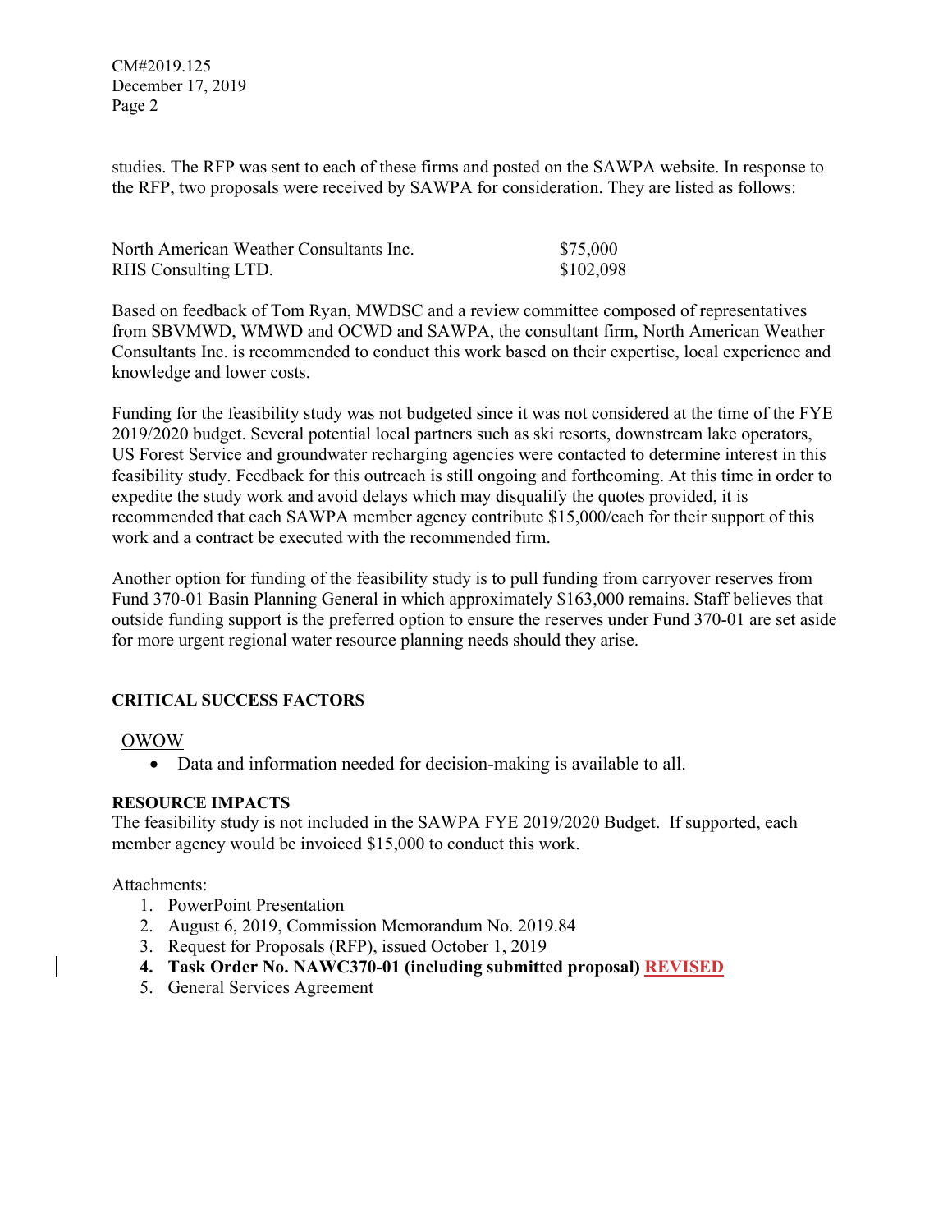studies. The RFP was sent to each of these firms and posted on the SAWPA website. In response to the RFP, two proposals were received by SAWPA for consideration. They are listed as follows:

| | |
|---|---|
| North American Weather Consultants Inc. | $75,000 |
| RHS Consulting LTD. | $102,098 |

Based on feedback of Tom Ryan, MWDSC and a review committee composed of representatives from SBVMWD, WMWD and OCWD and SAWPA, the consultant firm, North American Weather Consultants Inc. is recommended to conduct this work based on their expertise, local experience and knowledge and lower costs.

Funding for the feasibility study was not budgeted since it was not considered at the time of the FYE 2019/2020 budget. Several potential local partners such as ski resorts, downstream lake operators, US Forest Service and groundwater recharging agencies were contacted to determine interest in this feasibility study. Feedback for this outreach is still ongoing and forthcoming. At this time in order to expedite the study work and avoid delays which may disqualify the quotes provided, it is recommended that each SAWPA member agency contribute $15,000/each for their support of this work and a contract be executed with the recommended firm.

Another option for funding of the feasibility study is to pull funding from carryover reserves from Fund 370-01 Basin Planning General in which approximately $163,000 remains. Staff believes that outside funding support is the preferred option to ensure the reserves under Fund 370-01 are set aside for more urgent regional water resource planning needs should they arise.

**CRITICAL SUCCESS FACTORS**

OWOW

- Data and information needed for decision-making is available to all.

**RESOURCE IMPACTS**

The feasibility study is not included in the SAWPA FYE 2019/2020 Budget. If supported, each member agency would be invoiced $15,000 to conduct this work.

Attachments:

1. PowerPoint Presentation
2. August 6, 2019, Commission Memorandum No. 2019.84
3. Request for Proposals (RFP), issued October 1, 2019
4. **Task Order No. NAWC370-01 (including submitted proposal) REVISED**
5. General Services Agreement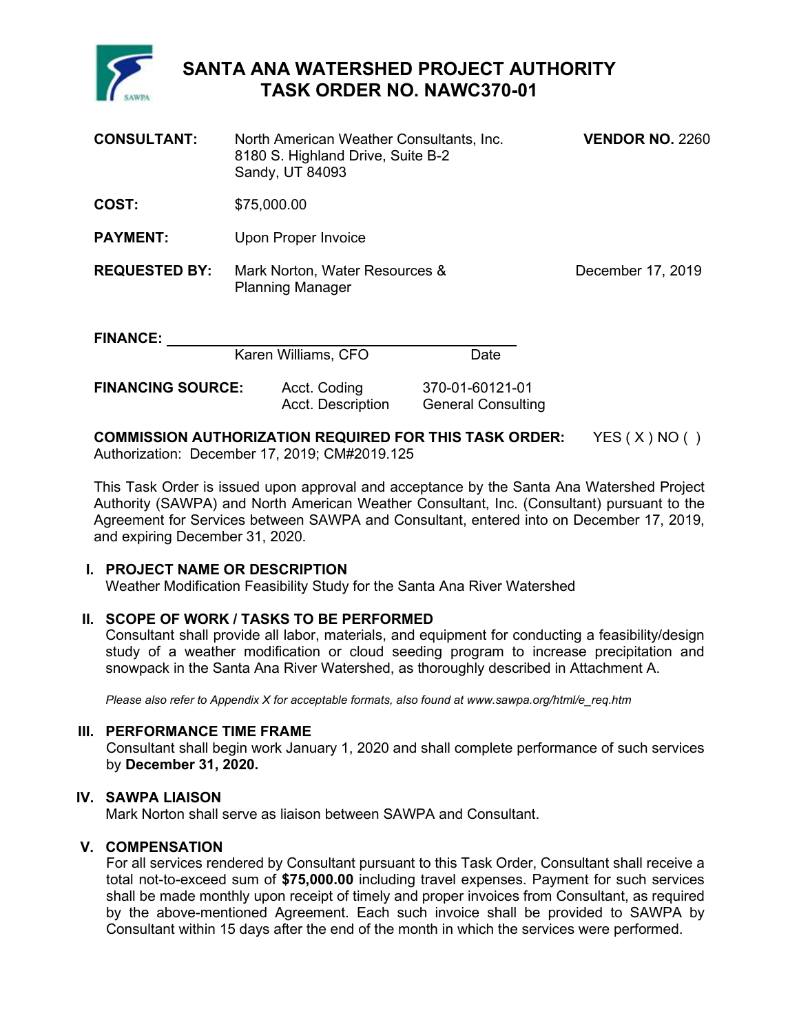# SANTA ANA WATERSHED PROJECT AUTHORITY
## TASK ORDER NO. NAWC370-01

**CONSULTANT:** North American Weather Consultants, Inc.
8180 S. Highland Drive, Suite B-2
Sandy, UT 84093

**VENDOR NO.** 2260

**COST:** $75,000.00

**PAYMENT:** Upon Proper Invoice

**REQUESTED BY:** Mark Norton, Water Resources & Planning Manager — December 17, 2019

**FINANCE:** ______________________________
Karen Williams, CFO — Date

**FINANCING SOURCE:**

| | |
|---|---|
| Acct. Coding | 370-01-60121-01 |
| Acct. Description | General Consulting |

**COMMISSION AUTHORIZATION REQUIRED FOR THIS TASK ORDER:** YES ( X ) NO ( )
Authorization: December 17, 2019; CM#2019.125

This Task Order is issued upon approval and acceptance by the Santa Ana Watershed Project Authority (SAWPA) and North American Weather Consultant, Inc. (Consultant) pursuant to the Agreement for Services between SAWPA and Consultant, entered into on December 17, 2019, and expiring December 31, 2020.

### I. PROJECT NAME OR DESCRIPTION

Weather Modification Feasibility Study for the Santa Ana River Watershed

### II. SCOPE OF WORK / TASKS TO BE PERFORMED

Consultant shall provide all labor, materials, and equipment for conducting a feasibility/design study of a weather modification or cloud seeding program to increase precipitation and snowpack in the Santa Ana River Watershed, as thoroughly described in Attachment A.

*Please also refer to Appendix X for acceptable formats, also found at www.sawpa.org/html/e_req.htm*

### III. PERFORMANCE TIME FRAME

Consultant shall begin work January 1, 2020 and shall complete performance of such services by **December 31, 2020.**

### IV. SAWPA LIAISON

Mark Norton shall serve as liaison between SAWPA and Consultant.

### V. COMPENSATION

For all services rendered by Consultant pursuant to this Task Order, Consultant shall receive a total not-to-exceed sum of **$75,000.00** including travel expenses. Payment for such services shall be made monthly upon receipt of timely and proper invoices from Consultant, as required by the above-mentioned Agreement. Each such invoice shall be provided to SAWPA by Consultant within 15 days after the end of the month in which the services were performed.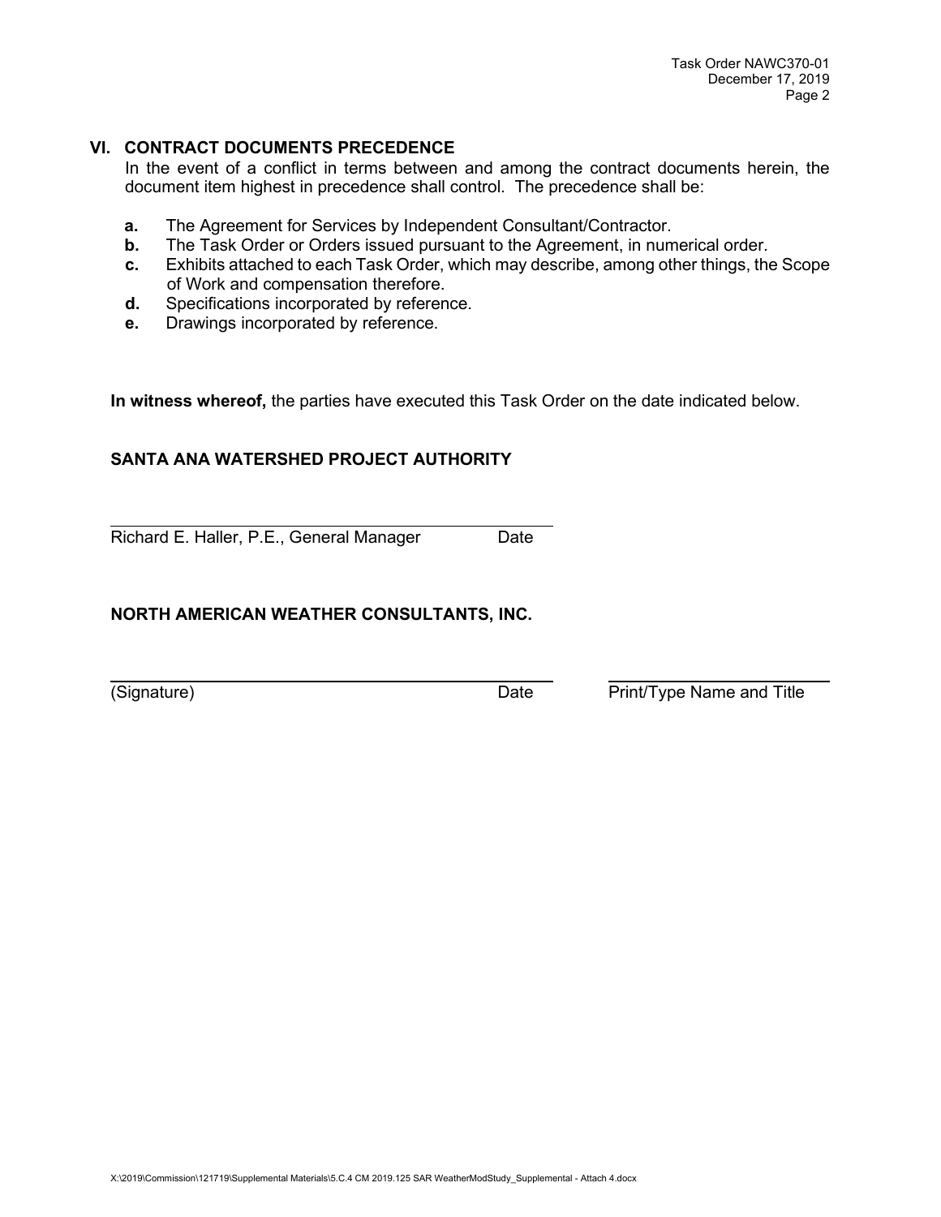## VI. CONTRACT DOCUMENTS PRECEDENCE

In the event of a conflict in terms between and among the contract documents herein, the document item highest in precedence shall control. The precedence shall be:

- **a.** The Agreement for Services by Independent Consultant/Contractor.
- **b.** The Task Order or Orders issued pursuant to the Agreement, in numerical order.
- **c.** Exhibits attached to each Task Order, which may describe, among other things, the Scope of Work and compensation therefore.
- **d.** Specifications incorporated by reference.
- **e.** Drawings incorporated by reference.

**In witness whereof,** the parties have executed this Task Order on the date indicated below.

**SANTA ANA WATERSHED PROJECT AUTHORITY**

Richard E. Haller, P.E., General Manager    Date

**NORTH AMERICAN WEATHER CONSULTANTS, INC.**

(Signature)    Date    Print/Type Name and Title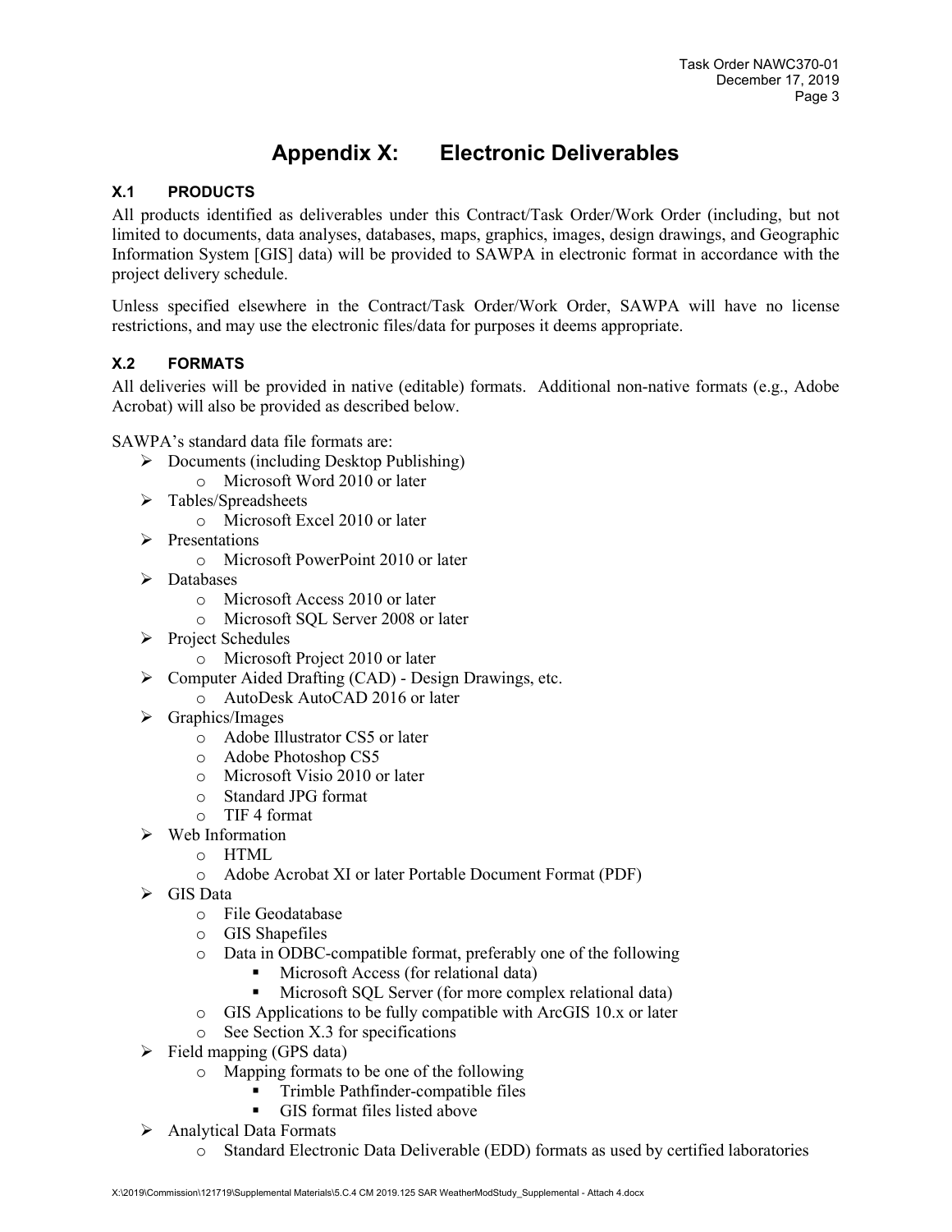# Appendix X: Electronic Deliverables

### X.1 PRODUCTS

All products identified as deliverables under this Contract/Task Order/Work Order (including, but not limited to documents, data analyses, databases, maps, graphics, images, design drawings, and Geographic Information System [GIS] data) will be provided to SAWPA in electronic format in accordance with the project delivery schedule.

Unless specified elsewhere in the Contract/Task Order/Work Order, SAWPA will have no license restrictions, and may use the electronic files/data for purposes it deems appropriate.

### X.2 FORMATS

All deliveries will be provided in native (editable) formats. Additional non-native formats (e.g., Adobe Acrobat) will also be provided as described below.

SAWPA's standard data file formats are:

- Documents (including Desktop Publishing)
  - Microsoft Word 2010 or later
- Tables/Spreadsheets
  - Microsoft Excel 2010 or later
- Presentations
  - Microsoft PowerPoint 2010 or later
- Databases
  - Microsoft Access 2010 or later
  - Microsoft SQL Server 2008 or later
- Project Schedules
  - Microsoft Project 2010 or later
- Computer Aided Drafting (CAD) - Design Drawings, etc.
  - AutoDesk AutoCAD 2016 or later
- Graphics/Images
  - Adobe Illustrator CS5 or later
  - Adobe Photoshop CS5
  - Microsoft Visio 2010 or later
  - Standard JPG format
  - TIF 4 format
- Web Information
  - HTML
  - Adobe Acrobat XI or later Portable Document Format (PDF)
- GIS Data
  - File Geodatabase
  - GIS Shapefiles
  - Data in ODBC-compatible format, preferably one of the following
    - Microsoft Access (for relational data)
    - Microsoft SQL Server (for more complex relational data)
  - GIS Applications to be fully compatible with ArcGIS 10.x or later
  - See Section X.3 for specifications
- Field mapping (GPS data)
  - Mapping formats to be one of the following
    - Trimble Pathfinder-compatible files
    - GIS format files listed above
- Analytical Data Formats
  - Standard Electronic Data Deliverable (EDD) formats as used by certified laboratories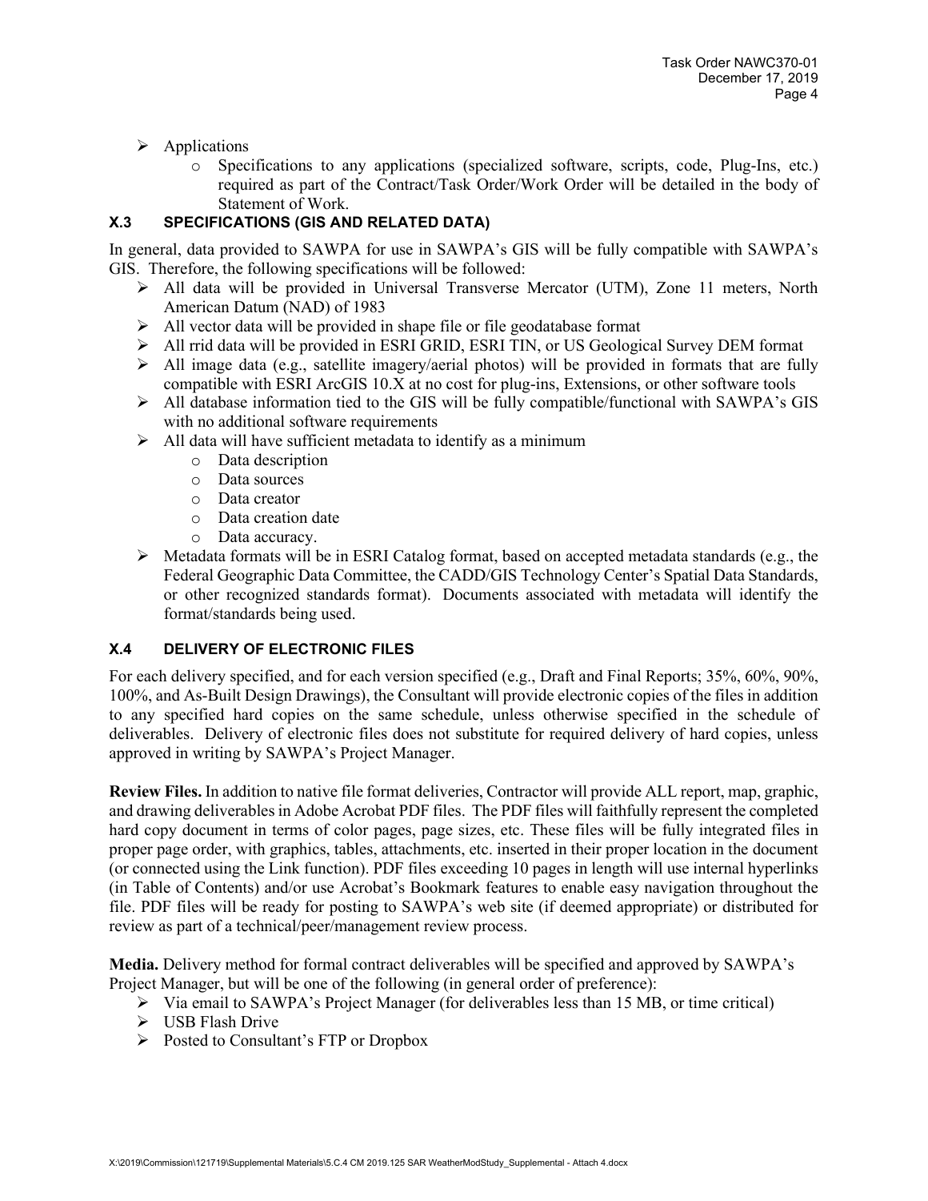- Applications
  - Specifications to any applications (specialized software, scripts, code, Plug-Ins, etc.) required as part of the Contract/Task Order/Work Order will be detailed in the body of Statement of Work.

### X.3 SPECIFICATIONS (GIS AND RELATED DATA)

In general, data provided to SAWPA for use in SAWPA's GIS will be fully compatible with SAWPA's GIS. Therefore, the following specifications will be followed:

- All data will be provided in Universal Transverse Mercator (UTM), Zone 11 meters, North American Datum (NAD) of 1983
- All vector data will be provided in shape file or file geodatabase format
- All rrid data will be provided in ESRI GRID, ESRI TIN, or US Geological Survey DEM format
- All image data (e.g., satellite imagery/aerial photos) will be provided in formats that are fully compatible with ESRI ArcGIS 10.X at no cost for plug-ins, Extensions, or other software tools
- All database information tied to the GIS will be fully compatible/functional with SAWPA's GIS with no additional software requirements
- All data will have sufficient metadata to identify as a minimum
  - Data description
  - Data sources
  - Data creator
  - Data creation date
  - Data accuracy.
- Metadata formats will be in ESRI Catalog format, based on accepted metadata standards (e.g., the Federal Geographic Data Committee, the CADD/GIS Technology Center's Spatial Data Standards, or other recognized standards format). Documents associated with metadata will identify the format/standards being used.

### X.4 DELIVERY OF ELECTRONIC FILES

For each delivery specified, and for each version specified (e.g., Draft and Final Reports; 35%, 60%, 90%, 100%, and As-Built Design Drawings), the Consultant will provide electronic copies of the files in addition to any specified hard copies on the same schedule, unless otherwise specified in the schedule of deliverables. Delivery of electronic files does not substitute for required delivery of hard copies, unless approved in writing by SAWPA's Project Manager.

**Review Files.** In addition to native file format deliveries, Contractor will provide ALL report, map, graphic, and drawing deliverables in Adobe Acrobat PDF files. The PDF files will faithfully represent the completed hard copy document in terms of color pages, page sizes, etc. These files will be fully integrated files in proper page order, with graphics, tables, attachments, etc. inserted in their proper location in the document (or connected using the Link function). PDF files exceeding 10 pages in length will use internal hyperlinks (in Table of Contents) and/or use Acrobat's Bookmark features to enable easy navigation throughout the file. PDF files will be ready for posting to SAWPA's web site (if deemed appropriate) or distributed for review as part of a technical/peer/management review process.

**Media.** Delivery method for formal contract deliverables will be specified and approved by SAWPA's Project Manager, but will be one of the following (in general order of preference):

- Via email to SAWPA's Project Manager (for deliverables less than 15 MB, or time critical)
- USB Flash Drive
- Posted to Consultant's FTP or Dropbox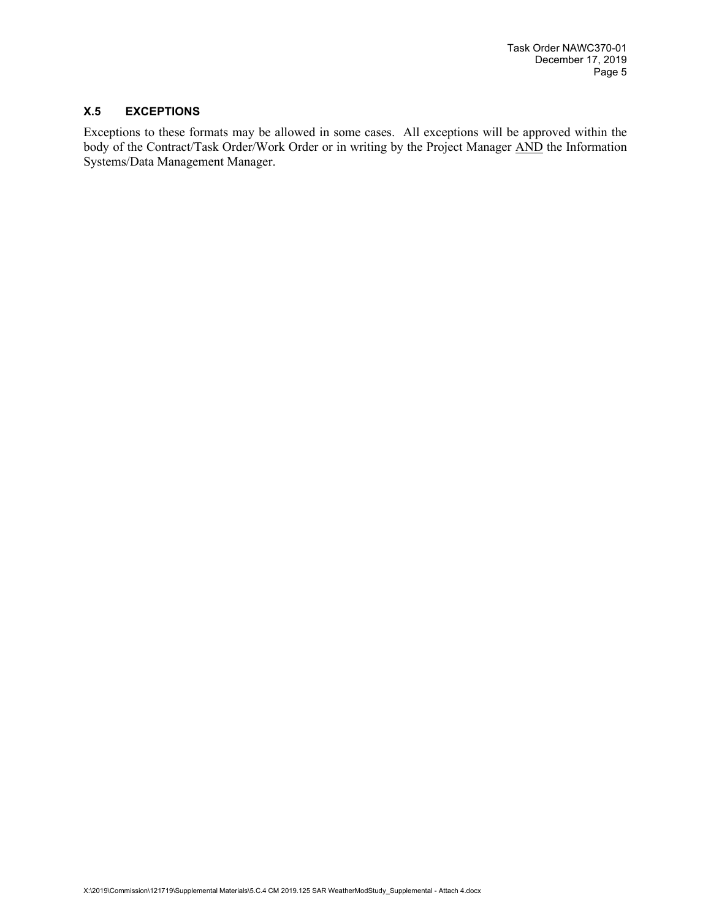### X.5 EXCEPTIONS

Exceptions to these formats may be allowed in some cases. All exceptions will be approved within the body of the Contract/Task Order/Work Order or in writing by the Project Manager AND the Information Systems/Data Management Manager.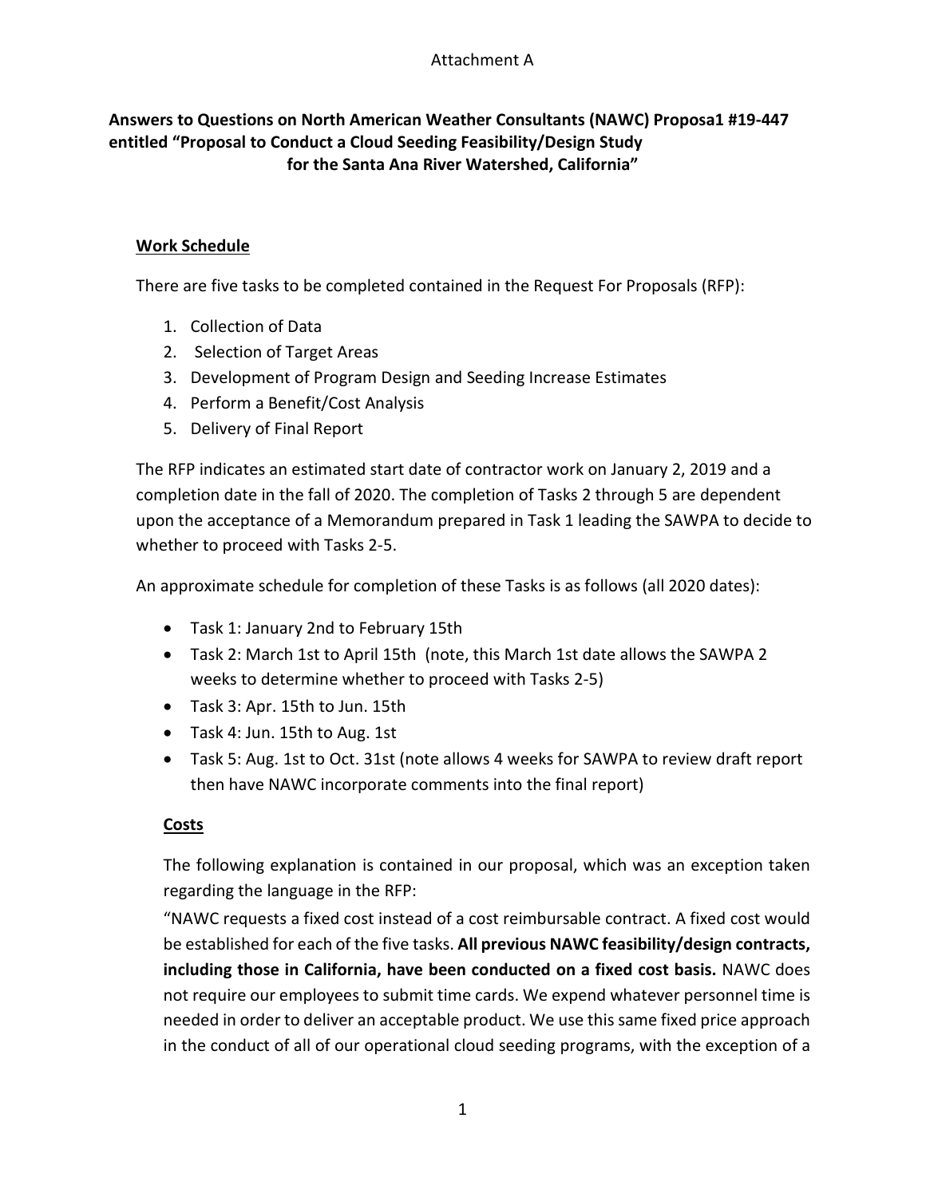Attachment A

**Answers to Questions on North American Weather Consultants (NAWC) Proposa1 #19-447 entitled "Proposal to Conduct a Cloud Seeding Feasibility/Design Study for the Santa Ana River Watershed, California"**

**Work Schedule**

There are five tasks to be completed contained in the Request For Proposals (RFP):

1. Collection of Data
2. Selection of Target Areas
3. Development of Program Design and Seeding Increase Estimates
4. Perform a Benefit/Cost Analysis
5. Delivery of Final Report

The RFP indicates an estimated start date of contractor work on January 2, 2019 and a completion date in the fall of 2020. The completion of Tasks 2 through 5 are dependent upon the acceptance of a Memorandum prepared in Task 1 leading the SAWPA to decide to whether to proceed with Tasks 2-5.

An approximate schedule for completion of these Tasks is as follows (all 2020 dates):

- Task 1: January 2nd to February 15th
- Task 2: March 1st to April 15th (note, this March 1st date allows the SAWPA 2 weeks to determine whether to proceed with Tasks 2-5)
- Task 3: Apr. 15th to Jun. 15th
- Task 4: Jun. 15th to Aug. 1st
- Task 5: Aug. 1st to Oct. 31st (note allows 4 weeks for SAWPA to review draft report then have NAWC incorporate comments into the final report)

**Costs**

The following explanation is contained in our proposal, which was an exception taken regarding the language in the RFP:

"NAWC requests a fixed cost instead of a cost reimbursable contract. A fixed cost would be established for each of the five tasks. **All previous NAWC feasibility/design contracts, including those in California, have been conducted on a fixed cost basis.** NAWC does not require our employees to submit time cards. We expend whatever personnel time is needed in order to deliver an acceptable product. We use this same fixed price approach in the conduct of all of our operational cloud seeding programs, with the exception of a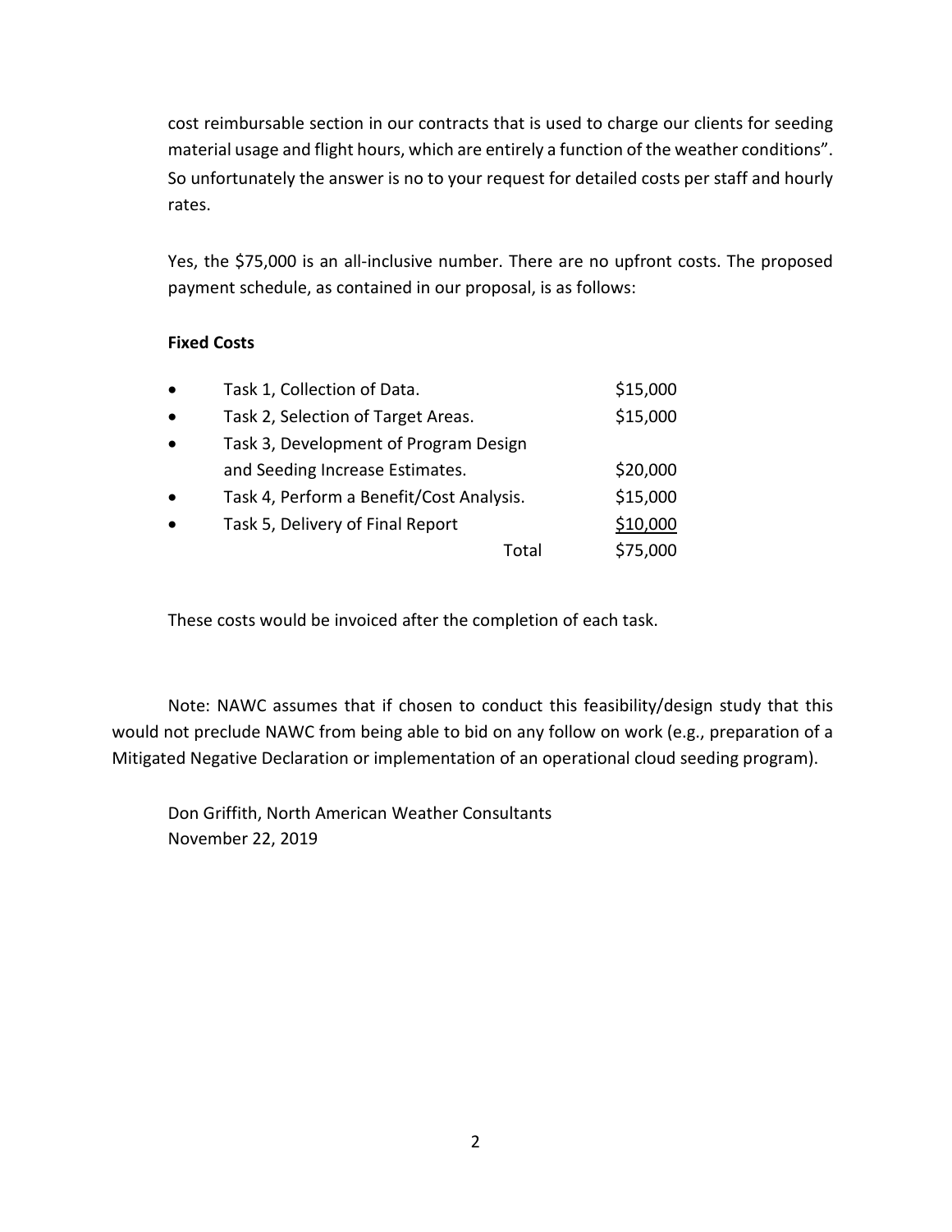cost reimbursable section in our contracts that is used to charge our clients for seeding material usage and flight hours, which are entirely a function of the weather conditions". So unfortunately the answer is no to your request for detailed costs per staff and hourly rates.

Yes, the $75,000 is an all-inclusive number. There are no upfront costs. The proposed payment schedule, as contained in our proposal, is as follows:

**Fixed Costs**

| Task | Cost |
|---|---|
| • Task 1, Collection of Data. | $15,000 |
| • Task 2, Selection of Target Areas. | $15,000 |
| • Task 3, Development of Program Design and Seeding Increase Estimates. | $20,000 |
| • Task 4, Perform a Benefit/Cost Analysis. | $15,000 |
| • Task 5, Delivery of Final Report | $10,000 |
| Total | $75,000 |

These costs would be invoiced after the completion of each task.

Note: NAWC assumes that if chosen to conduct this feasibility/design study that this would not preclude NAWC from being able to bid on any follow on work (e.g., preparation of a Mitigated Negative Declaration or implementation of an operational cloud seeding program).

Don Griffith, North American Weather Consultants
November 22, 2019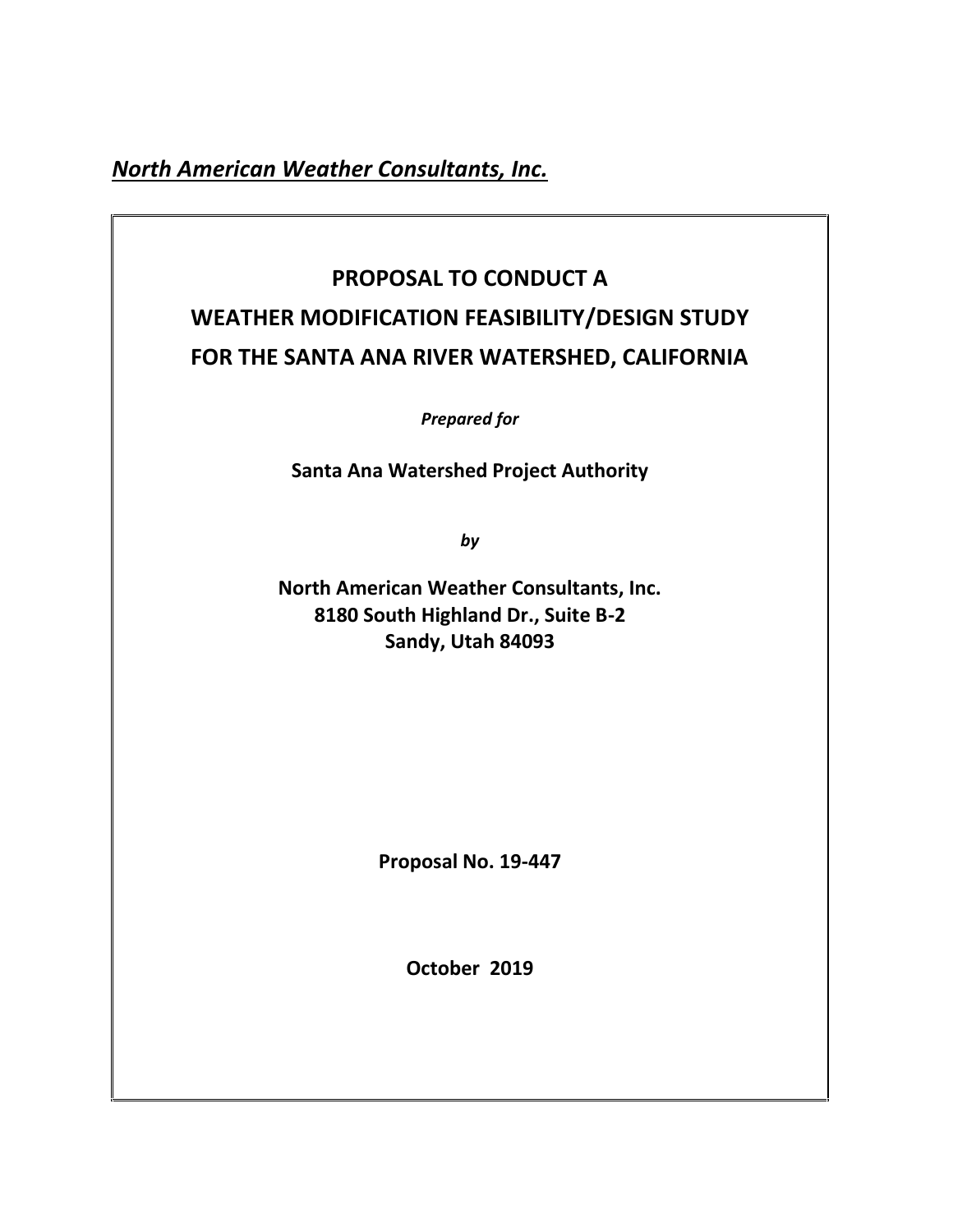*__North American Weather Consultants, Inc.__*

# PROPOSAL TO CONDUCT A WEATHER MODIFICATION FEASIBILITY/DESIGN STUDY FOR THE SANTA ANA RIVER WATERSHED, CALIFORNIA

***Prepared for***

**Santa Ana Watershed Project Authority**

***by***

**North American Weather Consultants, Inc.**
**8180 South Highland Dr., Suite B-2**
**Sandy, Utah 84093**

**Proposal No. 19-447**

**October 2019**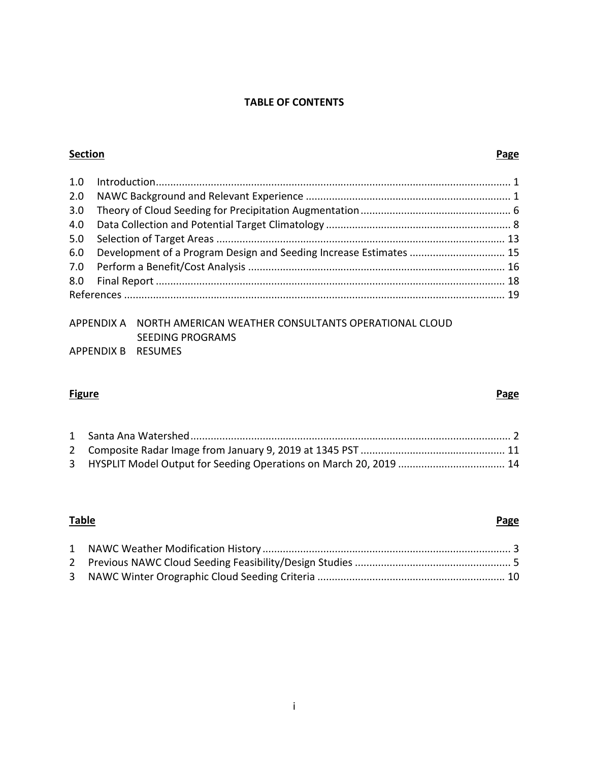## TABLE OF CONTENTS

| Section | | Page |
|---|---|---|
| 1.0 | Introduction | 1 |
| 2.0 | NAWC Background and Relevant Experience | 1 |
| 3.0 | Theory of Cloud Seeding for Precipitation Augmentation | 6 |
| 4.0 | Data Collection and Potential Target Climatology | 8 |
| 5.0 | Selection of Target Areas | 13 |
| 6.0 | Development of a Program Design and Seeding Increase Estimates | 15 |
| 7.0 | Perform a Benefit/Cost Analysis | 16 |
| 8.0 | Final Report | 18 |
| References | | 19 |

APPENDIX A NORTH AMERICAN WEATHER CONSULTANTS OPERATIONAL CLOUD SEEDING PROGRAMS

APPENDIX B RESUMES

| Figure | | Page |
|---|---|---|
| 1 | Santa Ana Watershed | 2 |
| 2 | Composite Radar Image from January 9, 2019 at 1345 PST | 11 |
| 3 | HYSPLIT Model Output for Seeding Operations on March 20, 2019 | 14 |

| Table | | Page |
|---|---|---|
| 1 | NAWC Weather Modification History | 3 |
| 2 | Previous NAWC Cloud Seeding Feasibility/Design Studies | 5 |
| 3 | NAWC Winter Orographic Cloud Seeding Criteria | 10 |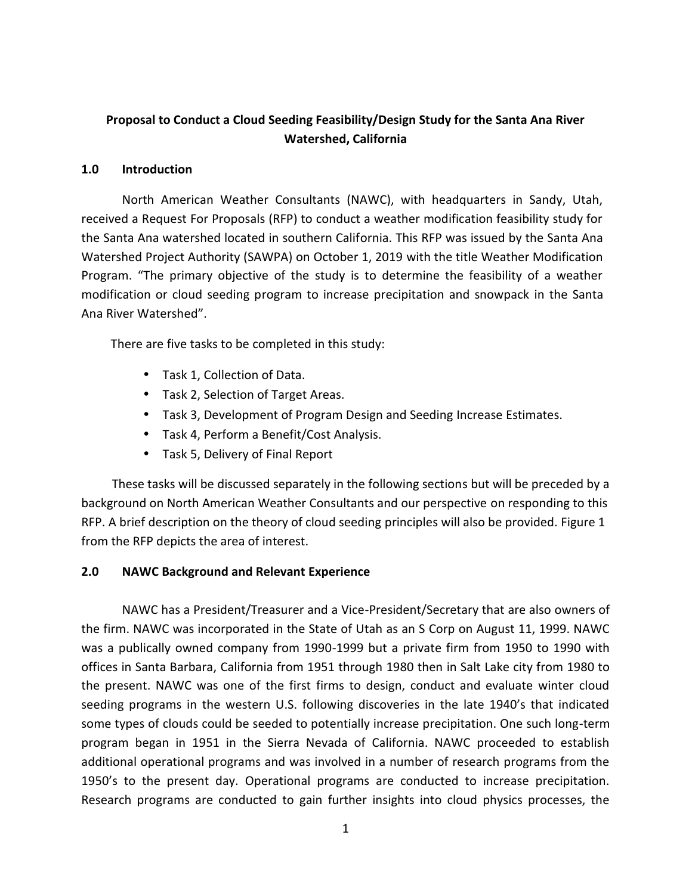**Proposal to Conduct a Cloud Seeding Feasibility/Design Study for the Santa Ana River Watershed, California**

## 1.0 Introduction

North American Weather Consultants (NAWC), with headquarters in Sandy, Utah, received a Request For Proposals (RFP) to conduct a weather modification feasibility study for the Santa Ana watershed located in southern California. This RFP was issued by the Santa Ana Watershed Project Authority (SAWPA) on October 1, 2019 with the title Weather Modification Program. "The primary objective of the study is to determine the feasibility of a weather modification or cloud seeding program to increase precipitation and snowpack in the Santa Ana River Watershed".

There are five tasks to be completed in this study:

- Task 1, Collection of Data.
- Task 2, Selection of Target Areas.
- Task 3, Development of Program Design and Seeding Increase Estimates.
- Task 4, Perform a Benefit/Cost Analysis.
- Task 5, Delivery of Final Report

These tasks will be discussed separately in the following sections but will be preceded by a background on North American Weather Consultants and our perspective on responding to this RFP. A brief description on the theory of cloud seeding principles will also be provided. Figure 1 from the RFP depicts the area of interest.

## 2.0 NAWC Background and Relevant Experience

NAWC has a President/Treasurer and a Vice-President/Secretary that are also owners of the firm. NAWC was incorporated in the State of Utah as an S Corp on August 11, 1999. NAWC was a publically owned company from 1990-1999 but a private firm from 1950 to 1990 with offices in Santa Barbara, California from 1951 through 1980 then in Salt Lake city from 1980 to the present. NAWC was one of the first firms to design, conduct and evaluate winter cloud seeding programs in the western U.S. following discoveries in the late 1940's that indicated some types of clouds could be seeded to potentially increase precipitation. One such long-term program began in 1951 in the Sierra Nevada of California. NAWC proceeded to establish additional operational programs and was involved in a number of research programs from the 1950's to the present day. Operational programs are conducted to increase precipitation. Research programs are conducted to gain further insights into cloud physics processes, the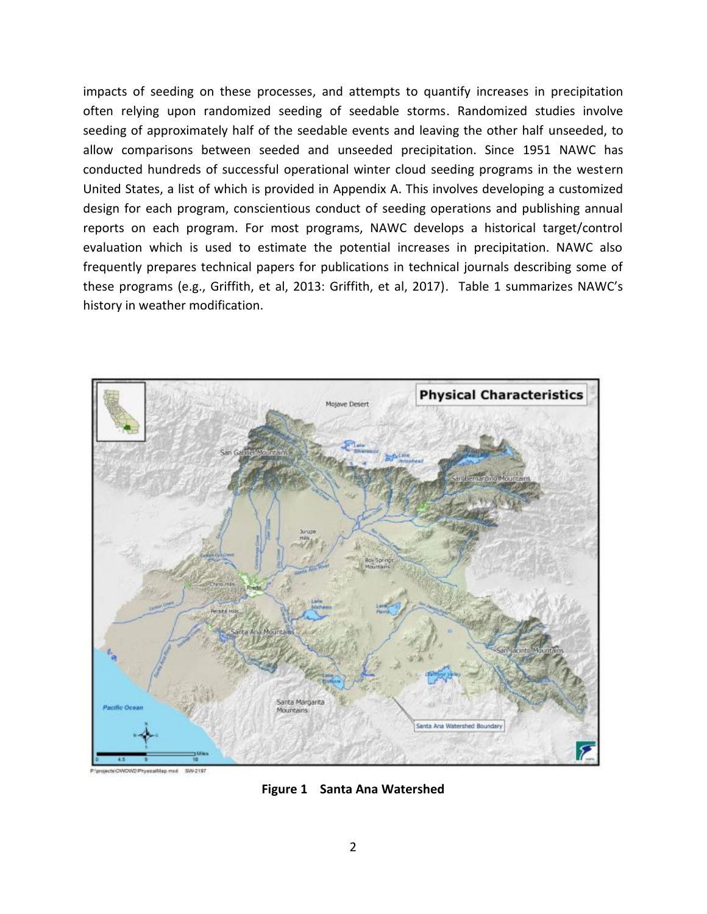impacts of seeding on these processes, and attempts to quantify increases in precipitation often relying upon randomized seeding of seedable storms. Randomized studies involve seeding of approximately half of the seedable events and leaving the other half unseeded, to allow comparisons between seeded and unseeded precipitation. Since 1951 NAWC has conducted hundreds of successful operational winter cloud seeding programs in the western United States, a list of which is provided in Appendix A. This involves developing a customized design for each program, conscientious conduct of seeding operations and publishing annual reports on each program. For most programs, NAWC develops a historical target/control evaluation which is used to estimate the potential increases in precipitation. NAWC also frequently prepares technical papers for publications in technical journals describing some of these programs (e.g., Griffith, et al, 2013: Griffith, et al, 2017). Table 1 summarizes NAWC's history in weather modification.

**Figure 1 Santa Ana Watershed**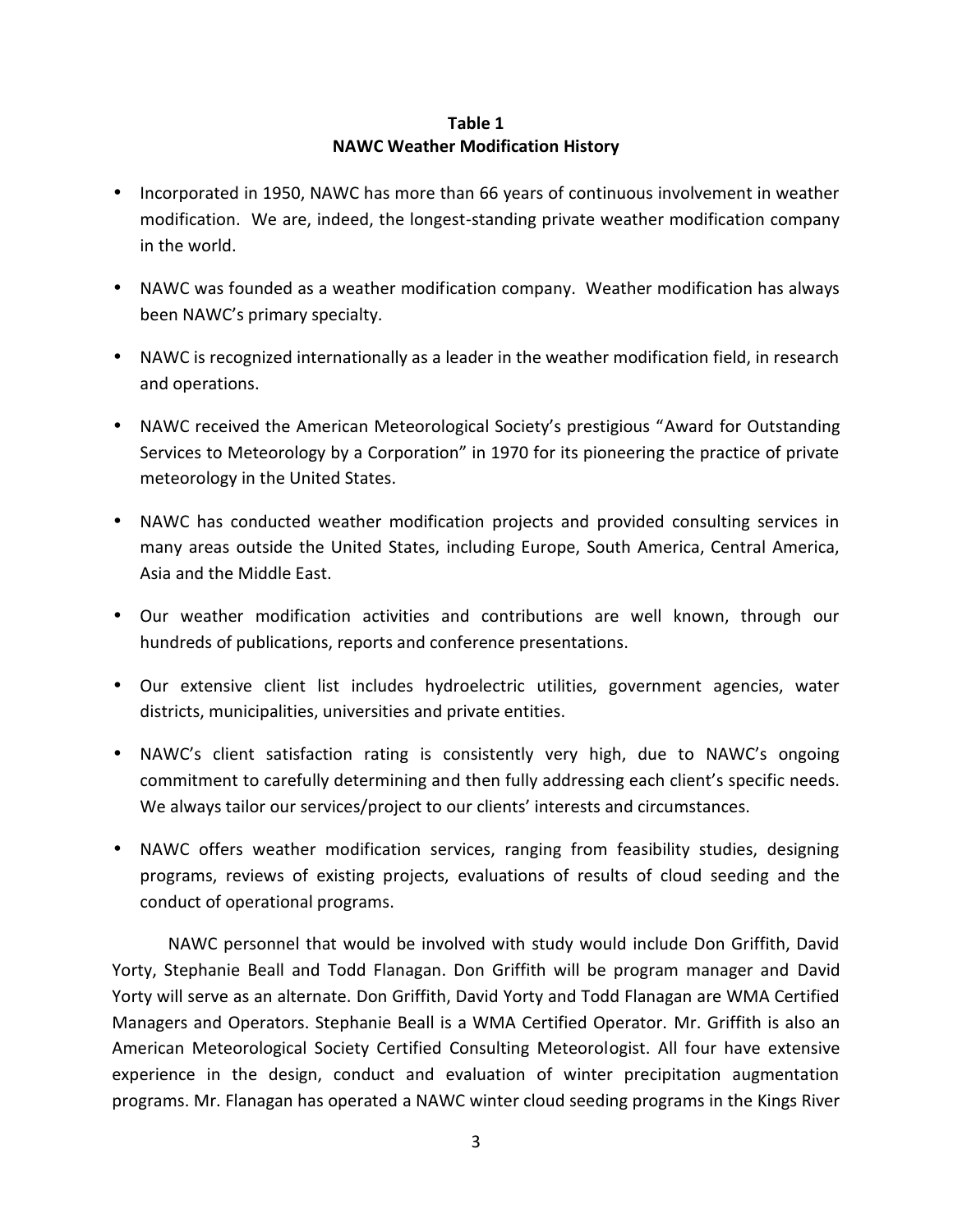**Table 1**
**NAWC Weather Modification History**

- Incorporated in 1950, NAWC has more than 66 years of continuous involvement in weather modification. We are, indeed, the longest-standing private weather modification company in the world.
- NAWC was founded as a weather modification company. Weather modification has always been NAWC's primary specialty.
- NAWC is recognized internationally as a leader in the weather modification field, in research and operations.
- NAWC received the American Meteorological Society's prestigious "Award for Outstanding Services to Meteorology by a Corporation" in 1970 for its pioneering the practice of private meteorology in the United States.
- NAWC has conducted weather modification projects and provided consulting services in many areas outside the United States, including Europe, South America, Central America, Asia and the Middle East.
- Our weather modification activities and contributions are well known, through our hundreds of publications, reports and conference presentations.
- Our extensive client list includes hydroelectric utilities, government agencies, water districts, municipalities, universities and private entities.
- NAWC's client satisfaction rating is consistently very high, due to NAWC's ongoing commitment to carefully determining and then fully addressing each client's specific needs. We always tailor our services/project to our clients' interests and circumstances.
- NAWC offers weather modification services, ranging from feasibility studies, designing programs, reviews of existing projects, evaluations of results of cloud seeding and the conduct of operational programs.

NAWC personnel that would be involved with study would include Don Griffith, David Yorty, Stephanie Beall and Todd Flanagan. Don Griffith will be program manager and David Yorty will serve as an alternate. Don Griffith, David Yorty and Todd Flanagan are WMA Certified Managers and Operators. Stephanie Beall is a WMA Certified Operator. Mr. Griffith is also an American Meteorological Society Certified Consulting Meteorologist. All four have extensive experience in the design, conduct and evaluation of winter precipitation augmentation programs. Mr. Flanagan has operated a NAWC winter cloud seeding programs in the Kings River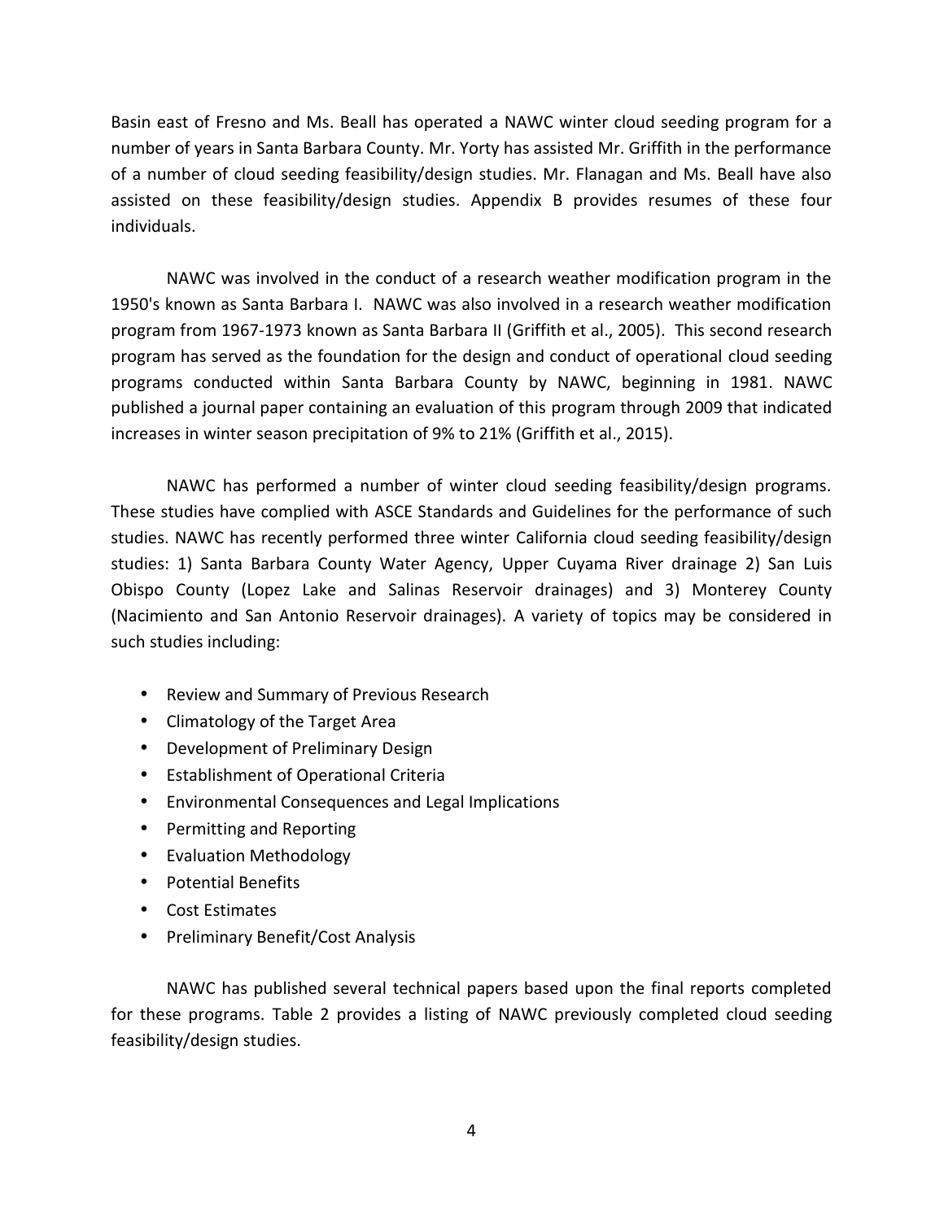Basin east of Fresno and Ms. Beall has operated a NAWC winter cloud seeding program for a number of years in Santa Barbara County. Mr. Yorty has assisted Mr. Griffith in the performance of a number of cloud seeding feasibility/design studies. Mr. Flanagan and Ms. Beall have also assisted on these feasibility/design studies. Appendix B provides resumes of these four individuals.

NAWC was involved in the conduct of a research weather modification program in the 1950's known as Santa Barbara I. NAWC was also involved in a research weather modification program from 1967-1973 known as Santa Barbara II (Griffith et al., 2005). This second research program has served as the foundation for the design and conduct of operational cloud seeding programs conducted within Santa Barbara County by NAWC, beginning in 1981. NAWC published a journal paper containing an evaluation of this program through 2009 that indicated increases in winter season precipitation of 9% to 21% (Griffith et al., 2015).

NAWC has performed a number of winter cloud seeding feasibility/design programs. These studies have complied with ASCE Standards and Guidelines for the performance of such studies. NAWC has recently performed three winter California cloud seeding feasibility/design studies: 1) Santa Barbara County Water Agency, Upper Cuyama River drainage 2) San Luis Obispo County (Lopez Lake and Salinas Reservoir drainages) and 3) Monterey County (Nacimiento and San Antonio Reservoir drainages). A variety of topics may be considered in such studies including:

- Review and Summary of Previous Research
- Climatology of the Target Area
- Development of Preliminary Design
- Establishment of Operational Criteria
- Environmental Consequences and Legal Implications
- Permitting and Reporting
- Evaluation Methodology
- Potential Benefits
- Cost Estimates
- Preliminary Benefit/Cost Analysis

NAWC has published several technical papers based upon the final reports completed for these programs. Table 2 provides a listing of NAWC previously completed cloud seeding feasibility/design studies.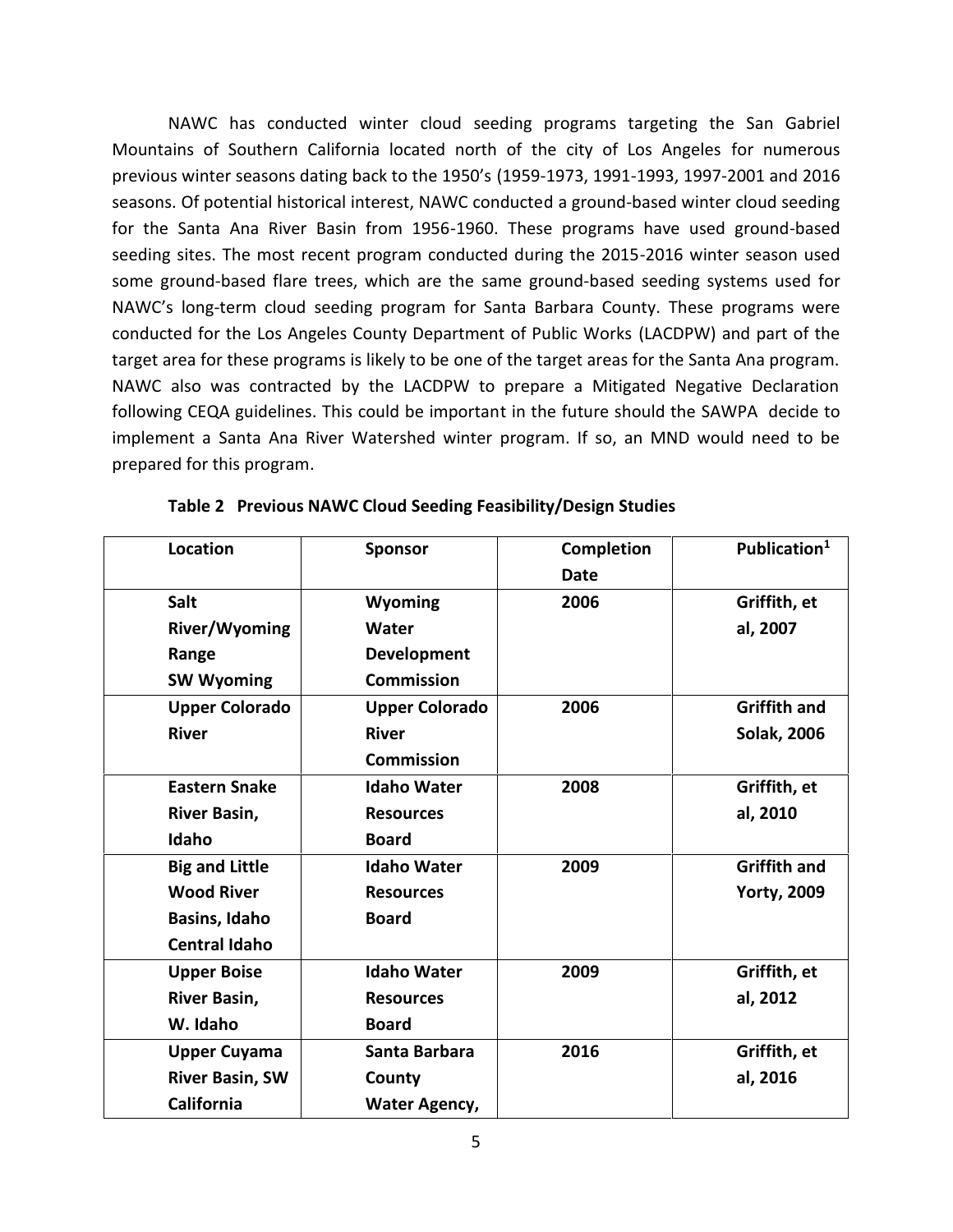NAWC has conducted winter cloud seeding programs targeting the San Gabriel Mountains of Southern California located north of the city of Los Angeles for numerous previous winter seasons dating back to the 1950's (1959-1973, 1991-1993, 1997-2001 and 2016 seasons. Of potential historical interest, NAWC conducted a ground-based winter cloud seeding for the Santa Ana River Basin from 1956-1960. These programs have used ground-based seeding sites. The most recent program conducted during the 2015-2016 winter season used some ground-based flare trees, which are the same ground-based seeding systems used for NAWC's long-term cloud seeding program for Santa Barbara County. These programs were conducted for the Los Angeles County Department of Public Works (LACDPW) and part of the target area for these programs is likely to be one of the target areas for the Santa Ana program. NAWC also was contracted by the LACDPW to prepare a Mitigated Negative Declaration following CEQA guidelines. This could be important in the future should the SAWPA decide to implement a Santa Ana River Watershed winter program. If so, an MND would need to be prepared for this program.

**Table 2 Previous NAWC Cloud Seeding Feasibility/Design Studies**

| Location | Sponsor | Completion Date | Publication[1] |
|---|---|---|---|
| Salt River/Wyoming Range SW Wyoming | Wyoming Water Development Commission | 2006 | Griffith, et al, 2007 |
| Upper Colorado River | Upper Colorado River Commission | 2006 | Griffith and Solak, 2006 |
| Eastern Snake River Basin, Idaho | Idaho Water Resources Board | 2008 | Griffith, et al, 2010 |
| Big and Little Wood River Basins, Idaho Central Idaho | Idaho Water Resources Board | 2009 | Griffith and Yorty, 2009 |
| Upper Boise River Basin, W. Idaho | Idaho Water Resources Board | 2009 | Griffith, et al, 2012 |
| Upper Cuyama River Basin, SW California | Santa Barbara County Water Agency, | 2016 | Griffith, et al, 2016 |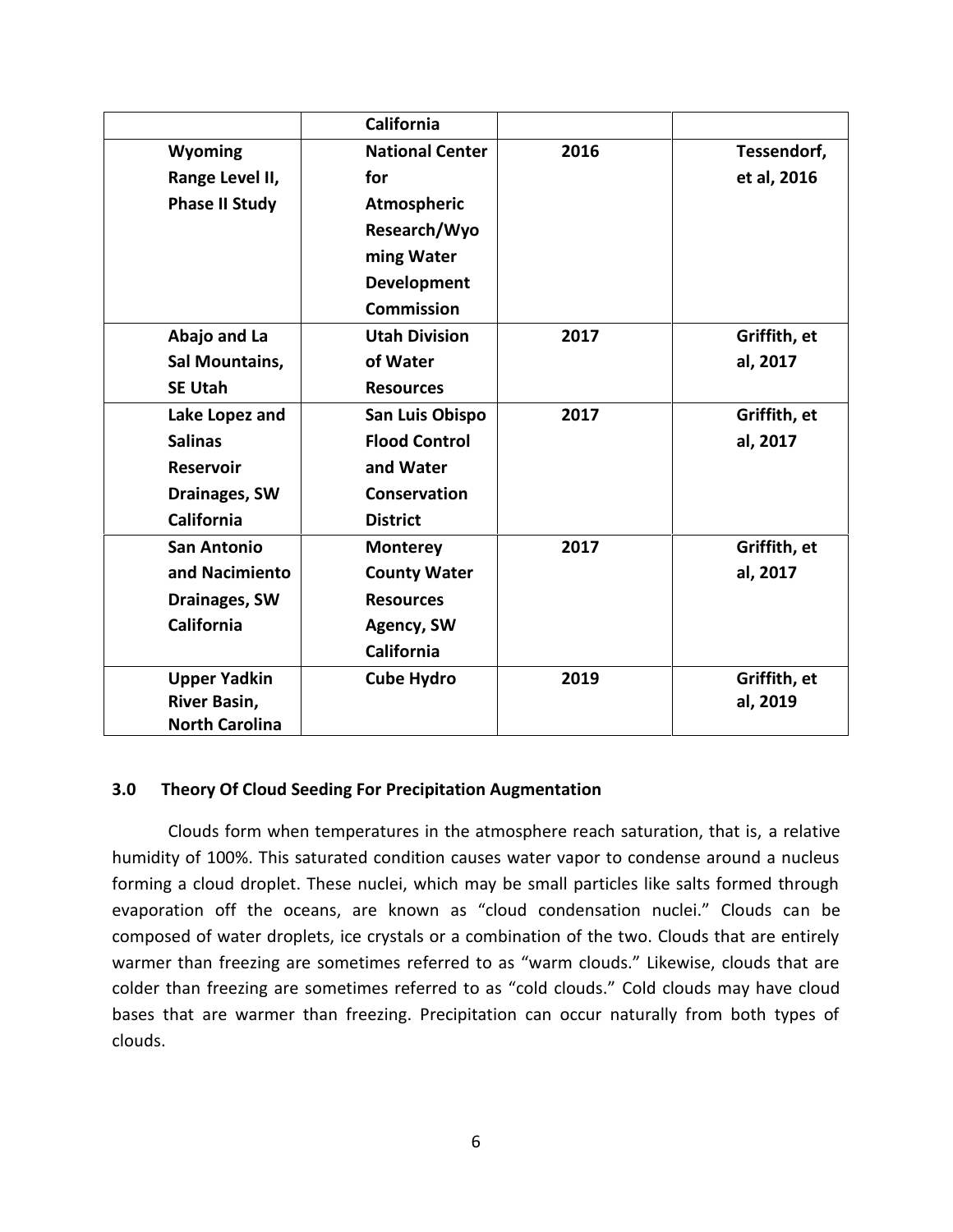| | | | |
|---|---|---|---|
| | **California** | | |
| **Wyoming Range Level II, Phase II Study** | **National Center for Atmospheric Research/Wyoming Water Development Commission** | **2016** | **Tessendorf, et al, 2016** |
| **Abajo and La Sal Mountains, SE Utah** | **Utah Division of Water Resources** | **2017** | **Griffith, et al, 2017** |
| **Lake Lopez and Salinas Reservoir Drainages, SW California** | **San Luis Obispo Flood Control and Water Conservation District** | **2017** | **Griffith, et al, 2017** |
| **San Antonio and Nacimiento Drainages, SW California** | **Monterey County Water Resources Agency, SW California** | **2017** | **Griffith, et al, 2017** |
| **Upper Yadkin River Basin, North Carolina** | **Cube Hydro** | **2019** | **Griffith, et al, 2019** |

## 3.0 Theory Of Cloud Seeding For Precipitation Augmentation

Clouds form when temperatures in the atmosphere reach saturation, that is, a relative humidity of 100%. This saturated condition causes water vapor to condense around a nucleus forming a cloud droplet. These nuclei, which may be small particles like salts formed through evaporation off the oceans, are known as "cloud condensation nuclei." Clouds can be composed of water droplets, ice crystals or a combination of the two. Clouds that are entirely warmer than freezing are sometimes referred to as "warm clouds." Likewise, clouds that are colder than freezing are sometimes referred to as "cold clouds." Cold clouds may have cloud bases that are warmer than freezing. Precipitation can occur naturally from both types of clouds.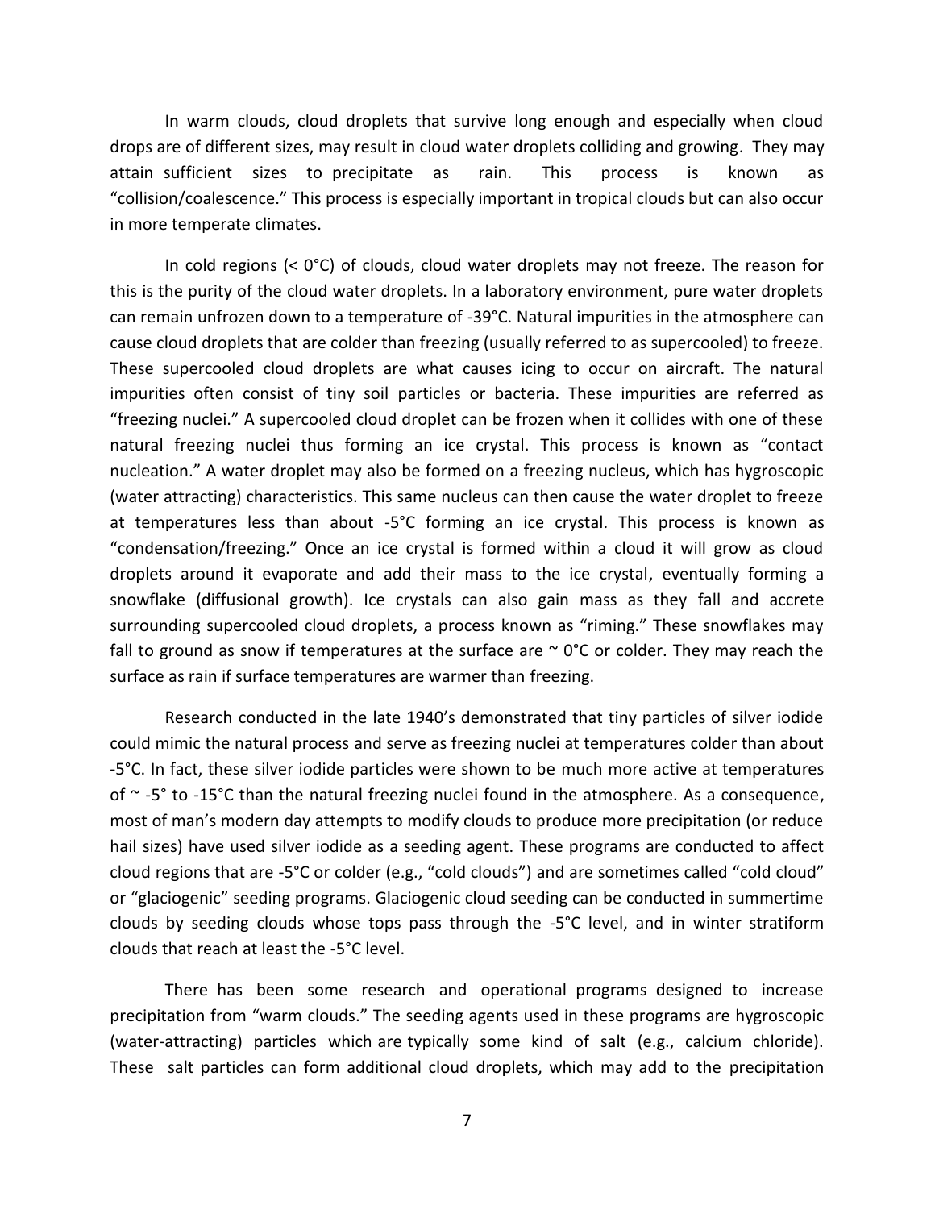In warm clouds, cloud droplets that survive long enough and especially when cloud drops are of different sizes, may result in cloud water droplets colliding and growing. They may attain sufficient sizes to precipitate as rain. This process is known as "collision/coalescence." This process is especially important in tropical clouds but can also occur in more temperate climates.

In cold regions (< 0°C) of clouds, cloud water droplets may not freeze. The reason for this is the purity of the cloud water droplets. In a laboratory environment, pure water droplets can remain unfrozen down to a temperature of -39°C. Natural impurities in the atmosphere can cause cloud droplets that are colder than freezing (usually referred to as supercooled) to freeze. These supercooled cloud droplets are what causes icing to occur on aircraft. The natural impurities often consist of tiny soil particles or bacteria. These impurities are referred as "freezing nuclei." A supercooled cloud droplet can be frozen when it collides with one of these natural freezing nuclei thus forming an ice crystal. This process is known as "contact nucleation." A water droplet may also be formed on a freezing nucleus, which has hygroscopic (water attracting) characteristics. This same nucleus can then cause the water droplet to freeze at temperatures less than about -5°C forming an ice crystal. This process is known as "condensation/freezing." Once an ice crystal is formed within a cloud it will grow as cloud droplets around it evaporate and add their mass to the ice crystal, eventually forming a snowflake (diffusional growth). Ice crystals can also gain mass as they fall and accrete surrounding supercooled cloud droplets, a process known as "riming." These snowflakes may fall to ground as snow if temperatures at the surface are ~ 0°C or colder. They may reach the surface as rain if surface temperatures are warmer than freezing.

Research conducted in the late 1940's demonstrated that tiny particles of silver iodide could mimic the natural process and serve as freezing nuclei at temperatures colder than about -5°C. In fact, these silver iodide particles were shown to be much more active at temperatures of ~ -5° to -15°C than the natural freezing nuclei found in the atmosphere. As a consequence, most of man's modern day attempts to modify clouds to produce more precipitation (or reduce hail sizes) have used silver iodide as a seeding agent. These programs are conducted to affect cloud regions that are -5°C or colder (e.g., "cold clouds") and are sometimes called "cold cloud" or "glaciogenic" seeding programs. Glaciogenic cloud seeding can be conducted in summertime clouds by seeding clouds whose tops pass through the -5°C level, and in winter stratiform clouds that reach at least the -5°C level.

There has been some research and operational programs designed to increase precipitation from "warm clouds." The seeding agents used in these programs are hygroscopic (water-attracting) particles which are typically some kind of salt (e.g., calcium chloride). These salt particles can form additional cloud droplets, which may add to the precipitation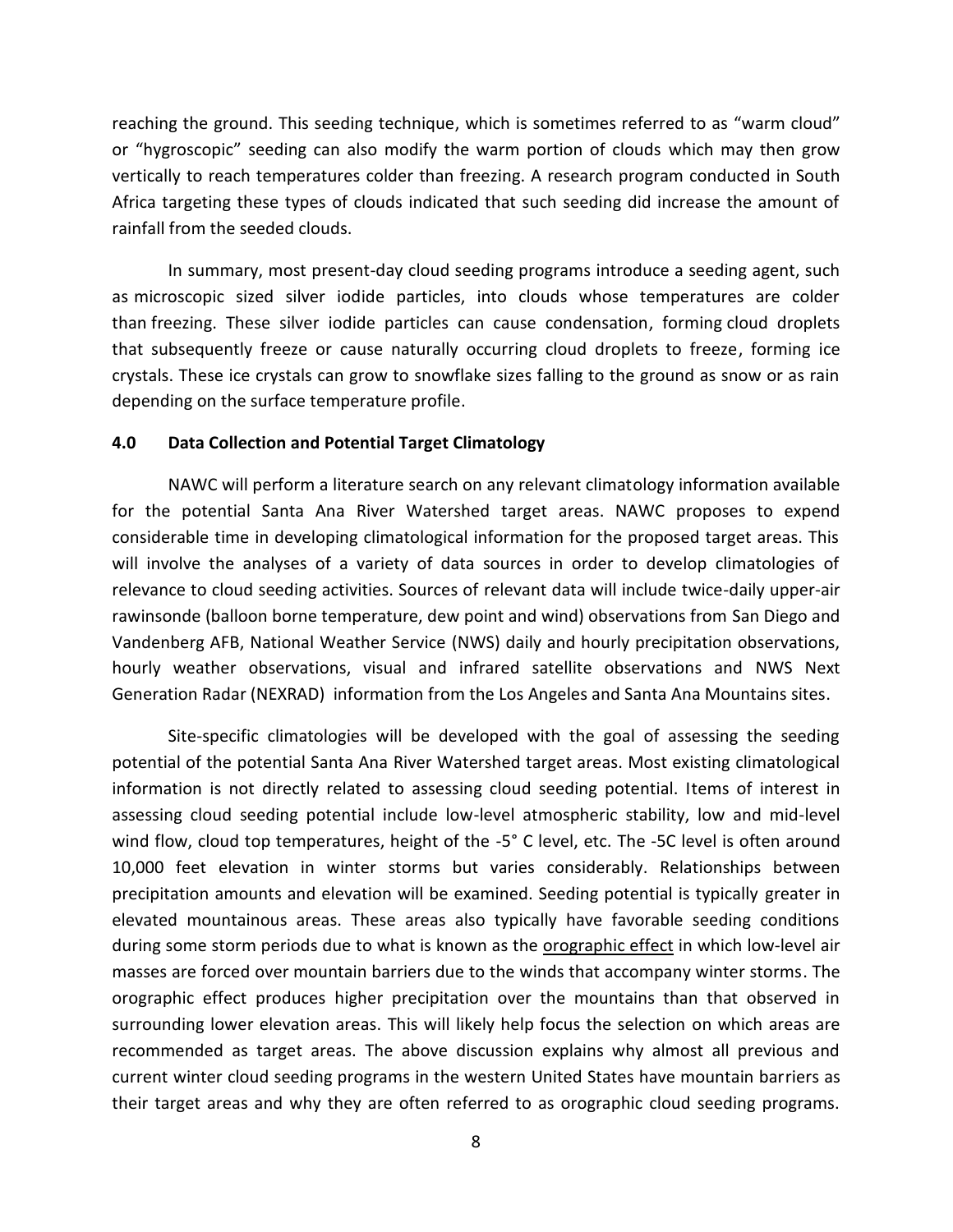reaching the ground. This seeding technique, which is sometimes referred to as "warm cloud" or "hygroscopic" seeding can also modify the warm portion of clouds which may then grow vertically to reach temperatures colder than freezing. A research program conducted in South Africa targeting these types of clouds indicated that such seeding did increase the amount of rainfall from the seeded clouds.

In summary, most present-day cloud seeding programs introduce a seeding agent, such as microscopic sized silver iodide particles, into clouds whose temperatures are colder than freezing. These silver iodide particles can cause condensation, forming cloud droplets that subsequently freeze or cause naturally occurring cloud droplets to freeze, forming ice crystals. These ice crystals can grow to snowflake sizes falling to the ground as snow or as rain depending on the surface temperature profile.

## 4.0 Data Collection and Potential Target Climatology

NAWC will perform a literature search on any relevant climatology information available for the potential Santa Ana River Watershed target areas. NAWC proposes to expend considerable time in developing climatological information for the proposed target areas. This will involve the analyses of a variety of data sources in order to develop climatologies of relevance to cloud seeding activities. Sources of relevant data will include twice-daily upper-air rawinsonde (balloon borne temperature, dew point and wind) observations from San Diego and Vandenberg AFB, National Weather Service (NWS) daily and hourly precipitation observations, hourly weather observations, visual and infrared satellite observations and NWS Next Generation Radar (NEXRAD) information from the Los Angeles and Santa Ana Mountains sites.

Site-specific climatologies will be developed with the goal of assessing the seeding potential of the potential Santa Ana River Watershed target areas. Most existing climatological information is not directly related to assessing cloud seeding potential. Items of interest in assessing cloud seeding potential include low-level atmospheric stability, low and mid-level wind flow, cloud top temperatures, height of the -5° C level, etc. The -5C level is often around 10,000 feet elevation in winter storms but varies considerably. Relationships between precipitation amounts and elevation will be examined. Seeding potential is typically greater in elevated mountainous areas. These areas also typically have favorable seeding conditions during some storm periods due to what is known as the orographic effect in which low-level air masses are forced over mountain barriers due to the winds that accompany winter storms. The orographic effect produces higher precipitation over the mountains than that observed in surrounding lower elevation areas. This will likely help focus the selection on which areas are recommended as target areas. The above discussion explains why almost all previous and current winter cloud seeding programs in the western United States have mountain barriers as their target areas and why they are often referred to as orographic cloud seeding programs.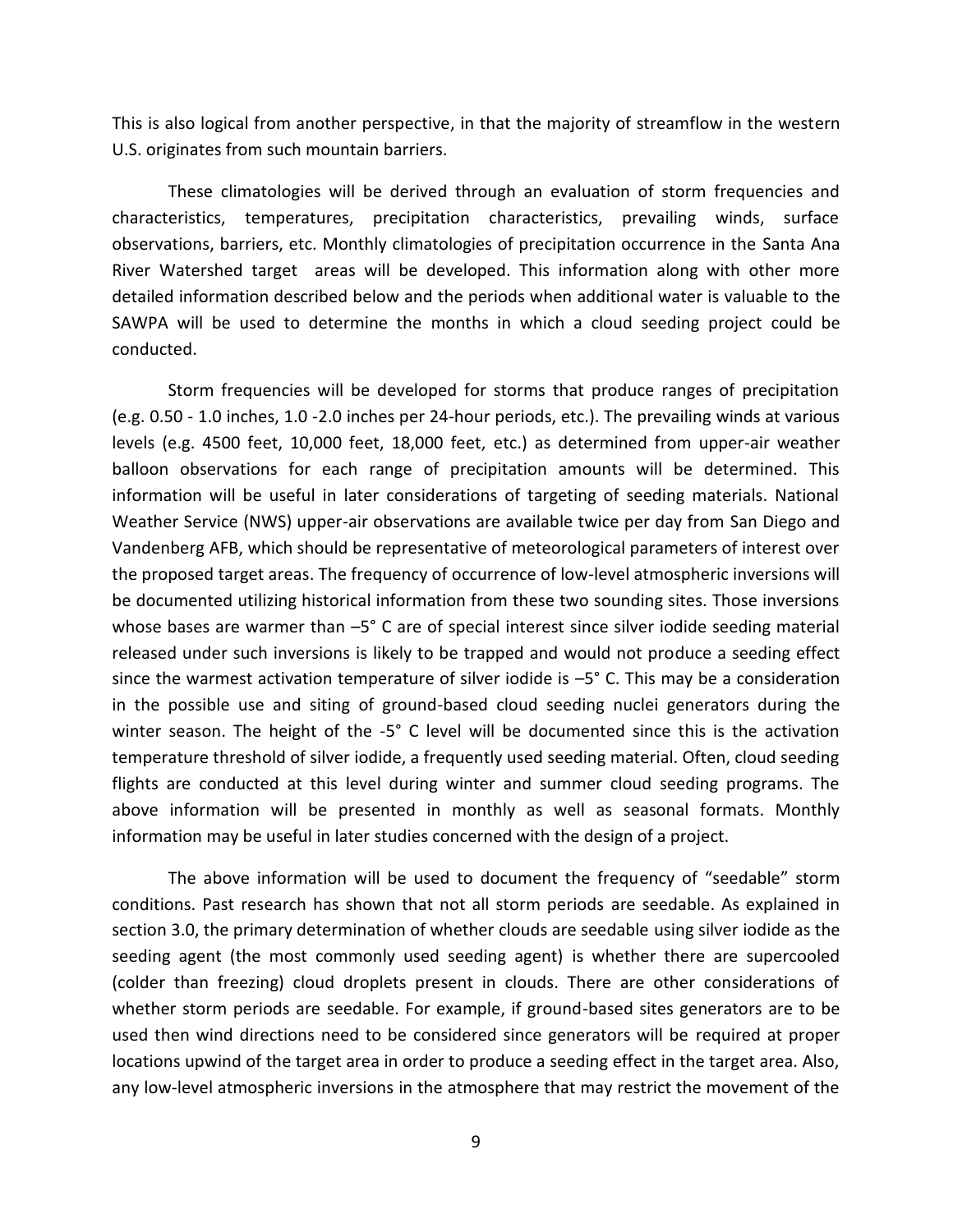This is also logical from another perspective, in that the majority of streamflow in the western U.S. originates from such mountain barriers.

These climatologies will be derived through an evaluation of storm frequencies and characteristics, temperatures, precipitation characteristics, prevailing winds, surface observations, barriers, etc. Monthly climatologies of precipitation occurrence in the Santa Ana River Watershed target areas will be developed. This information along with other more detailed information described below and the periods when additional water is valuable to the SAWPA will be used to determine the months in which a cloud seeding project could be conducted.

Storm frequencies will be developed for storms that produce ranges of precipitation (e.g. 0.50 - 1.0 inches, 1.0 -2.0 inches per 24-hour periods, etc.). The prevailing winds at various levels (e.g. 4500 feet, 10,000 feet, 18,000 feet, etc.) as determined from upper-air weather balloon observations for each range of precipitation amounts will be determined. This information will be useful in later considerations of targeting of seeding materials. National Weather Service (NWS) upper-air observations are available twice per day from San Diego and Vandenberg AFB, which should be representative of meteorological parameters of interest over the proposed target areas. The frequency of occurrence of low-level atmospheric inversions will be documented utilizing historical information from these two sounding sites. Those inversions whose bases are warmer than –5° C are of special interest since silver iodide seeding material released under such inversions is likely to be trapped and would not produce a seeding effect since the warmest activation temperature of silver iodide is –5° C. This may be a consideration in the possible use and siting of ground-based cloud seeding nuclei generators during the winter season. The height of the -5° C level will be documented since this is the activation temperature threshold of silver iodide, a frequently used seeding material. Often, cloud seeding flights are conducted at this level during winter and summer cloud seeding programs. The above information will be presented in monthly as well as seasonal formats. Monthly information may be useful in later studies concerned with the design of a project.

The above information will be used to document the frequency of "seedable" storm conditions. Past research has shown that not all storm periods are seedable. As explained in section 3.0, the primary determination of whether clouds are seedable using silver iodide as the seeding agent (the most commonly used seeding agent) is whether there are supercooled (colder than freezing) cloud droplets present in clouds. There are other considerations of whether storm periods are seedable. For example, if ground-based sites generators are to be used then wind directions need to be considered since generators will be required at proper locations upwind of the target area in order to produce a seeding effect in the target area. Also, any low-level atmospheric inversions in the atmosphere that may restrict the movement of the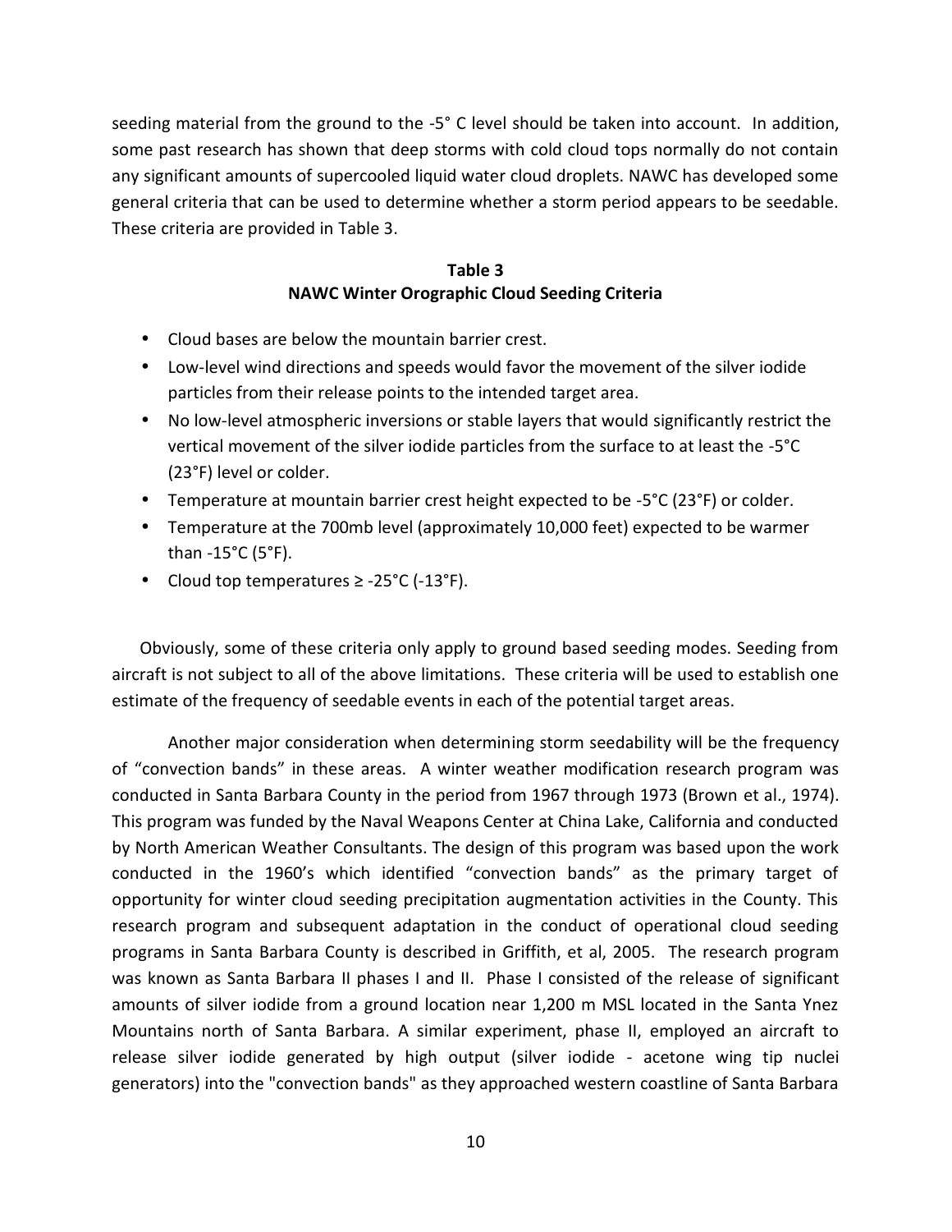seeding material from the ground to the -5° C level should be taken into account. In addition, some past research has shown that deep storms with cold cloud tops normally do not contain any significant amounts of supercooled liquid water cloud droplets. NAWC has developed some general criteria that can be used to determine whether a storm period appears to be seedable. These criteria are provided in Table 3.

**Table 3**
**NAWC Winter Orographic Cloud Seeding Criteria**

- Cloud bases are below the mountain barrier crest.
- Low-level wind directions and speeds would favor the movement of the silver iodide particles from their release points to the intended target area.
- No low-level atmospheric inversions or stable layers that would significantly restrict the vertical movement of the silver iodide particles from the surface to at least the -5°C (23°F) level or colder.
- Temperature at mountain barrier crest height expected to be -5°C (23°F) or colder.
- Temperature at the 700mb level (approximately 10,000 feet) expected to be warmer than -15°C (5°F).
- Cloud top temperatures ≥ -25°C (-13°F).

Obviously, some of these criteria only apply to ground based seeding modes. Seeding from aircraft is not subject to all of the above limitations. These criteria will be used to establish one estimate of the frequency of seedable events in each of the potential target areas.

Another major consideration when determining storm seedability will be the frequency of "convection bands" in these areas. A winter weather modification research program was conducted in Santa Barbara County in the period from 1967 through 1973 (Brown et al., 1974). This program was funded by the Naval Weapons Center at China Lake, California and conducted by North American Weather Consultants. The design of this program was based upon the work conducted in the 1960's which identified "convection bands" as the primary target of opportunity for winter cloud seeding precipitation augmentation activities in the County. This research program and subsequent adaptation in the conduct of operational cloud seeding programs in Santa Barbara County is described in Griffith, et al, 2005. The research program was known as Santa Barbara II phases I and II. Phase I consisted of the release of significant amounts of silver iodide from a ground location near 1,200 m MSL located in the Santa Ynez Mountains north of Santa Barbara. A similar experiment, phase II, employed an aircraft to release silver iodide generated by high output (silver iodide - acetone wing tip nuclei generators) into the "convection bands" as they approached western coastline of Santa Barbara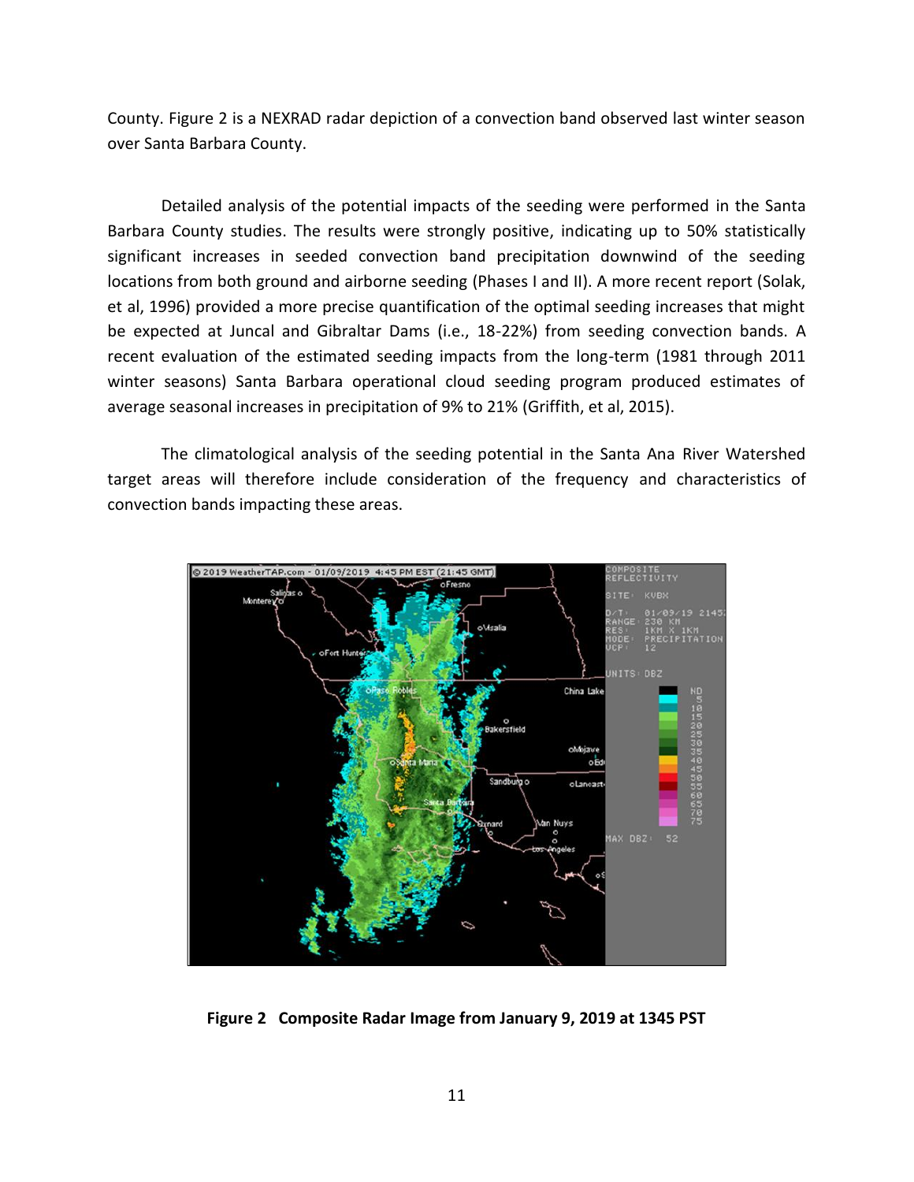County. Figure 2 is a NEXRAD radar depiction of a convection band observed last winter season over Santa Barbara County.

Detailed analysis of the potential impacts of the seeding were performed in the Santa Barbara County studies. The results were strongly positive, indicating up to 50% statistically significant increases in seeded convection band precipitation downwind of the seeding locations from both ground and airborne seeding (Phases I and II). A more recent report (Solak, et al, 1996) provided a more precise quantification of the optimal seeding increases that might be expected at Juncal and Gibraltar Dams (i.e., 18-22%) from seeding convection bands. A recent evaluation of the estimated seeding impacts from the long-term (1981 through 2011 winter seasons) Santa Barbara operational cloud seeding program produced estimates of average seasonal increases in precipitation of 9% to 21% (Griffith, et al, 2015).

The climatological analysis of the seeding potential in the Santa Ana River Watershed target areas will therefore include consideration of the frequency and characteristics of convection bands impacting these areas.

**Figure 2 Composite Radar Image from January 9, 2019 at 1345 PST**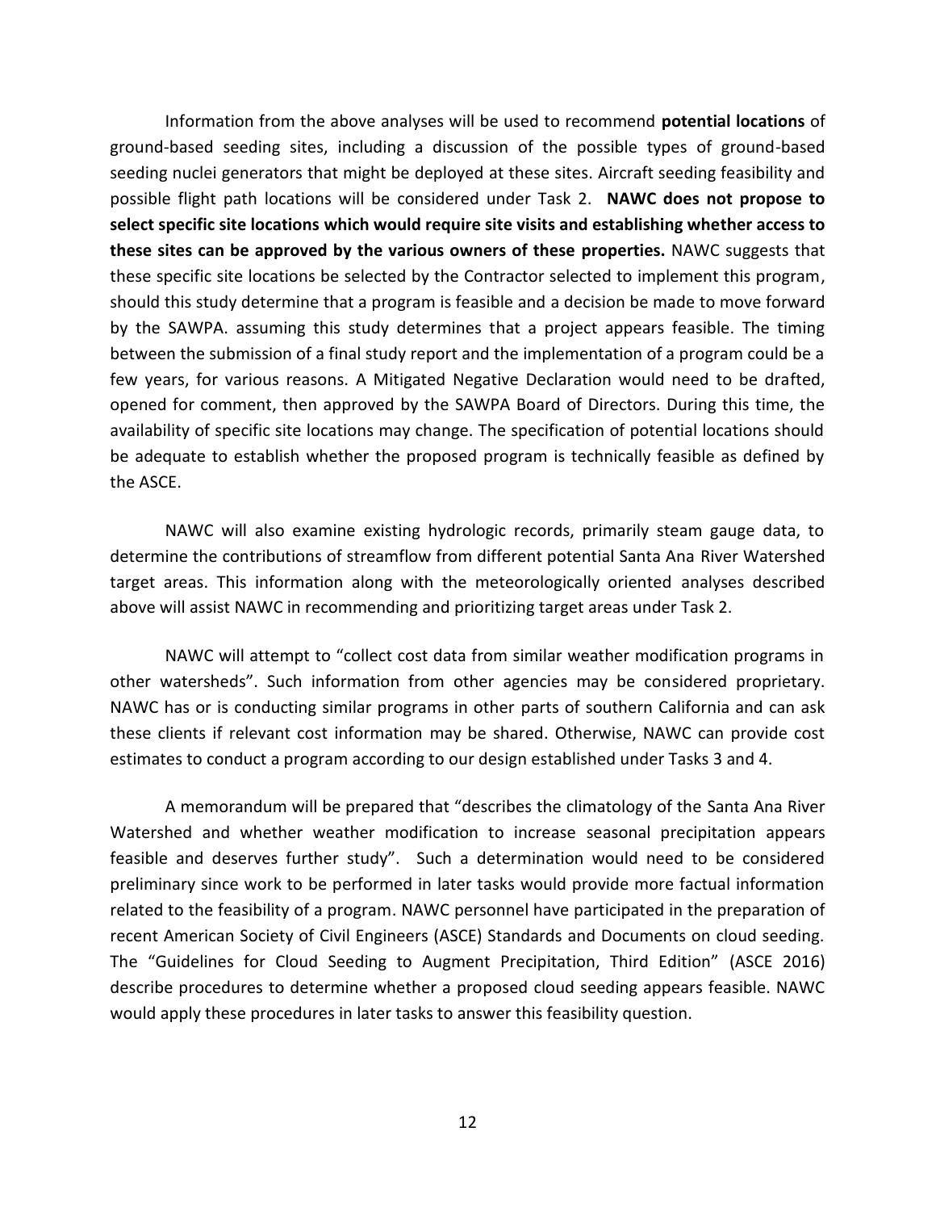Information from the above analyses will be used to recommend **potential locations** of ground-based seeding sites, including a discussion of the possible types of ground-based seeding nuclei generators that might be deployed at these sites. Aircraft seeding feasibility and possible flight path locations will be considered under Task 2. **NAWC does not propose to select specific site locations which would require site visits and establishing whether access to these sites can be approved by the various owners of these properties.** NAWC suggests that these specific site locations be selected by the Contractor selected to implement this program, should this study determine that a program is feasible and a decision be made to move forward by the SAWPA. assuming this study determines that a project appears feasible. The timing between the submission of a final study report and the implementation of a program could be a few years, for various reasons. A Mitigated Negative Declaration would need to be drafted, opened for comment, then approved by the SAWPA Board of Directors. During this time, the availability of specific site locations may change. The specification of potential locations should be adequate to establish whether the proposed program is technically feasible as defined by the ASCE.

NAWC will also examine existing hydrologic records, primarily steam gauge data, to determine the contributions of streamflow from different potential Santa Ana River Watershed target areas. This information along with the meteorologically oriented analyses described above will assist NAWC in recommending and prioritizing target areas under Task 2.

NAWC will attempt to "collect cost data from similar weather modification programs in other watersheds". Such information from other agencies may be considered proprietary. NAWC has or is conducting similar programs in other parts of southern California and can ask these clients if relevant cost information may be shared. Otherwise, NAWC can provide cost estimates to conduct a program according to our design established under Tasks 3 and 4.

A memorandum will be prepared that "describes the climatology of the Santa Ana River Watershed and whether weather modification to increase seasonal precipitation appears feasible and deserves further study". Such a determination would need to be considered preliminary since work to be performed in later tasks would provide more factual information related to the feasibility of a program. NAWC personnel have participated in the preparation of recent American Society of Civil Engineers (ASCE) Standards and Documents on cloud seeding. The "Guidelines for Cloud Seeding to Augment Precipitation, Third Edition" (ASCE 2016) describe procedures to determine whether a proposed cloud seeding appears feasible. NAWC would apply these procedures in later tasks to answer this feasibility question.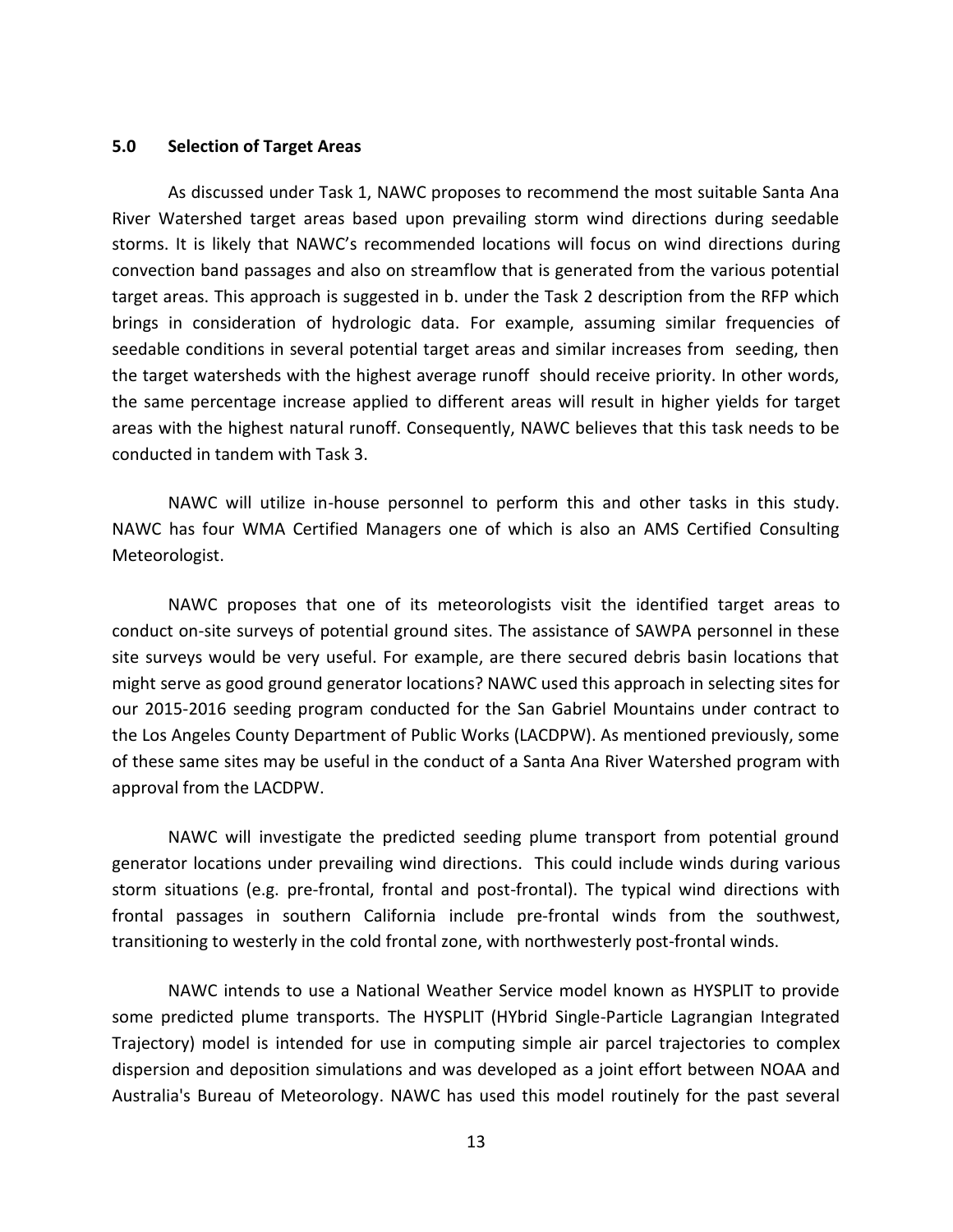## 5.0 Selection of Target Areas

As discussed under Task 1, NAWC proposes to recommend the most suitable Santa Ana River Watershed target areas based upon prevailing storm wind directions during seedable storms. It is likely that NAWC's recommended locations will focus on wind directions during convection band passages and also on streamflow that is generated from the various potential target areas. This approach is suggested in b. under the Task 2 description from the RFP which brings in consideration of hydrologic data. For example, assuming similar frequencies of seedable conditions in several potential target areas and similar increases from seeding, then the target watersheds with the highest average runoff should receive priority. In other words, the same percentage increase applied to different areas will result in higher yields for target areas with the highest natural runoff. Consequently, NAWC believes that this task needs to be conducted in tandem with Task 3.

NAWC will utilize in-house personnel to perform this and other tasks in this study. NAWC has four WMA Certified Managers one of which is also an AMS Certified Consulting Meteorologist.

NAWC proposes that one of its meteorologists visit the identified target areas to conduct on-site surveys of potential ground sites. The assistance of SAWPA personnel in these site surveys would be very useful. For example, are there secured debris basin locations that might serve as good ground generator locations? NAWC used this approach in selecting sites for our 2015-2016 seeding program conducted for the San Gabriel Mountains under contract to the Los Angeles County Department of Public Works (LACDPW). As mentioned previously, some of these same sites may be useful in the conduct of a Santa Ana River Watershed program with approval from the LACDPW.

NAWC will investigate the predicted seeding plume transport from potential ground generator locations under prevailing wind directions. This could include winds during various storm situations (e.g. pre-frontal, frontal and post-frontal). The typical wind directions with frontal passages in southern California include pre-frontal winds from the southwest, transitioning to westerly in the cold frontal zone, with northwesterly post-frontal winds.

NAWC intends to use a National Weather Service model known as HYSPLIT to provide some predicted plume transports. The HYSPLIT (HYbrid Single-Particle Lagrangian Integrated Trajectory) model is intended for use in computing simple air parcel trajectories to complex dispersion and deposition simulations and was developed as a joint effort between NOAA and Australia's Bureau of Meteorology. NAWC has used this model routinely for the past several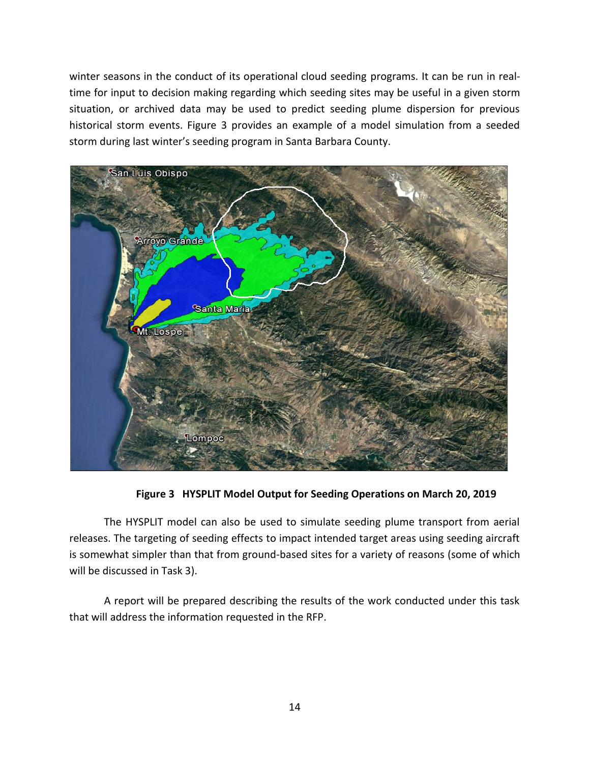winter seasons in the conduct of its operational cloud seeding programs. It can be run in real-time for input to decision making regarding which seeding sites may be useful in a given storm situation, or archived data may be used to predict seeding plume dispersion for previous historical storm events. Figure 3 provides an example of a model simulation from a seeded storm during last winter's seeding program in Santa Barbara County.

**Figure 3 HYSPLIT Model Output for Seeding Operations on March 20, 2019**

The HYSPLIT model can also be used to simulate seeding plume transport from aerial releases. The targeting of seeding effects to impact intended target areas using seeding aircraft is somewhat simpler than that from ground-based sites for a variety of reasons (some of which will be discussed in Task 3).

A report will be prepared describing the results of the work conducted under this task that will address the information requested in the RFP.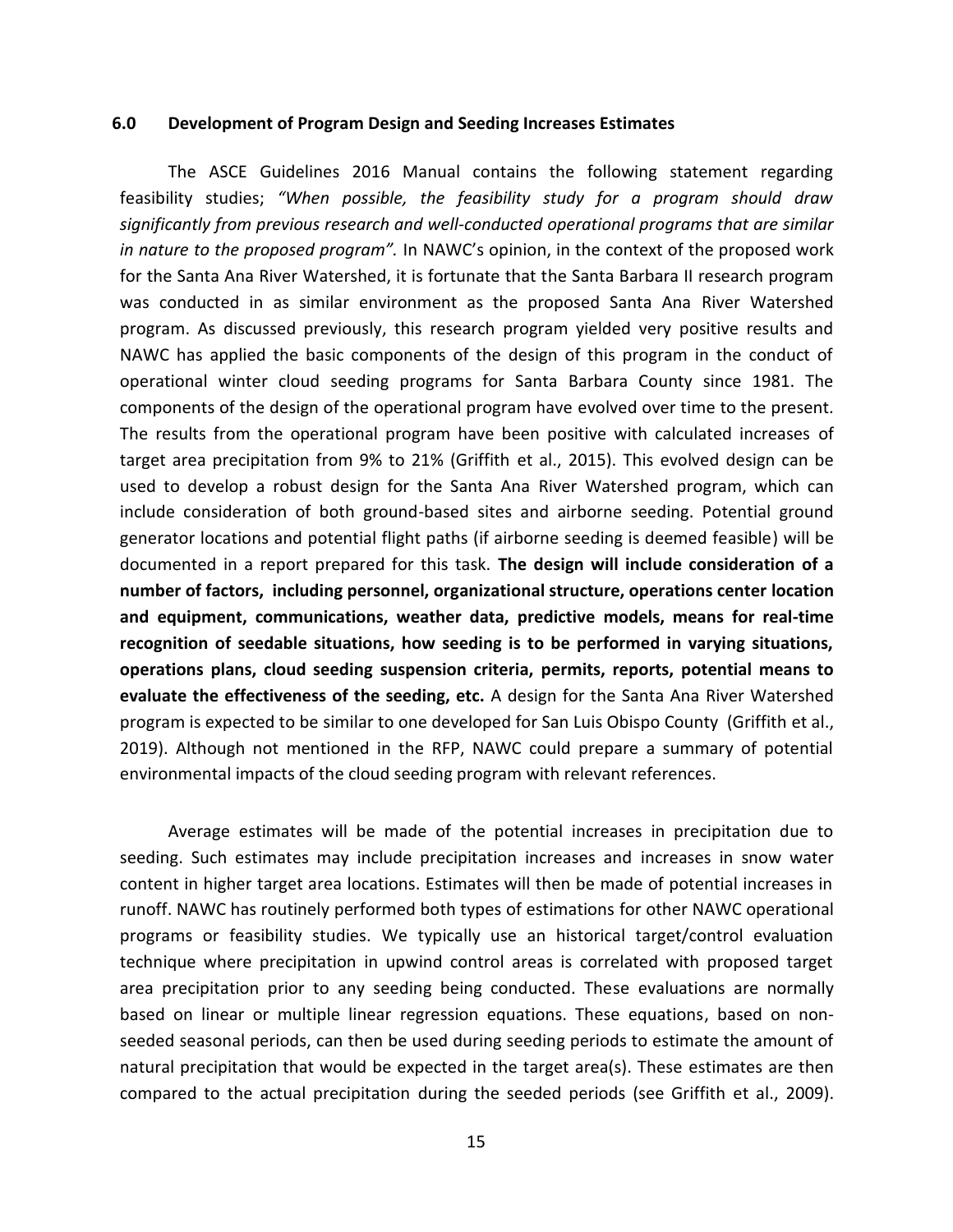## 6.0 Development of Program Design and Seeding Increases Estimates

The ASCE Guidelines 2016 Manual contains the following statement regarding feasibility studies; *"When possible, the feasibility study for a program should draw significantly from previous research and well-conducted operational programs that are similar in nature to the proposed program".* In NAWC's opinion, in the context of the proposed work for the Santa Ana River Watershed, it is fortunate that the Santa Barbara II research program was conducted in as similar environment as the proposed Santa Ana River Watershed program. As discussed previously, this research program yielded very positive results and NAWC has applied the basic components of the design of this program in the conduct of operational winter cloud seeding programs for Santa Barbara County since 1981. The components of the design of the operational program have evolved over time to the present. The results from the operational program have been positive with calculated increases of target area precipitation from 9% to 21% (Griffith et al., 2015). This evolved design can be used to develop a robust design for the Santa Ana River Watershed program, which can include consideration of both ground-based sites and airborne seeding. Potential ground generator locations and potential flight paths (if airborne seeding is deemed feasible) will be documented in a report prepared for this task. **The design will include consideration of a number of factors, including personnel, organizational structure, operations center location and equipment, communications, weather data, predictive models, means for real-time recognition of seedable situations, how seeding is to be performed in varying situations, operations plans, cloud seeding suspension criteria, permits, reports, potential means to evaluate the effectiveness of the seeding, etc.** A design for the Santa Ana River Watershed program is expected to be similar to one developed for San Luis Obispo County (Griffith et al., 2019). Although not mentioned in the RFP, NAWC could prepare a summary of potential environmental impacts of the cloud seeding program with relevant references.

Average estimates will be made of the potential increases in precipitation due to seeding. Such estimates may include precipitation increases and increases in snow water content in higher target area locations. Estimates will then be made of potential increases in runoff. NAWC has routinely performed both types of estimations for other NAWC operational programs or feasibility studies. We typically use an historical target/control evaluation technique where precipitation in upwind control areas is correlated with proposed target area precipitation prior to any seeding being conducted. These evaluations are normally based on linear or multiple linear regression equations. These equations, based on non-seeded seasonal periods, can then be used during seeding periods to estimate the amount of natural precipitation that would be expected in the target area(s). These estimates are then compared to the actual precipitation during the seeded periods (see Griffith et al., 2009).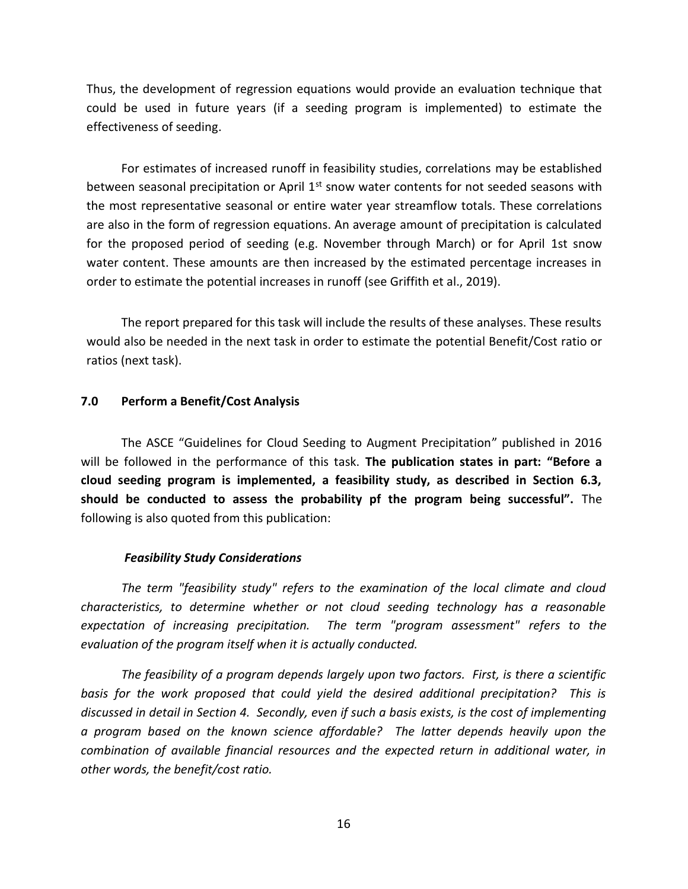Thus, the development of regression equations would provide an evaluation technique that could be used in future years (if a seeding program is implemented) to estimate the effectiveness of seeding.

For estimates of increased runoff in feasibility studies, correlations may be established between seasonal precipitation or April 1st snow water contents for not seeded seasons with the most representative seasonal or entire water year streamflow totals. These correlations are also in the form of regression equations. An average amount of precipitation is calculated for the proposed period of seeding (e.g. November through March) or for April 1st snow water content. These amounts are then increased by the estimated percentage increases in order to estimate the potential increases in runoff (see Griffith et al., 2019).

The report prepared for this task will include the results of these analyses. These results would also be needed in the next task in order to estimate the potential Benefit/Cost ratio or ratios (next task).

## 7.0 Perform a Benefit/Cost Analysis

The ASCE "Guidelines for Cloud Seeding to Augment Precipitation" published in 2016 will be followed in the performance of this task. **The publication states in part: "Before a cloud seeding program is implemented, a feasibility study, as described in Section 6.3, should be conducted to assess the probability pf the program being successful".** The following is also quoted from this publication:

***Feasibility Study Considerations***

*The term "feasibility study" refers to the examination of the local climate and cloud characteristics, to determine whether or not cloud seeding technology has a reasonable expectation of increasing precipitation. The term "program assessment" refers to the evaluation of the program itself when it is actually conducted.*

*The feasibility of a program depends largely upon two factors. First, is there a scientific basis for the work proposed that could yield the desired additional precipitation? This is discussed in detail in Section 4. Secondly, even if such a basis exists, is the cost of implementing a program based on the known science affordable? The latter depends heavily upon the combination of available financial resources and the expected return in additional water, in other words, the benefit/cost ratio.*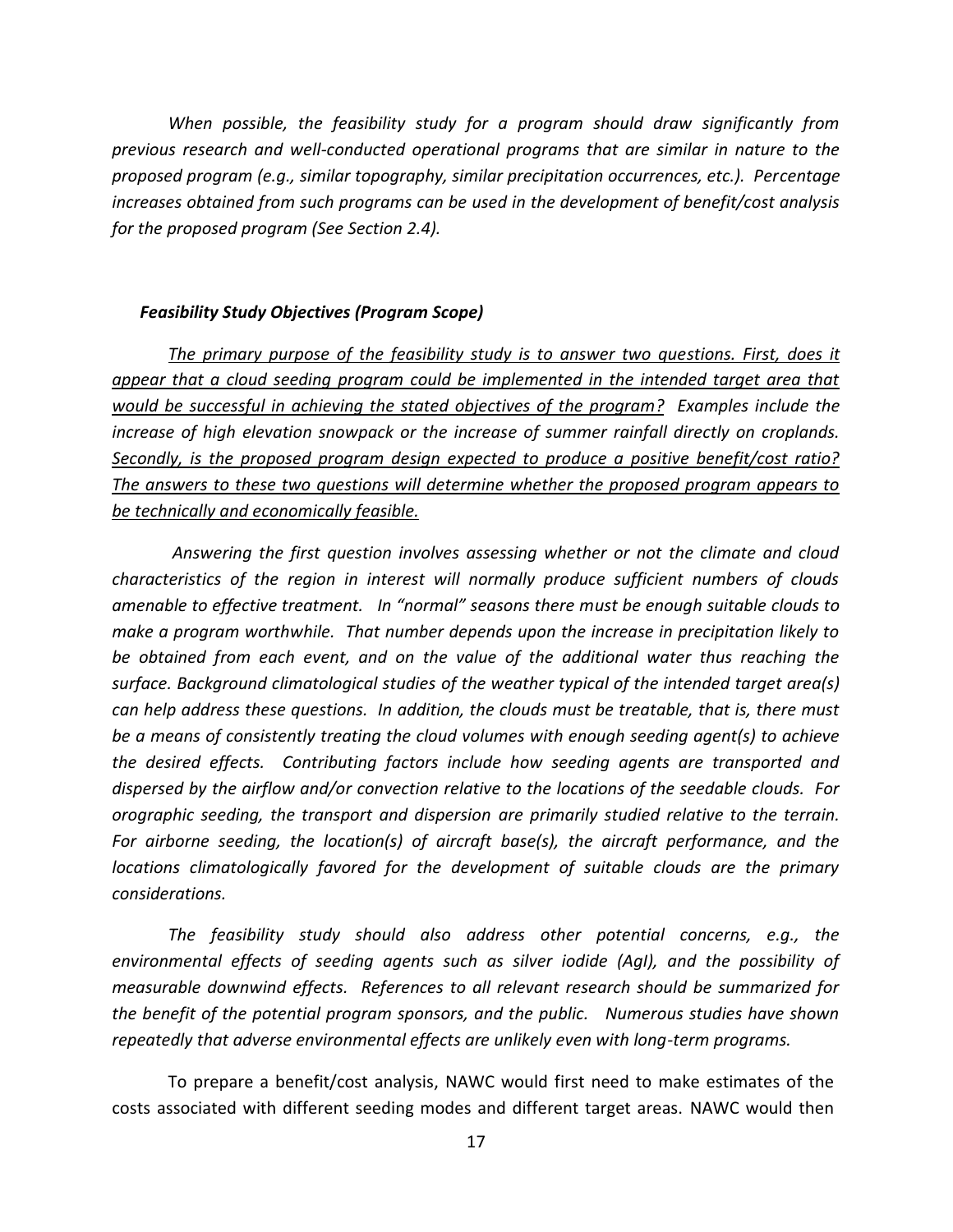*When possible, the feasibility study for a program should draw significantly from previous research and well-conducted operational programs that are similar in nature to the proposed program (e.g., similar topography, similar precipitation occurrences, etc.). Percentage increases obtained from such programs can be used in the development of benefit/cost analysis for the proposed program (See Section 2.4).*

***Feasibility Study Objectives (Program Scope)***

*<u>The primary purpose of the feasibility study is to answer two questions. First, does it appear that a cloud seeding program could be implemented in the intended target area that would be successful in achieving the stated objectives of the program?</u> Examples include the increase of high elevation snowpack or the increase of summer rainfall directly on croplands. <u>Secondly, is the proposed program design expected to produce a positive benefit/cost ratio? The answers to these two questions will determine whether the proposed program appears to be technically and economically feasible.</u>*

*Answering the first question involves assessing whether or not the climate and cloud characteristics of the region in interest will normally produce sufficient numbers of clouds amenable to effective treatment. In "normal" seasons there must be enough suitable clouds to make a program worthwhile. That number depends upon the increase in precipitation likely to be obtained from each event, and on the value of the additional water thus reaching the surface. Background climatological studies of the weather typical of the intended target area(s) can help address these questions. In addition, the clouds must be treatable, that is, there must be a means of consistently treating the cloud volumes with enough seeding agent(s) to achieve the desired effects. Contributing factors include how seeding agents are transported and dispersed by the airflow and/or convection relative to the locations of the seedable clouds. For orographic seeding, the transport and dispersion are primarily studied relative to the terrain. For airborne seeding, the location(s) of aircraft base(s), the aircraft performance, and the locations climatologically favored for the development of suitable clouds are the primary considerations.*

*The feasibility study should also address other potential concerns, e.g., the environmental effects of seeding agents such as silver iodide (AgI), and the possibility of measurable downwind effects. References to all relevant research should be summarized for the benefit of the potential program sponsors, and the public. Numerous studies have shown repeatedly that adverse environmental effects are unlikely even with long-term programs.*

To prepare a benefit/cost analysis, NAWC would first need to make estimates of the costs associated with different seeding modes and different target areas. NAWC would then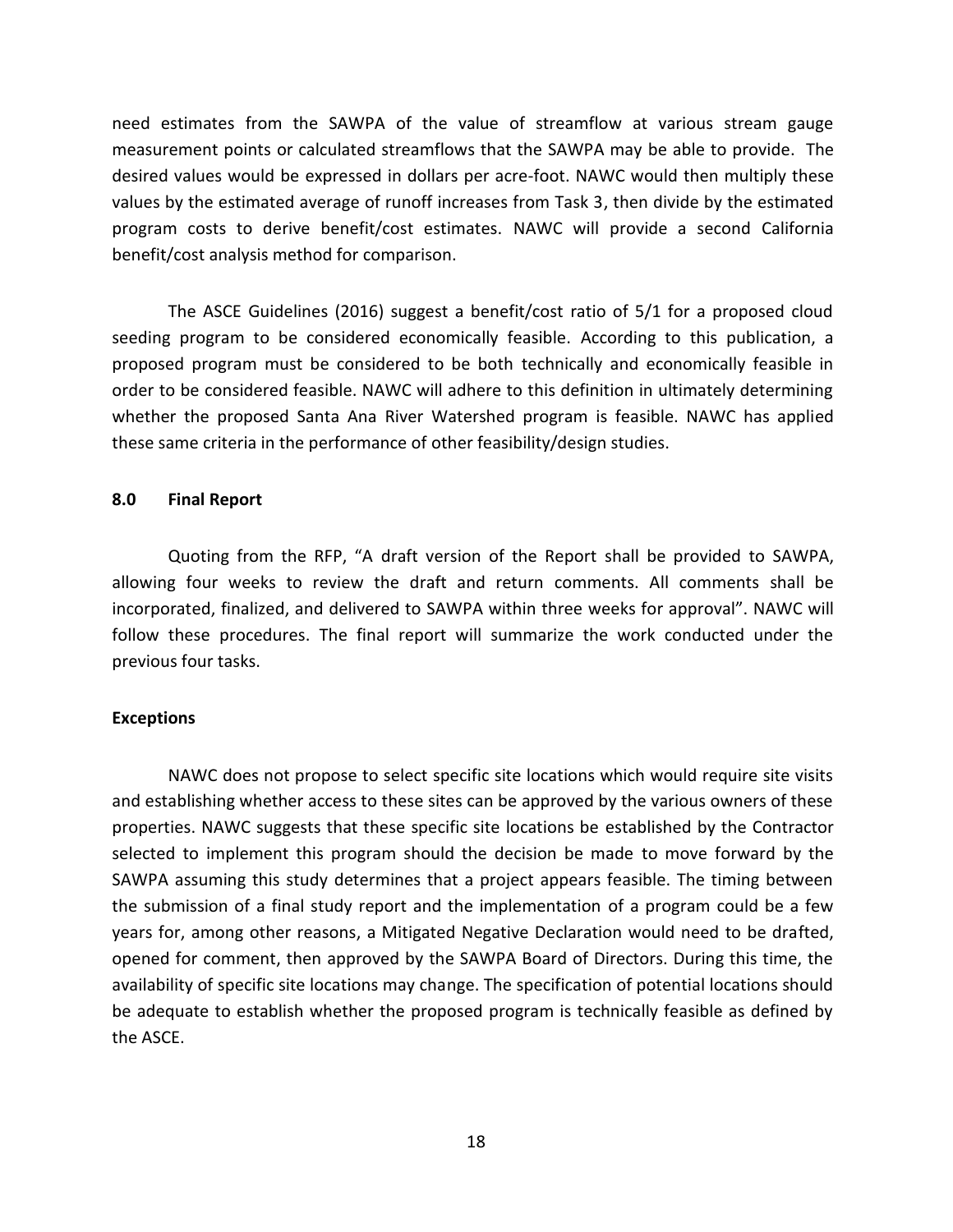need estimates from the SAWPA of the value of streamflow at various stream gauge measurement points or calculated streamflows that the SAWPA may be able to provide. The desired values would be expressed in dollars per acre-foot. NAWC would then multiply these values by the estimated average of runoff increases from Task 3, then divide by the estimated program costs to derive benefit/cost estimates. NAWC will provide a second California benefit/cost analysis method for comparison.

The ASCE Guidelines (2016) suggest a benefit/cost ratio of 5/1 for a proposed cloud seeding program to be considered economically feasible. According to this publication, a proposed program must be considered to be both technically and economically feasible in order to be considered feasible. NAWC will adhere to this definition in ultimately determining whether the proposed Santa Ana River Watershed program is feasible. NAWC has applied these same criteria in the performance of other feasibility/design studies.

### 8.0 Final Report

Quoting from the RFP, "A draft version of the Report shall be provided to SAWPA, allowing four weeks to review the draft and return comments. All comments shall be incorporated, finalized, and delivered to SAWPA within three weeks for approval". NAWC will follow these procedures. The final report will summarize the work conducted under the previous four tasks.

### Exceptions

NAWC does not propose to select specific site locations which would require site visits and establishing whether access to these sites can be approved by the various owners of these properties. NAWC suggests that these specific site locations be established by the Contractor selected to implement this program should the decision be made to move forward by the SAWPA assuming this study determines that a project appears feasible. The timing between the submission of a final study report and the implementation of a program could be a few years for, among other reasons, a Mitigated Negative Declaration would need to be drafted, opened for comment, then approved by the SAWPA Board of Directors. During this time, the availability of specific site locations may change. The specification of potential locations should be adequate to establish whether the proposed program is technically feasible as defined by the ASCE.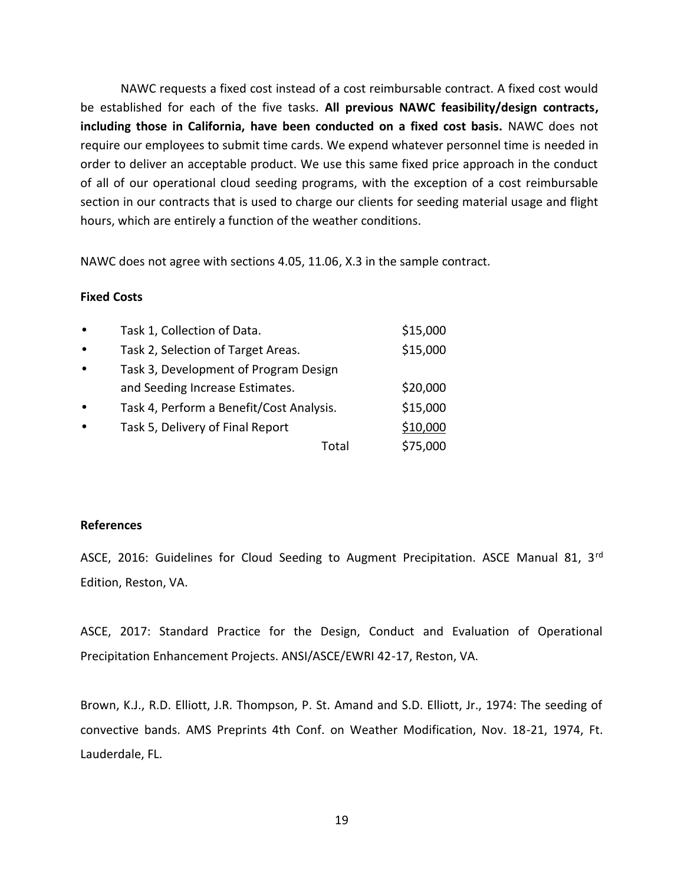NAWC requests a fixed cost instead of a cost reimbursable contract. A fixed cost would be established for each of the five tasks. **All previous NAWC feasibility/design contracts, including those in California, have been conducted on a fixed cost basis.** NAWC does not require our employees to submit time cards. We expend whatever personnel time is needed in order to deliver an acceptable product. We use this same fixed price approach in the conduct of all of our operational cloud seeding programs, with the exception of a cost reimbursable section in our contracts that is used to charge our clients for seeding material usage and flight hours, which are entirely a function of the weather conditions.

NAWC does not agree with sections 4.05, 11.06, X.3 in the sample contract.

**Fixed Costs**

| Task | Cost |
|---|---|
| • Task 1, Collection of Data. | $15,000 |
| • Task 2, Selection of Target Areas. | $15,000 |
| • Task 3, Development of Program Design and Seeding Increase Estimates. | $20,000 |
| • Task 4, Perform a Benefit/Cost Analysis. | $15,000 |
| • Task 5, Delivery of Final Report | $10,000 |
| Total | $75,000 |

**References**

ASCE, 2016: Guidelines for Cloud Seeding to Augment Precipitation. ASCE Manual 81, 3rd Edition, Reston, VA.

ASCE, 2017: Standard Practice for the Design, Conduct and Evaluation of Operational Precipitation Enhancement Projects. ANSI/ASCE/EWRI 42-17, Reston, VA.

Brown, K.J., R.D. Elliott, J.R. Thompson, P. St. Amand and S.D. Elliott, Jr., 1974: The seeding of convective bands. AMS Preprints 4th Conf. on Weather Modification, Nov. 18-21, 1974, Ft. Lauderdale, FL.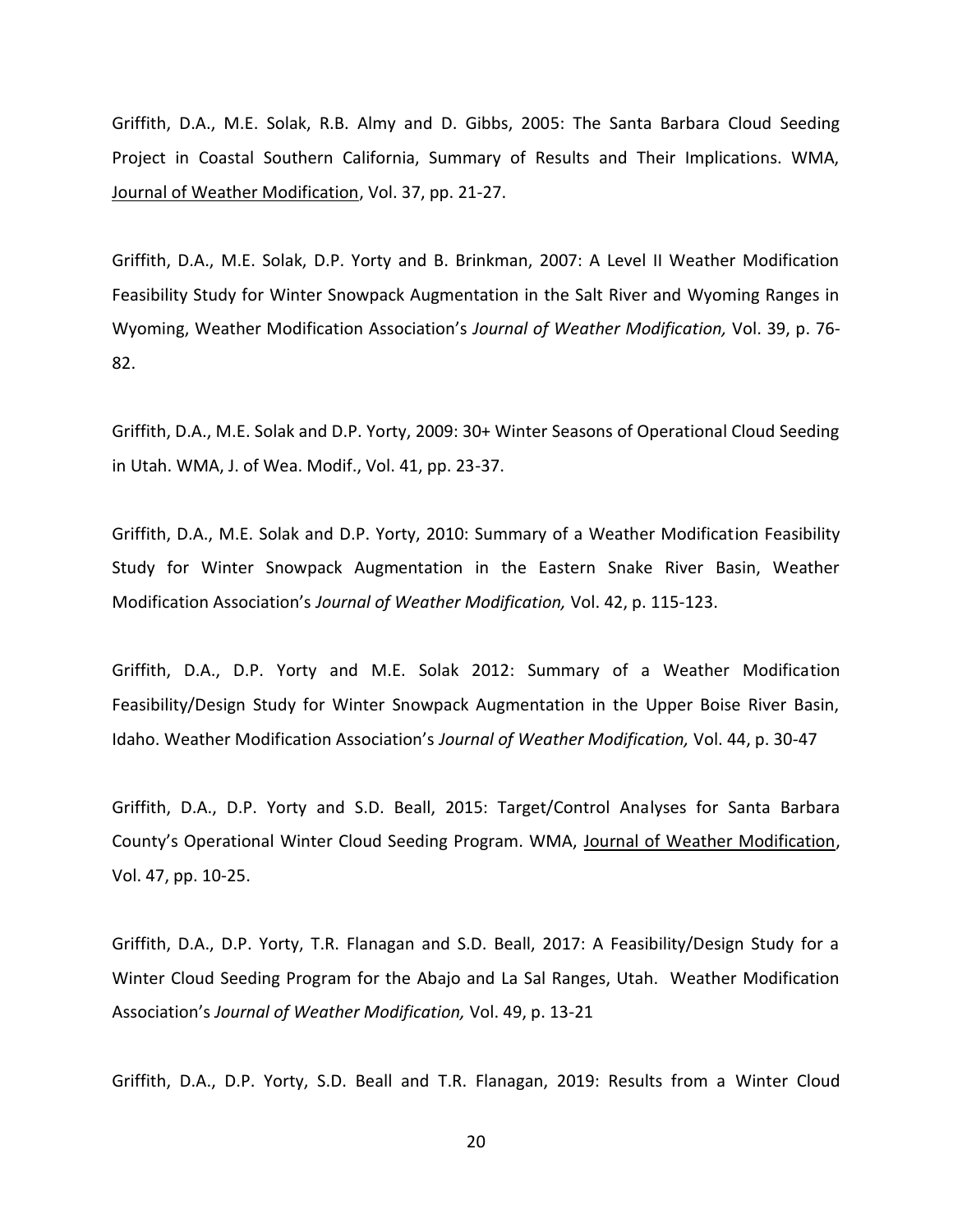Griffith, D.A., M.E. Solak, R.B. Almy and D. Gibbs, 2005: The Santa Barbara Cloud Seeding Project in Coastal Southern California, Summary of Results and Their Implications. WMA, Journal of Weather Modification, Vol. 37, pp. 21-27.

Griffith, D.A., M.E. Solak, D.P. Yorty and B. Brinkman, 2007: A Level II Weather Modification Feasibility Study for Winter Snowpack Augmentation in the Salt River and Wyoming Ranges in Wyoming, Weather Modification Association's *Journal of Weather Modification,* Vol. 39, p. 76-82.

Griffith, D.A., M.E. Solak and D.P. Yorty, 2009: 30+ Winter Seasons of Operational Cloud Seeding in Utah. WMA, J. of Wea. Modif., Vol. 41, pp. 23-37.

Griffith, D.A., M.E. Solak and D.P. Yorty, 2010: Summary of a Weather Modification Feasibility Study for Winter Snowpack Augmentation in the Eastern Snake River Basin, Weather Modification Association's *Journal of Weather Modification,* Vol. 42, p. 115-123.

Griffith, D.A., D.P. Yorty and M.E. Solak 2012: Summary of a Weather Modification Feasibility/Design Study for Winter Snowpack Augmentation in the Upper Boise River Basin, Idaho. Weather Modification Association's *Journal of Weather Modification,* Vol. 44, p. 30-47

Griffith, D.A., D.P. Yorty and S.D. Beall, 2015: Target/Control Analyses for Santa Barbara County's Operational Winter Cloud Seeding Program. WMA, Journal of Weather Modification, Vol. 47, pp. 10-25.

Griffith, D.A., D.P. Yorty, T.R. Flanagan and S.D. Beall, 2017: A Feasibility/Design Study for a Winter Cloud Seeding Program for the Abajo and La Sal Ranges, Utah. Weather Modification Association's *Journal of Weather Modification,* Vol. 49, p. 13-21

Griffith, D.A., D.P. Yorty, S.D. Beall and T.R. Flanagan, 2019: Results from a Winter Cloud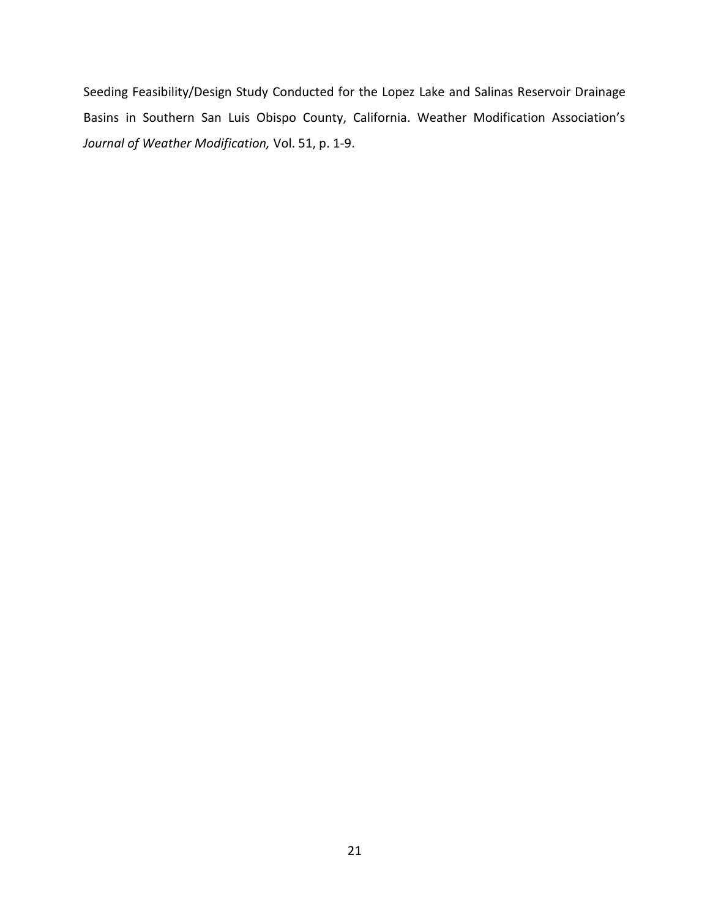Seeding Feasibility/Design Study Conducted for the Lopez Lake and Salinas Reservoir Drainage Basins in Southern San Luis Obispo County, California. Weather Modification Association's *Journal of Weather Modification,* Vol. 51, p. 1-9.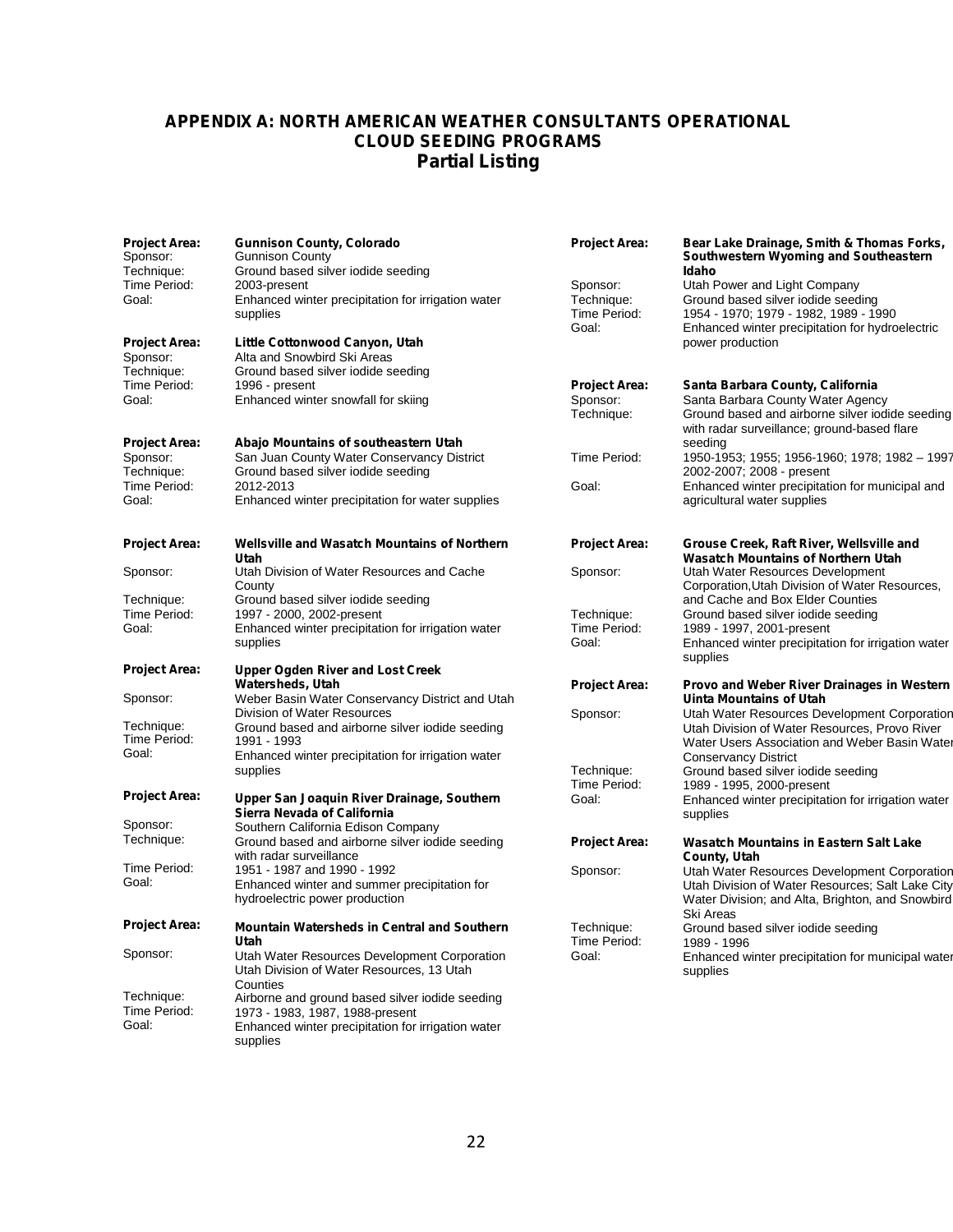# APPENDIX A: NORTH AMERICAN WEATHER CONSULTANTS OPERATIONAL CLOUD SEEDING PROGRAMS

## Partial Listing

**Project Area:** **Gunnison County, Colorado**
Sponsor: Gunnison County
Technique: Ground based silver iodide seeding
Time Period: 2003-present
Goal: Enhanced winter precipitation for irrigation water supplies

**Project Area:** **Little Cottonwood Canyon, Utah**
Sponsor: Alta and Snowbird Ski Areas
Technique: Ground based silver iodide seeding
Time Period: 1996 - present
Goal: Enhanced winter snowfall for skiing

**Project Area:** **Abajo Mountains of southeastern Utah**
Sponsor: San Juan County Water Conservancy District
Technique: Ground based silver iodide seeding
Time Period: 2012-2013
Goal: Enhanced winter precipitation for water supplies

**Project Area:** **Wellsville and Wasatch Mountains of Northern Utah**
Sponsor: Utah Division of Water Resources and Cache County
Technique: Ground based silver iodide seeding
Time Period: 1997 - 2000, 2002-present
Goal: Enhanced winter precipitation for irrigation water supplies

**Project Area:** **Upper Ogden River and Lost Creek Watersheds, Utah**
Sponsor: Weber Basin Water Conservancy District and Utah Division of Water Resources
Technique: Ground based and airborne silver iodide seeding
Time Period: 1991 - 1993
Goal: Enhanced winter precipitation for irrigation water supplies

**Project Area:** **Upper San Joaquin River Drainage, Southern Sierra Nevada of California**
Sponsor: Southern California Edison Company
Technique: Ground based and airborne silver iodide seeding with radar surveillance
Time Period: 1951 - 1987 and 1990 - 1992
Goal: Enhanced winter and summer precipitation for hydroelectric power production

**Project Area:** **Mountain Watersheds in Central and Southern Utah**
Sponsor: Utah Water Resources Development Corporation Utah Division of Water Resources, 13 Utah Counties
Technique: Airborne and ground based silver iodide seeding
Time Period: 1973 - 1983, 1987, 1988-present
Goal: Enhanced winter precipitation for irrigation water supplies

**Project Area:** **Bear Lake Drainage, Smith & Thomas Forks, Southwestern Wyoming and Southeastern Idaho**
Sponsor: Utah Power and Light Company
Technique: Ground based silver iodide seeding
Time Period: 1954 - 1970; 1979 - 1982, 1989 - 1990
Goal: Enhanced winter precipitation for hydroelectric power production

**Project Area:** **Santa Barbara County, California**
Sponsor: Santa Barbara County Water Agency
Technique: Ground based and airborne silver iodide seeding with radar surveillance; ground-based flare seeding
Time Period: 1950-1953; 1955; 1956-1960; 1978; 1982 – 1997 2002-2007; 2008 - present
Goal: Enhanced winter precipitation for municipal and agricultural water supplies

**Project Area:** **Grouse Creek, Raft River, Wellsville and Wasatch Mountains of Northern Utah**
Sponsor: Utah Water Resources Development Corporation,Utah Division of Water Resources, and Cache and Box Elder Counties
Technique: Ground based silver iodide seeding
Time Period: 1989 - 1997, 2001-present
Goal: Enhanced winter precipitation for irrigation water supplies

**Project Area:** **Provo and Weber River Drainages in Western Uinta Mountains of Utah**
Sponsor: Utah Water Resources Development Corporation Utah Division of Water Resources, Provo River Water Users Association and Weber Basin Water Conservancy District
Technique: Ground based silver iodide seeding
Time Period: 1989 - 1995, 2000-present
Goal: Enhanced winter precipitation for irrigation water supplies

**Project Area:** **Wasatch Mountains in Eastern Salt Lake County, Utah**
Sponsor: Utah Water Resources Development Corporation Utah Division of Water Resources; Salt Lake City Water Division; and Alta, Brighton, and Snowbird Ski Areas
Technique: Ground based silver iodide seeding
Time Period: 1989 - 1996
Goal: Enhanced winter precipitation for municipal water supplies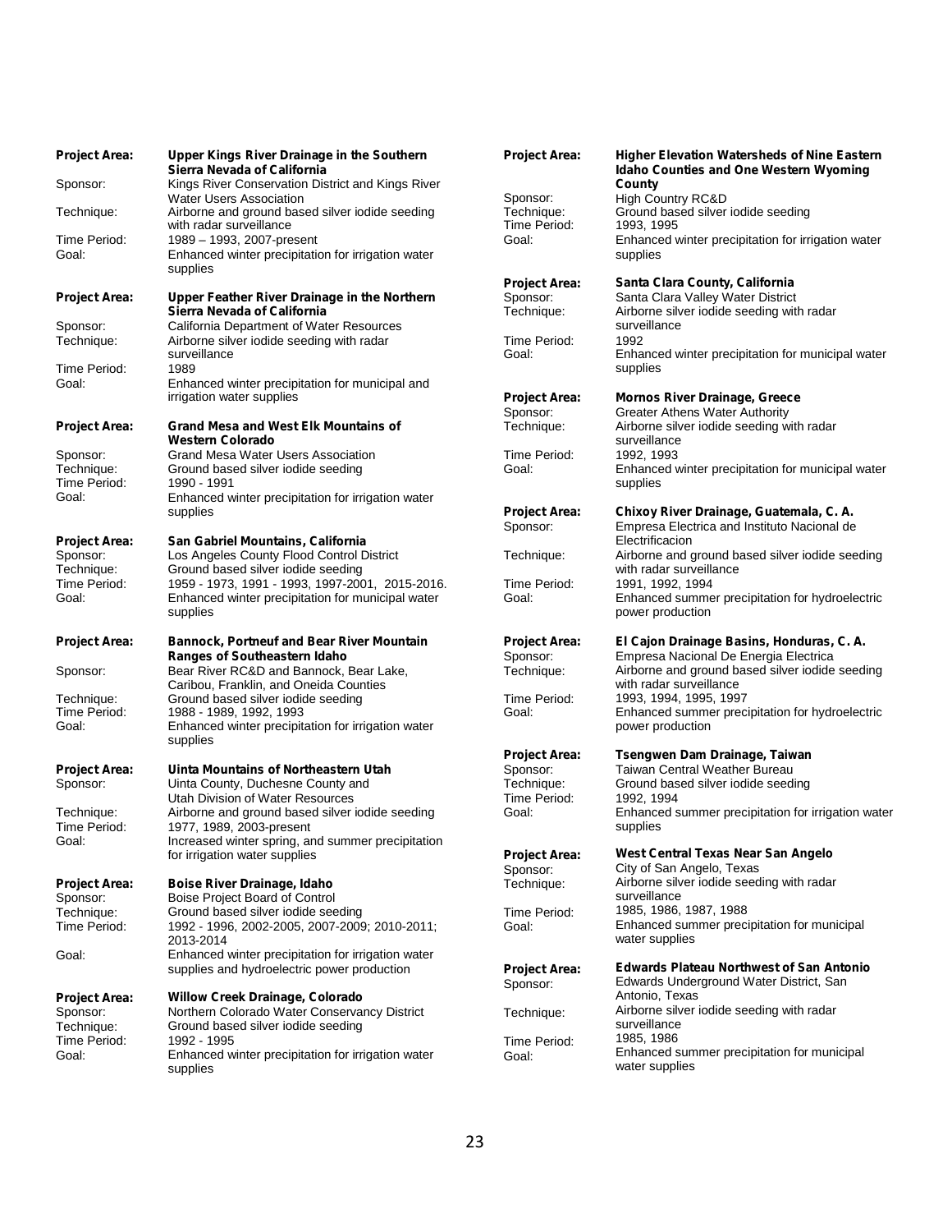**Project Area:** **Upper Kings River Drainage in the Southern Sierra Nevada of California**
Sponsor: Kings River Conservation District and Kings River Water Users Association
Technique: Airborne and ground based silver iodide seeding with radar surveillance
Time Period: 1989 – 1993, 2007-present
Goal: Enhanced winter precipitation for irrigation water supplies

**Project Area:** **Upper Feather River Drainage in the Northern Sierra Nevada of California**
Sponsor: California Department of Water Resources
Technique: Airborne silver iodide seeding with radar surveillance
Time Period: 1989
Goal: Enhanced winter precipitation for municipal and irrigation water supplies

**Project Area:** **Grand Mesa and West Elk Mountains of Western Colorado**
Sponsor: Grand Mesa Water Users Association
Technique: Ground based silver iodide seeding
Time Period: 1990 - 1991
Goal: Enhanced winter precipitation for irrigation water supplies

**Project Area:** **San Gabriel Mountains, California**
Sponsor: Los Angeles County Flood Control District
Technique: Ground based silver iodide seeding
Time Period: 1959 - 1973, 1991 - 1993, 1997-2001, 2015-2016.
Goal: Enhanced winter precipitation for municipal water supplies

**Project Area:** **Bannock, Portneuf and Bear River Mountain Ranges of Southeastern Idaho**
Sponsor: Bear River RC&D and Bannock, Bear Lake, Caribou, Franklin, and Oneida Counties
Technique: Ground based silver iodide seeding
Time Period: 1988 - 1989, 1992, 1993
Goal: Enhanced winter precipitation for irrigation water supplies

**Project Area:** **Uinta Mountains of Northeastern Utah**
Sponsor: Uinta County, Duchesne County and Utah Division of Water Resources
Technique: Airborne and ground based silver iodide seeding
Time Period: 1977, 1989, 2003-present
Goal: Increased winter spring, and summer precipitation for irrigation water supplies

**Project Area:** **Boise River Drainage, Idaho**
Sponsor: Boise Project Board of Control
Technique: Ground based silver iodide seeding
Time Period: 1992 - 1996, 2002-2005, 2007-2009; 2010-2011; 2013-2014
Goal: Enhanced winter precipitation for irrigation water supplies and hydroelectric power production

**Project Area:** **Willow Creek Drainage, Colorado**
Sponsor: Northern Colorado Water Conservancy District
Technique: Ground based silver iodide seeding
Time Period: 1992 - 1995
Goal: Enhanced winter precipitation for irrigation water supplies

**Project Area:** **Higher Elevation Watersheds of Nine Eastern Idaho Counties and One Western Wyoming County**
Sponsor: High Country RC&D
Technique: Ground based silver iodide seeding
Time Period: 1993, 1995
Goal: Enhanced winter precipitation for irrigation water supplies

**Project Area:** **Santa Clara County, California**
Sponsor: Santa Clara Valley Water District
Technique: Airborne silver iodide seeding with radar surveillance
Time Period: 1992
Goal: Enhanced winter precipitation for municipal water supplies

**Project Area:** **Mornos River Drainage, Greece**
Sponsor: Greater Athens Water Authority
Technique: Airborne silver iodide seeding with radar surveillance
Time Period: 1992, 1993
Goal: Enhanced winter precipitation for municipal water supplies

**Project Area:** **Chixoy River Drainage, Guatemala, C. A.**
Sponsor: Empresa Electrica and Instituto Nacional de Electrificacion
Technique: Airborne and ground based silver iodide seeding with radar surveillance
Time Period: 1991, 1992, 1994
Goal: Enhanced summer precipitation for hydroelectric power production

**Project Area:** **El Cajon Drainage Basins, Honduras, C. A.**
Sponsor: Empresa Nacional De Energia Electrica
Technique: Airborne and ground based silver iodide seeding with radar surveillance
Time Period: 1993, 1994, 1995, 1997
Goal: Enhanced summer precipitation for hydroelectric power production

**Project Area:** **Tsengwen Dam Drainage, Taiwan**
Sponsor: Taiwan Central Weather Bureau
Technique: Ground based silver iodide seeding
Time Period: 1992, 1994
Goal: Enhanced summer precipitation for irrigation water supplies

**Project Area:** **West Central Texas Near San Angelo**
Sponsor: City of San Angelo, Texas
Technique: Airborne silver iodide seeding with radar surveillance
Time Period: 1985, 1986, 1987, 1988
Goal: Enhanced summer precipitation for municipal water supplies

**Project Area:** **Edwards Plateau Northwest of San Antonio**
Sponsor: Edwards Underground Water District, San Antonio, Texas
Technique: Airborne silver iodide seeding with radar surveillance
Time Period: 1985, 1986
Goal: Enhanced summer precipitation for municipal water supplies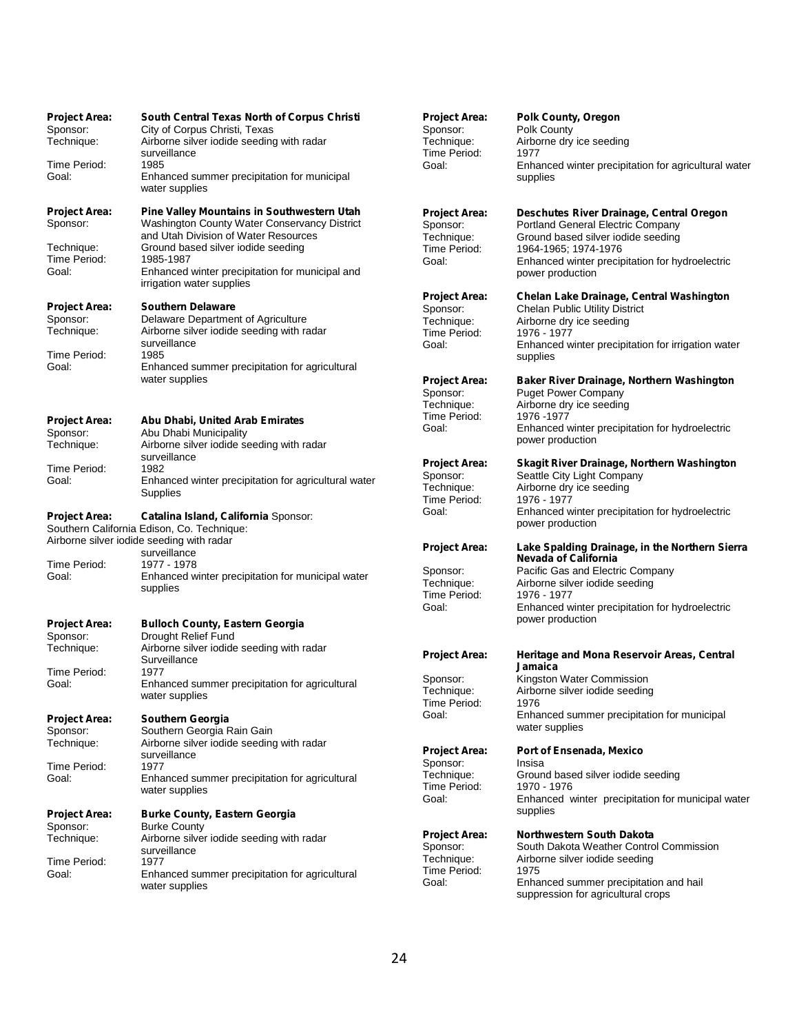**Project Area:** **South Central Texas North of Corpus Christi**
Sponsor: City of Corpus Christi, Texas
Technique: Airborne silver iodide seeding with radar surveillance
Time Period: 1985
Goal: Enhanced summer precipitation for municipal water supplies

**Project Area:** **Pine Valley Mountains in Southwestern Utah**
Sponsor: Washington County Water Conservancy District and Utah Division of Water Resources
Technique: Ground based silver iodide seeding
Time Period: 1985-1987
Goal: Enhanced winter precipitation for municipal and irrigation water supplies

**Project Area:** **Southern Delaware**
Sponsor: Delaware Department of Agriculture
Technique: Airborne silver iodide seeding with radar surveillance
Time Period: 1985
Goal: Enhanced summer precipitation for agricultural water supplies

**Project Area:** **Abu Dhabi, United Arab Emirates**
Sponsor: Abu Dhabi Municipality
Technique: Airborne silver iodide seeding with radar surveillance
Time Period: 1982
Goal: Enhanced winter precipitation for agricultural water Supplies

**Project Area:** **Catalina Island, California** Sponsor: Southern California Edison, Co. Technique: Airborne silver iodide seeding with radar surveillance
Time Period: 1977 - 1978
Goal: Enhanced winter precipitation for municipal water supplies

**Project Area:** **Bulloch County, Eastern Georgia**
Sponsor: Drought Relief Fund
Technique: Airborne silver iodide seeding with radar Surveillance
Time Period: 1977
Goal: Enhanced summer precipitation for agricultural water supplies

**Project Area:** **Southern Georgia**
Sponsor: Southern Georgia Rain Gain
Technique: Airborne silver iodide seeding with radar surveillance
Time Period: 1977
Goal: Enhanced summer precipitation for agricultural water supplies

**Project Area:** **Burke County, Eastern Georgia**
Sponsor: Burke County
Technique: Airborne silver iodide seeding with radar surveillance
Time Period: 1977
Goal: Enhanced summer precipitation for agricultural water supplies

**Project Area:** **Polk County, Oregon**
Sponsor: Polk County
Technique: Airborne dry ice seeding
Time Period: 1977
Goal: Enhanced winter precipitation for agricultural water supplies

**Project Area:** **Deschutes River Drainage, Central Oregon**
Sponsor: Portland General Electric Company
Technique: Ground based silver iodide seeding
Time Period: 1964-1965; 1974-1976
Goal: Enhanced winter precipitation for hydroelectric power production

**Project Area:** **Chelan Lake Drainage, Central Washington**
Sponsor: Chelan Public Utility District
Technique: Airborne dry ice seeding
Time Period: 1976 - 1977
Goal: Enhanced winter precipitation for irrigation water supplies

**Project Area:** **Baker River Drainage, Northern Washington**
Sponsor: Puget Power Company
Technique: Airborne dry ice seeding
Time Period: 1976 -1977
Goal: Enhanced winter precipitation for hydroelectric power production

**Project Area:** **Skagit River Drainage, Northern Washington**
Sponsor: Seattle City Light Company
Technique: Airborne dry ice seeding
Time Period: 1976 - 1977
Goal: Enhanced winter precipitation for hydroelectric power production

**Project Area:** **Lake Spalding Drainage, in the Northern Sierra Nevada of California**
Sponsor: Pacific Gas and Electric Company
Technique: Airborne silver iodide seeding
Time Period: 1976 - 1977
Goal: Enhanced winter precipitation for hydroelectric power production

**Project Area:** **Heritage and Mona Reservoir Areas, Central Jamaica**
Sponsor: Kingston Water Commission
Technique: Airborne silver iodide seeding
Time Period: 1976
Goal: Enhanced summer precipitation for municipal water supplies

**Project Area:** **Port of Ensenada, Mexico**
Sponsor: Insisa
Technique: Ground based silver iodide seeding
Time Period: 1970 - 1976
Goal: Enhanced winter precipitation for municipal water supplies

**Project Area:** **Northwestern South Dakota**
Sponsor: South Dakota Weather Control Commission
Technique: Airborne silver iodide seeding
Time Period: 1975
Goal: Enhanced summer precipitation and hail suppression for agricultural crops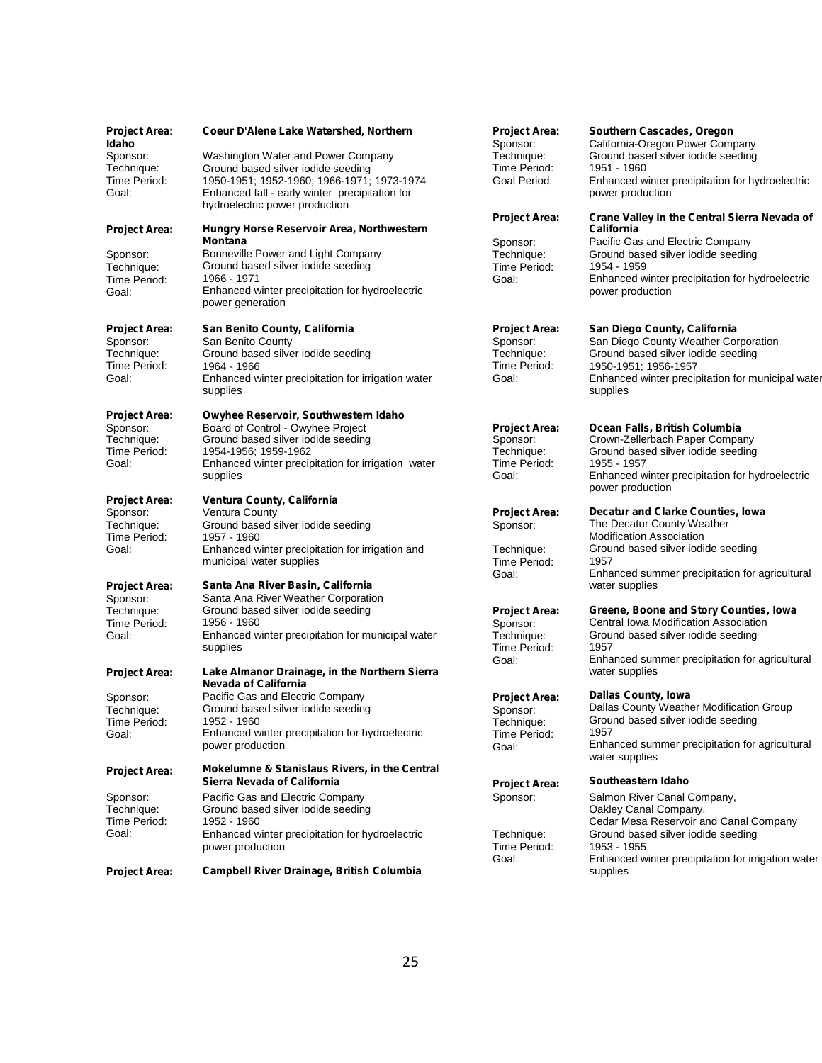**Project Area:** **Coeur D'Alene Lake Watershed, Northern Idaho**
Sponsor: Washington Water and Power Company
Technique: Ground based silver iodide seeding
Time Period: 1950-1951; 1952-1960; 1966-1971; 1973-1974
Goal: Enhanced fall - early winter precipitation for hydroelectric power production

**Project Area:** **Hungry Horse Reservoir Area, Northwestern Montana**
Sponsor: Bonneville Power and Light Company
Technique: Ground based silver iodide seeding
Time Period: 1966 - 1971
Goal: Enhanced winter precipitation for hydroelectric power generation

**Project Area:** **San Benito County, California**
Sponsor: San Benito County
Technique: Ground based silver iodide seeding
Time Period: 1964 - 1966
Goal: Enhanced winter precipitation for irrigation water supplies

**Project Area:** **Owyhee Reservoir, Southwestern Idaho**
Sponsor: Board of Control - Owyhee Project
Technique: Ground based silver iodide seeding
Time Period: 1954-1956; 1959-1962
Goal: Enhanced winter precipitation for irrigation water supplies

**Project Area:** **Ventura County, California**
Sponsor: Ventura County
Technique: Ground based silver iodide seeding
Time Period: 1957 - 1960
Goal: Enhanced winter precipitation for irrigation and municipal water supplies

**Project Area:** **Santa Ana River Basin, California**
Sponsor: Santa Ana River Weather Corporation
Technique: Ground based silver iodide seeding
Time Period: 1956 - 1960
Goal: Enhanced winter precipitation for municipal water supplies

**Project Area:** **Lake Almanor Drainage, in the Northern Sierra Nevada of California**
Sponsor: Pacific Gas and Electric Company
Technique: Ground based silver iodide seeding
Time Period: 1952 - 1960
Goal: Enhanced winter precipitation for hydroelectric power production

**Project Area:** **Mokelumne & Stanislaus Rivers, in the Central Sierra Nevada of California**
Sponsor: Pacific Gas and Electric Company
Technique: Ground based silver iodide seeding
Time Period: 1952 - 1960
Goal: Enhanced winter precipitation for hydroelectric power production

**Project Area:** **Campbell River Drainage, British Columbia**

**Project Area:** **Southern Cascades, Oregon**
Sponsor: California-Oregon Power Company
Technique: Ground based silver iodide seeding
Time Period: 1951 - 1960
Goal Period: Enhanced winter precipitation for hydroelectric power production

**Project Area:** **Crane Valley in the Central Sierra Nevada of California**
Sponsor: Pacific Gas and Electric Company
Technique: Ground based silver iodide seeding
Time Period: 1954 - 1959
Goal: Enhanced winter precipitation for hydroelectric power production

**Project Area:** **San Diego County, California**
Sponsor: San Diego County Weather Corporation
Technique: Ground based silver iodide seeding
Time Period: 1950-1951; 1956-1957
Goal: Enhanced winter precipitation for municipal water supplies

**Project Area:** **Ocean Falls, British Columbia**
Sponsor: Crown-Zellerbach Paper Company
Technique: Ground based silver iodide seeding
Time Period: 1955 - 1957
Goal: Enhanced winter precipitation for hydroelectric power production

**Project Area:** **Decatur and Clarke Counties, Iowa**
Sponsor: The Decatur County Weather Modification Association
Technique: Ground based silver iodide seeding
Time Period: 1957
Goal: Enhanced summer precipitation for agricultural water supplies

**Project Area:** **Greene, Boone and Story Counties, Iowa**
Sponsor: Central Iowa Modification Association
Technique: Ground based silver iodide seeding
Time Period: 1957
Goal: Enhanced summer precipitation for agricultural water supplies

**Project Area:** **Dallas County, Iowa**
Sponsor: Dallas County Weather Modification Group
Technique: Ground based silver iodide seeding
Time Period: 1957
Goal: Enhanced summer precipitation for agricultural water supplies

**Project Area:** **Southeastern Idaho**
Sponsor: Salmon River Canal Company, Oakley Canal Company, Cedar Mesa Reservoir and Canal Company
Technique: Ground based silver iodide seeding
Time Period: 1953 - 1955
Goal: Enhanced winter precipitation for irrigation water supplies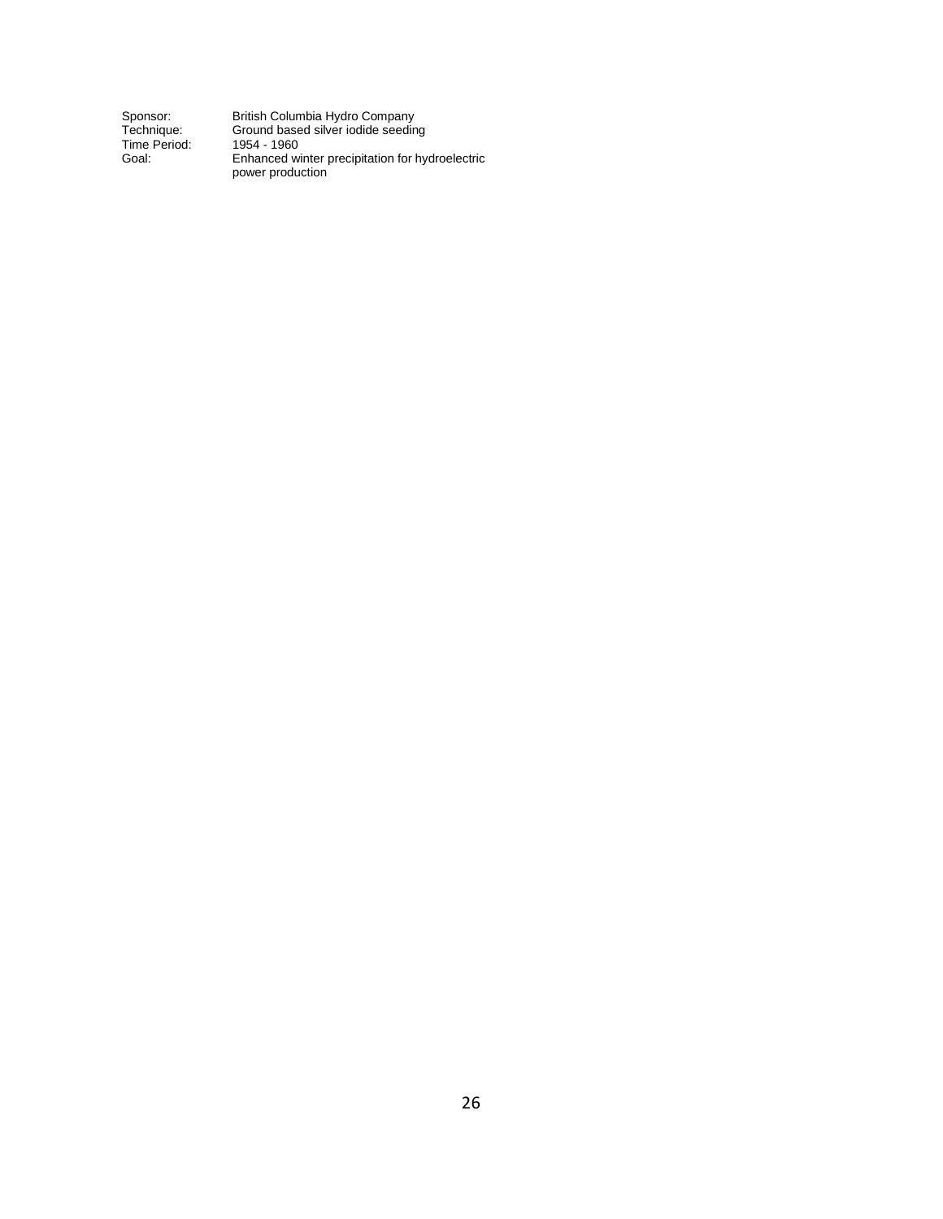Sponsor: British Columbia Hydro Company  
Technique: Ground based silver iodide seeding  
Time Period: 1954 - 1960  
Goal: Enhanced winter precipitation for hydroelectric power production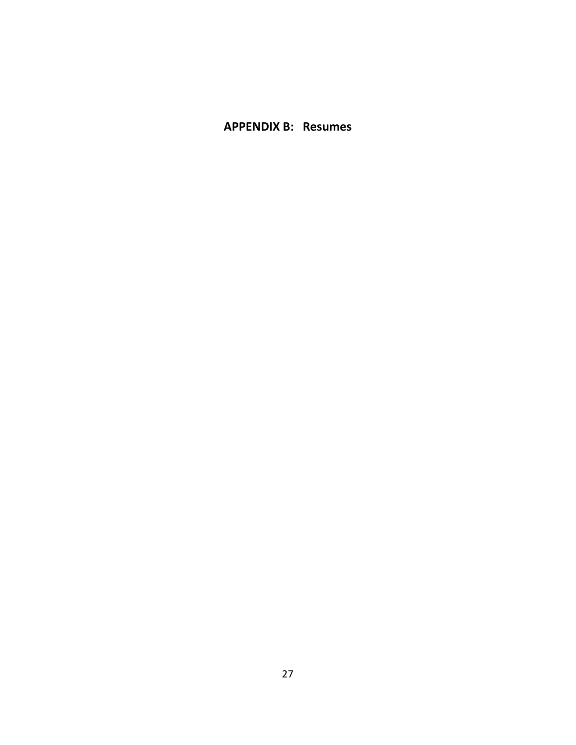# APPENDIX B: Resumes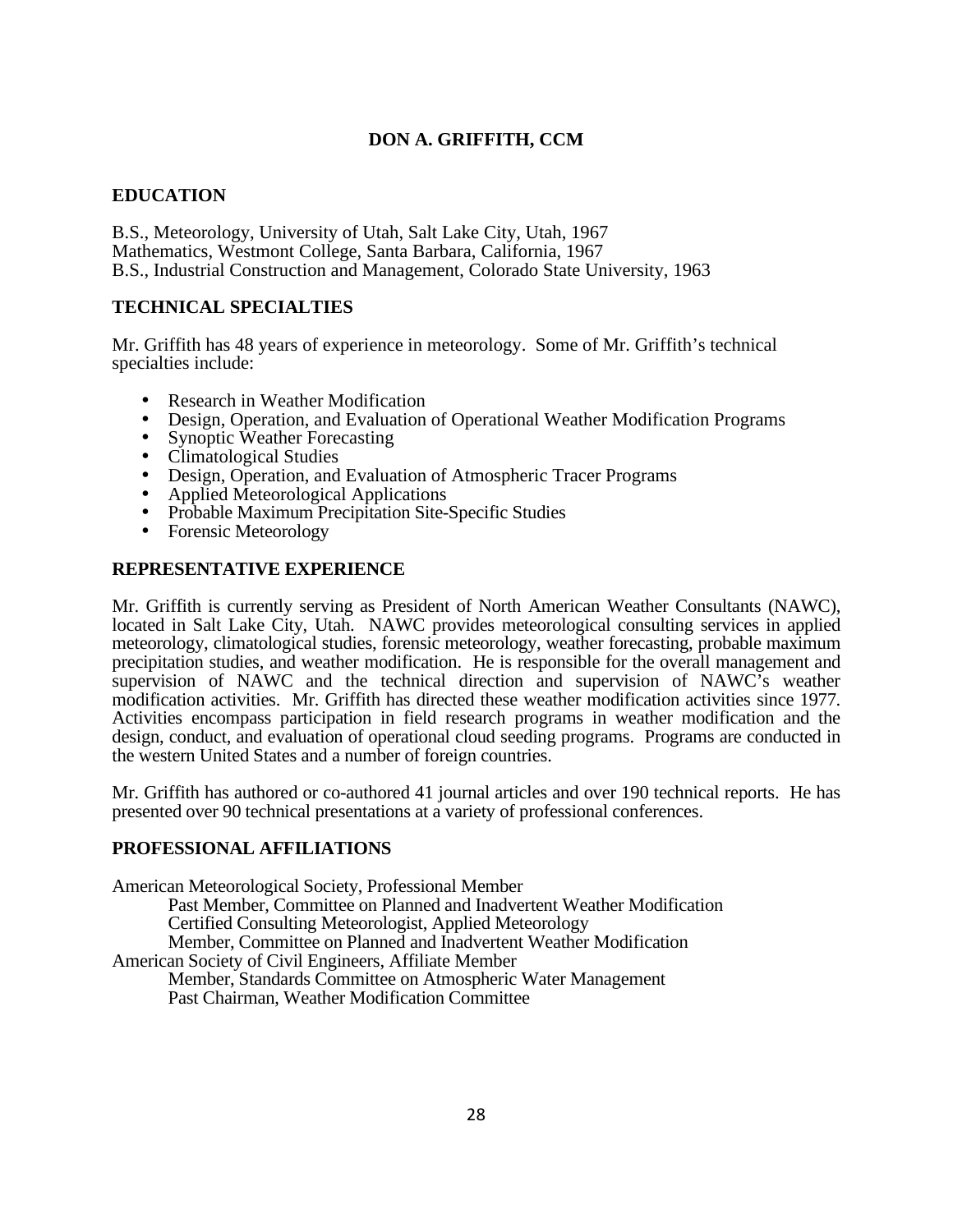# DON A. GRIFFITH, CCM

## EDUCATION

B.S., Meteorology, University of Utah, Salt Lake City, Utah, 1967
Mathematics, Westmont College, Santa Barbara, California, 1967
B.S., Industrial Construction and Management, Colorado State University, 1963

## TECHNICAL SPECIALTIES

Mr. Griffith has 48 years of experience in meteorology. Some of Mr. Griffith's technical specialties include:

- Research in Weather Modification
- Design, Operation, and Evaluation of Operational Weather Modification Programs
- Synoptic Weather Forecasting
- Climatological Studies
- Design, Operation, and Evaluation of Atmospheric Tracer Programs
- Applied Meteorological Applications
- Probable Maximum Precipitation Site-Specific Studies
- Forensic Meteorology

## REPRESENTATIVE EXPERIENCE

Mr. Griffith is currently serving as President of North American Weather Consultants (NAWC), located in Salt Lake City, Utah. NAWC provides meteorological consulting services in applied meteorology, climatological studies, forensic meteorology, weather forecasting, probable maximum precipitation studies, and weather modification. He is responsible for the overall management and supervision of NAWC and the technical direction and supervision of NAWC's weather modification activities. Mr. Griffith has directed these weather modification activities since 1977. Activities encompass participation in field research programs in weather modification and the design, conduct, and evaluation of operational cloud seeding programs. Programs are conducted in the western United States and a number of foreign countries.

Mr. Griffith has authored or co-authored 41 journal articles and over 190 technical reports. He has presented over 90 technical presentations at a variety of professional conferences.

## PROFESSIONAL AFFILIATIONS

American Meteorological Society, Professional Member
- Past Member, Committee on Planned and Inadvertent Weather Modification
- Certified Consulting Meteorologist, Applied Meteorology
- Member, Committee on Planned and Inadvertent Weather Modification

American Society of Civil Engineers, Affiliate Member
- Member, Standards Committee on Atmospheric Water Management
- Past Chairman, Weather Modification Committee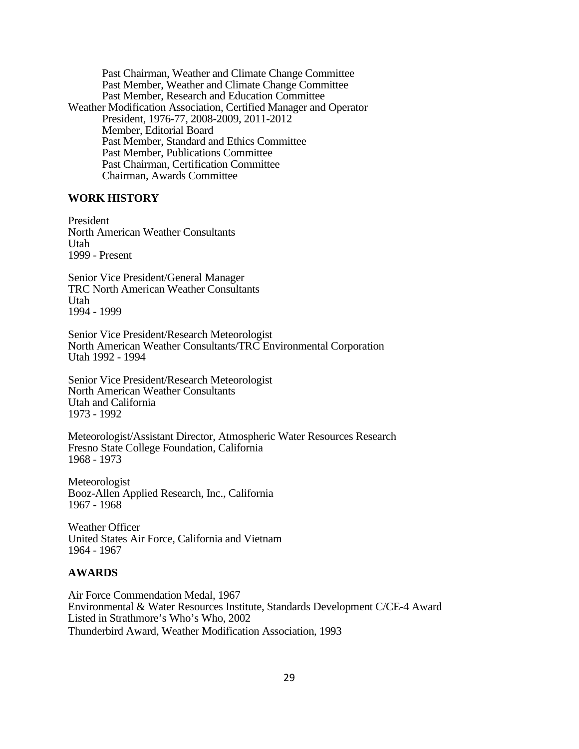Past Chairman, Weather and Climate Change Committee
Past Member, Weather and Climate Change Committee
Past Member, Research and Education Committee

Weather Modification Association, Certified Manager and Operator

President, 1976-77, 2008-2009, 2011-2012
Member, Editorial Board
Past Member, Standard and Ethics Committee
Past Member, Publications Committee
Past Chairman, Certification Committee
Chairman, Awards Committee

## WORK HISTORY

President
North American Weather Consultants
Utah
1999 - Present

Senior Vice President/General Manager
TRC North American Weather Consultants
Utah
1994 - 1999

Senior Vice President/Research Meteorologist
North American Weather Consultants/TRC Environmental Corporation
Utah 1992 - 1994

Senior Vice President/Research Meteorologist
North American Weather Consultants
Utah and California
1973 - 1992

Meteorologist/Assistant Director, Atmospheric Water Resources Research
Fresno State College Foundation, California
1968 - 1973

Meteorologist
Booz-Allen Applied Research, Inc., California
1967 - 1968

Weather Officer
United States Air Force, California and Vietnam
1964 - 1967

## AWARDS

Air Force Commendation Medal, 1967
Environmental & Water Resources Institute, Standards Development C/CE-4 Award
Listed in Strathmore's Who's Who, 2002
Thunderbird Award, Weather Modification Association, 1993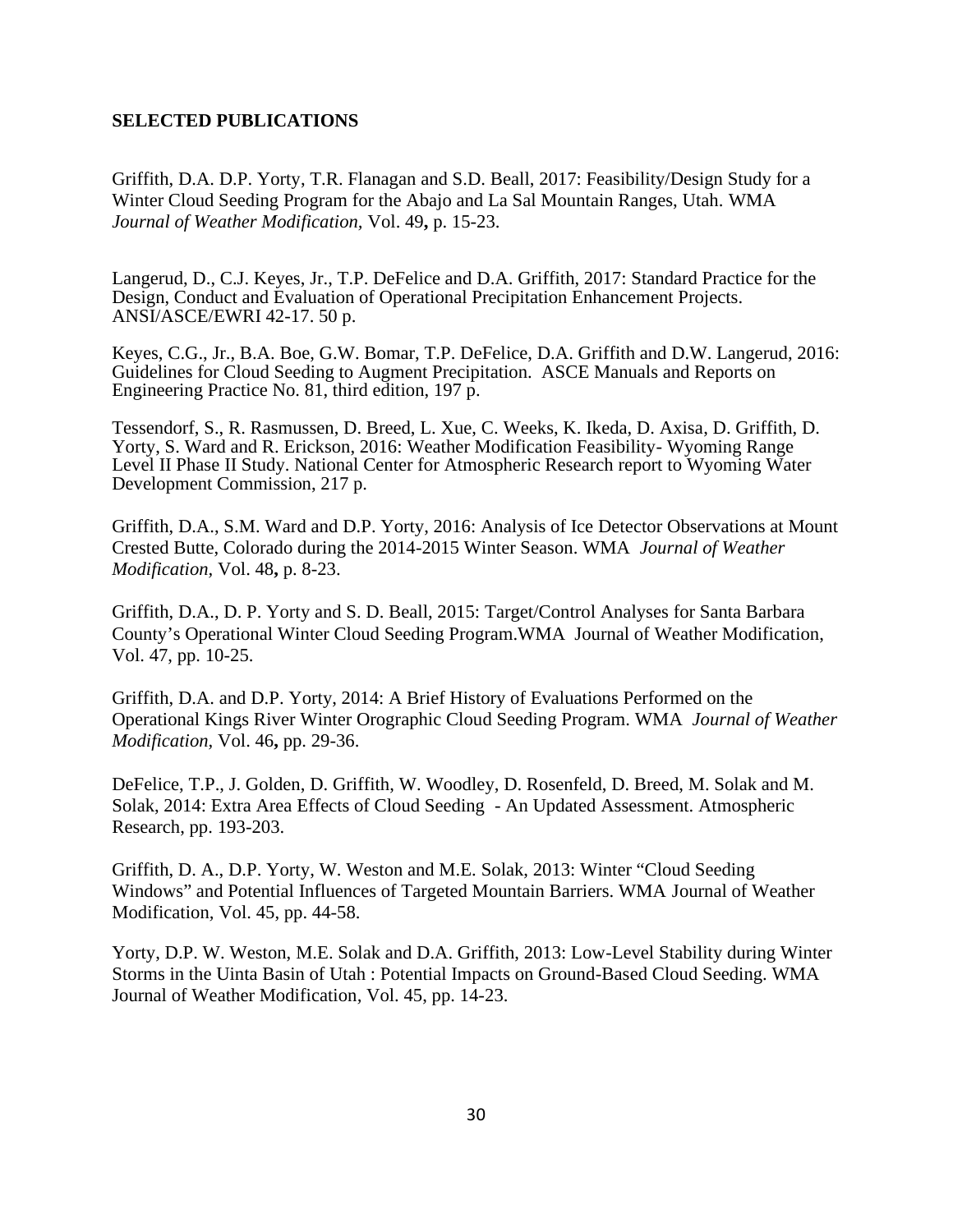**SELECTED PUBLICATIONS**

Griffith, D.A. D.P. Yorty, T.R. Flanagan and S.D. Beall, 2017: Feasibility/Design Study for a Winter Cloud Seeding Program for the Abajo and La Sal Mountain Ranges, Utah. WMA *Journal of Weather Modification*, Vol. 49**,** p. 15-23.

Langerud, D., C.J. Keyes, Jr., T.P. DeFelice and D.A. Griffith, 2017: Standard Practice for the Design, Conduct and Evaluation of Operational Precipitation Enhancement Projects. ANSI/ASCE/EWRI 42-17. 50 p.

Keyes, C.G., Jr., B.A. Boe, G.W. Bomar, T.P. DeFelice, D.A. Griffith and D.W. Langerud, 2016: Guidelines for Cloud Seeding to Augment Precipitation. ASCE Manuals and Reports on Engineering Practice No. 81, third edition, 197 p.

Tessendorf, S., R. Rasmussen, D. Breed, L. Xue, C. Weeks, K. Ikeda, D. Axisa, D. Griffith, D. Yorty, S. Ward and R. Erickson, 2016: Weather Modification Feasibility- Wyoming Range Level II Phase II Study. National Center for Atmospheric Research report to Wyoming Water Development Commission, 217 p.

Griffith, D.A., S.M. Ward and D.P. Yorty, 2016: Analysis of Ice Detector Observations at Mount Crested Butte, Colorado during the 2014-2015 Winter Season. WMA *Journal of Weather Modification*, Vol. 48**,** p. 8-23.

Griffith, D.A., D. P. Yorty and S. D. Beall, 2015: Target/Control Analyses for Santa Barbara County's Operational Winter Cloud Seeding Program.WMA Journal of Weather Modification, Vol. 47, pp. 10-25.

Griffith, D.A. and D.P. Yorty, 2014: A Brief History of Evaluations Performed on the Operational Kings River Winter Orographic Cloud Seeding Program. WMA *Journal of Weather Modification*, Vol. 46**,** pp. 29-36.

DeFelice, T.P., J. Golden, D. Griffith, W. Woodley, D. Rosenfeld, D. Breed, M. Solak and M. Solak, 2014: Extra Area Effects of Cloud Seeding - An Updated Assessment. Atmospheric Research, pp. 193-203.

Griffith, D. A., D.P. Yorty, W. Weston and M.E. Solak, 2013: Winter "Cloud Seeding Windows" and Potential Influences of Targeted Mountain Barriers. WMA Journal of Weather Modification, Vol. 45, pp. 44-58.

Yorty, D.P. W. Weston, M.E. Solak and D.A. Griffith, 2013: Low-Level Stability during Winter Storms in the Uinta Basin of Utah : Potential Impacts on Ground-Based Cloud Seeding. WMA Journal of Weather Modification, Vol. 45, pp. 14-23.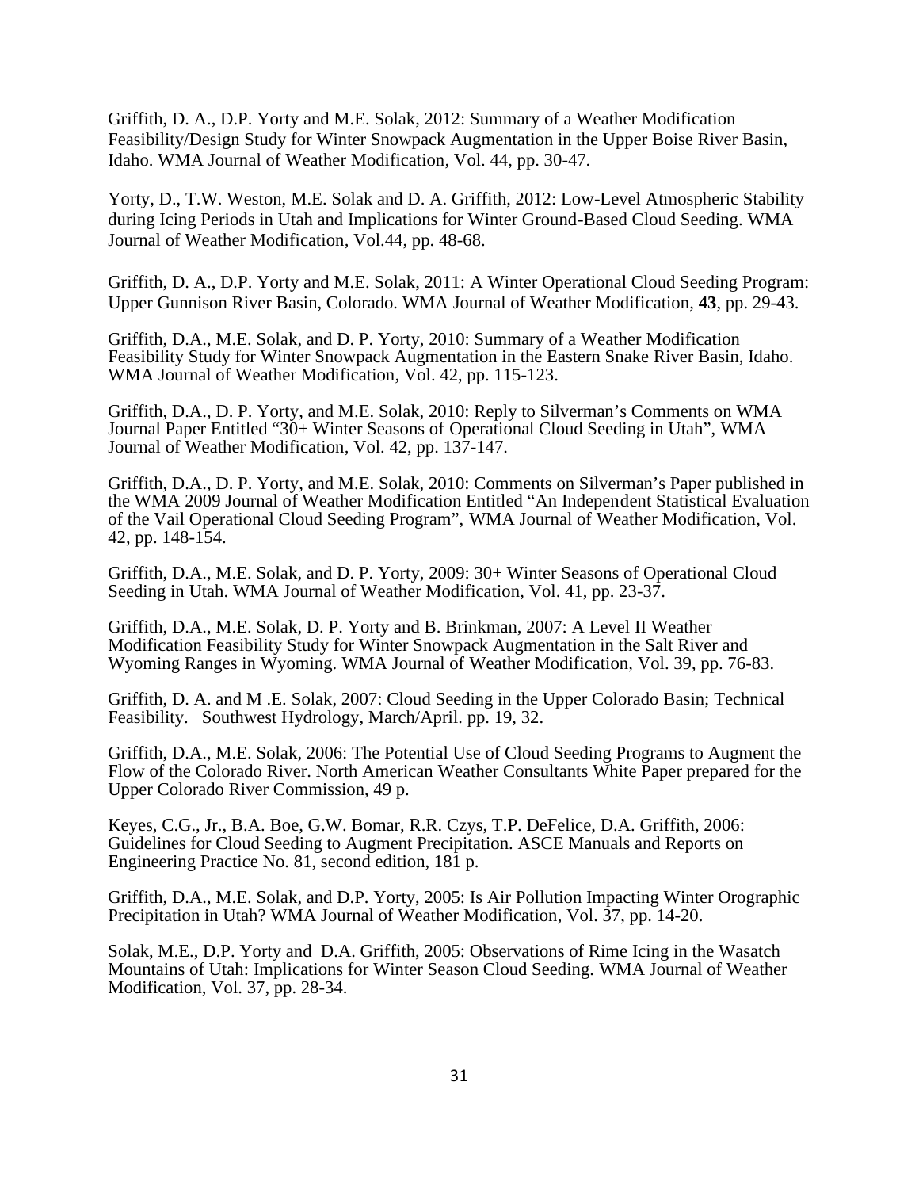Griffith, D. A., D.P. Yorty and M.E. Solak, 2012: Summary of a Weather Modification Feasibility/Design Study for Winter Snowpack Augmentation in the Upper Boise River Basin, Idaho. WMA Journal of Weather Modification, Vol. 44, pp. 30-47.

Yorty, D., T.W. Weston, M.E. Solak and D. A. Griffith, 2012: Low-Level Atmospheric Stability during Icing Periods in Utah and Implications for Winter Ground-Based Cloud Seeding. WMA Journal of Weather Modification, Vol.44, pp. 48-68.

Griffith, D. A., D.P. Yorty and M.E. Solak, 2011: A Winter Operational Cloud Seeding Program: Upper Gunnison River Basin, Colorado. WMA Journal of Weather Modification, **43**, pp. 29-43.

Griffith, D.A., M.E. Solak, and D. P. Yorty, 2010: Summary of a Weather Modification Feasibility Study for Winter Snowpack Augmentation in the Eastern Snake River Basin, Idaho. WMA Journal of Weather Modification, Vol. 42, pp. 115-123.

Griffith, D.A., D. P. Yorty, and M.E. Solak, 2010: Reply to Silverman's Comments on WMA Journal Paper Entitled "30+ Winter Seasons of Operational Cloud Seeding in Utah", WMA Journal of Weather Modification, Vol. 42, pp. 137-147.

Griffith, D.A., D. P. Yorty, and M.E. Solak, 2010: Comments on Silverman's Paper published in the WMA 2009 Journal of Weather Modification Entitled "An Independent Statistical Evaluation of the Vail Operational Cloud Seeding Program", WMA Journal of Weather Modification, Vol. 42, pp. 148-154.

Griffith, D.A., M.E. Solak, and D. P. Yorty, 2009: 30+ Winter Seasons of Operational Cloud Seeding in Utah. WMA Journal of Weather Modification, Vol. 41, pp. 23-37.

Griffith, D.A., M.E. Solak, D. P. Yorty and B. Brinkman, 2007: A Level II Weather Modification Feasibility Study for Winter Snowpack Augmentation in the Salt River and Wyoming Ranges in Wyoming. WMA Journal of Weather Modification, Vol. 39, pp. 76-83.

Griffith, D. A. and M .E. Solak, 2007: Cloud Seeding in the Upper Colorado Basin; Technical Feasibility. Southwest Hydrology, March/April. pp. 19, 32.

Griffith, D.A., M.E. Solak, 2006: The Potential Use of Cloud Seeding Programs to Augment the Flow of the Colorado River. North American Weather Consultants White Paper prepared for the Upper Colorado River Commission, 49 p.

Keyes, C.G., Jr., B.A. Boe, G.W. Bomar, R.R. Czys, T.P. DeFelice, D.A. Griffith, 2006: Guidelines for Cloud Seeding to Augment Precipitation. ASCE Manuals and Reports on Engineering Practice No. 81, second edition, 181 p.

Griffith, D.A., M.E. Solak, and D.P. Yorty, 2005: Is Air Pollution Impacting Winter Orographic Precipitation in Utah? WMA Journal of Weather Modification, Vol. 37, pp. 14-20.

Solak, M.E., D.P. Yorty and D.A. Griffith, 2005: Observations of Rime Icing in the Wasatch Mountains of Utah: Implications for Winter Season Cloud Seeding. WMA Journal of Weather Modification, Vol. 37, pp. 28-34.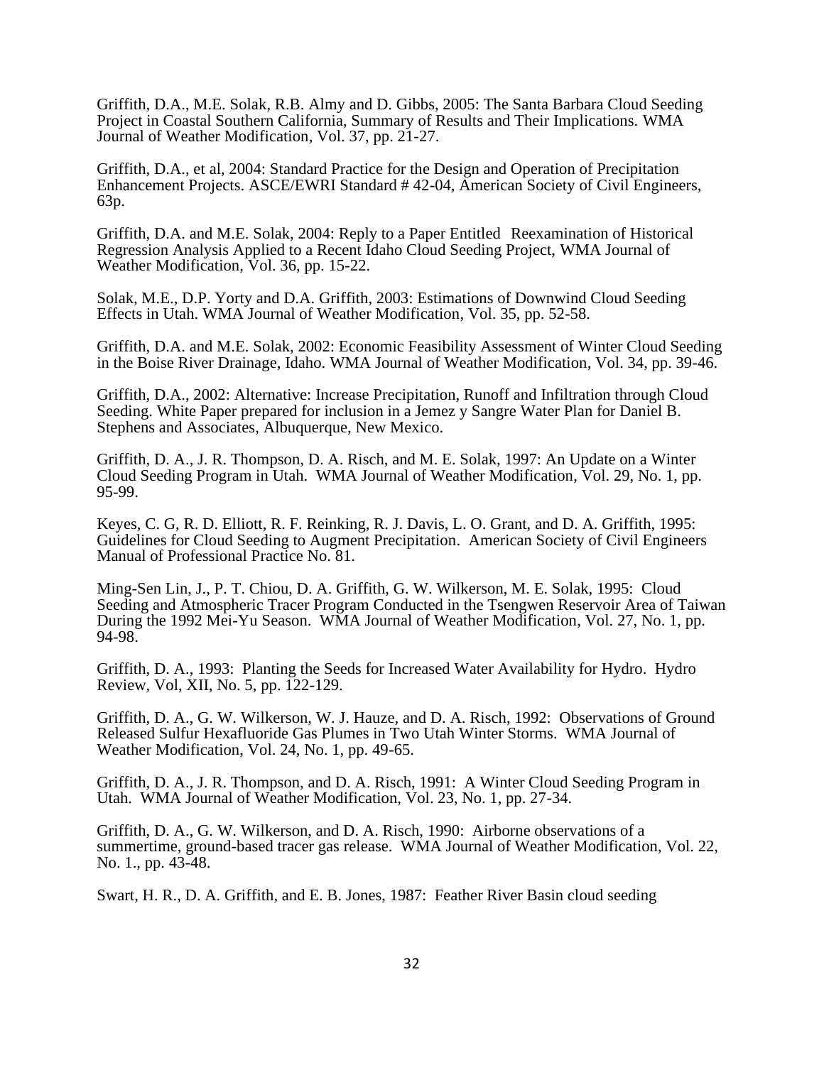Griffith, D.A., M.E. Solak, R.B. Almy and D. Gibbs, 2005: The Santa Barbara Cloud Seeding Project in Coastal Southern California, Summary of Results and Their Implications. WMA Journal of Weather Modification, Vol. 37, pp. 21-27.

Griffith, D.A., et al, 2004: Standard Practice for the Design and Operation of Precipitation Enhancement Projects. ASCE/EWRI Standard # 42-04, American Society of Civil Engineers, 63p.

Griffith, D.A. and M.E. Solak, 2004: Reply to a Paper Entitled Reexamination of Historical Regression Analysis Applied to a Recent Idaho Cloud Seeding Project, WMA Journal of Weather Modification, Vol. 36, pp. 15-22.

Solak, M.E., D.P. Yorty and D.A. Griffith, 2003: Estimations of Downwind Cloud Seeding Effects in Utah. WMA Journal of Weather Modification, Vol. 35, pp. 52-58.

Griffith, D.A. and M.E. Solak, 2002: Economic Feasibility Assessment of Winter Cloud Seeding in the Boise River Drainage, Idaho. WMA Journal of Weather Modification, Vol. 34, pp. 39-46.

Griffith, D.A., 2002: Alternative: Increase Precipitation, Runoff and Infiltration through Cloud Seeding. White Paper prepared for inclusion in a Jemez y Sangre Water Plan for Daniel B. Stephens and Associates, Albuquerque, New Mexico.

Griffith, D. A., J. R. Thompson, D. A. Risch, and M. E. Solak, 1997: An Update on a Winter Cloud Seeding Program in Utah. WMA Journal of Weather Modification, Vol. 29, No. 1, pp. 95-99.

Keyes, C. G, R. D. Elliott, R. F. Reinking, R. J. Davis, L. O. Grant, and D. A. Griffith, 1995: Guidelines for Cloud Seeding to Augment Precipitation. American Society of Civil Engineers Manual of Professional Practice No. 81.

Ming-Sen Lin, J., P. T. Chiou, D. A. Griffith, G. W. Wilkerson, M. E. Solak, 1995: Cloud Seeding and Atmospheric Tracer Program Conducted in the Tsengwen Reservoir Area of Taiwan During the 1992 Mei-Yu Season. WMA Journal of Weather Modification, Vol. 27, No. 1, pp. 94-98.

Griffith, D. A., 1993: Planting the Seeds for Increased Water Availability for Hydro. Hydro Review, Vol, XII, No. 5, pp. 122-129.

Griffith, D. A., G. W. Wilkerson, W. J. Hauze, and D. A. Risch, 1992: Observations of Ground Released Sulfur Hexafluoride Gas Plumes in Two Utah Winter Storms. WMA Journal of Weather Modification, Vol. 24, No. 1, pp. 49-65.

Griffith, D. A., J. R. Thompson, and D. A. Risch, 1991: A Winter Cloud Seeding Program in Utah. WMA Journal of Weather Modification, Vol. 23, No. 1, pp. 27-34.

Griffith, D. A., G. W. Wilkerson, and D. A. Risch, 1990: Airborne observations of a summertime, ground-based tracer gas release. WMA Journal of Weather Modification, Vol. 22, No. 1., pp. 43-48.

Swart, H. R., D. A. Griffith, and E. B. Jones, 1987: Feather River Basin cloud seeding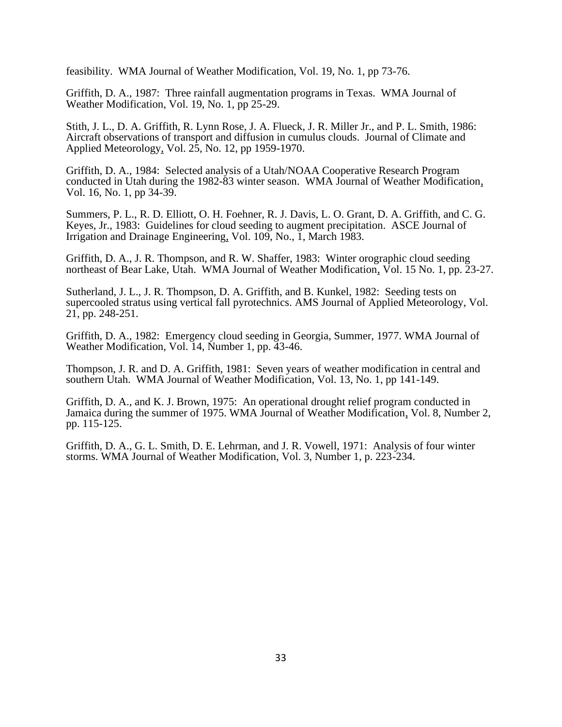feasibility. WMA Journal of Weather Modification, Vol. 19, No. 1, pp 73-76.

Griffith, D. A., 1987: Three rainfall augmentation programs in Texas. WMA Journal of Weather Modification, Vol. 19, No. 1, pp 25-29.

Stith, J. L., D. A. Griffith, R. Lynn Rose, J. A. Flueck, J. R. Miller Jr., and P. L. Smith, 1986: Aircraft observations of transport and diffusion in cumulus clouds. Journal of Climate and Applied Meteorology, Vol. 25, No. 12, pp 1959-1970.

Griffith, D. A., 1984: Selected analysis of a Utah/NOAA Cooperative Research Program conducted in Utah during the 1982-83 winter season. WMA Journal of Weather Modification, Vol. 16, No. 1, pp 34-39.

Summers, P. L., R. D. Elliott, O. H. Foehner, R. J. Davis, L. O. Grant, D. A. Griffith, and C. G. Keyes, Jr., 1983: Guidelines for cloud seeding to augment precipitation. ASCE Journal of Irrigation and Drainage Engineering, Vol. 109, No., 1, March 1983.

Griffith, D. A., J. R. Thompson, and R. W. Shaffer, 1983: Winter orographic cloud seeding northeast of Bear Lake, Utah. WMA Journal of Weather Modification, Vol. 15 No. 1, pp. 23-27.

Sutherland, J. L., J. R. Thompson, D. A. Griffith, and B. Kunkel, 1982: Seeding tests on supercooled stratus using vertical fall pyrotechnics. AMS Journal of Applied Meteorology, Vol. 21, pp. 248-251.

Griffith, D. A., 1982: Emergency cloud seeding in Georgia, Summer, 1977. WMA Journal of Weather Modification, Vol. 14, Number 1, pp. 43-46.

Thompson, J. R. and D. A. Griffith, 1981: Seven years of weather modification in central and southern Utah. WMA Journal of Weather Modification, Vol. 13, No. 1, pp 141-149.

Griffith, D. A., and K. J. Brown, 1975: An operational drought relief program conducted in Jamaica during the summer of 1975. WMA Journal of Weather Modification, Vol. 8, Number 2, pp. 115-125.

Griffith, D. A., G. L. Smith, D. E. Lehrman, and J. R. Vowell, 1971: Analysis of four winter storms. WMA Journal of Weather Modification, Vol. 3, Number 1, p. 223-234.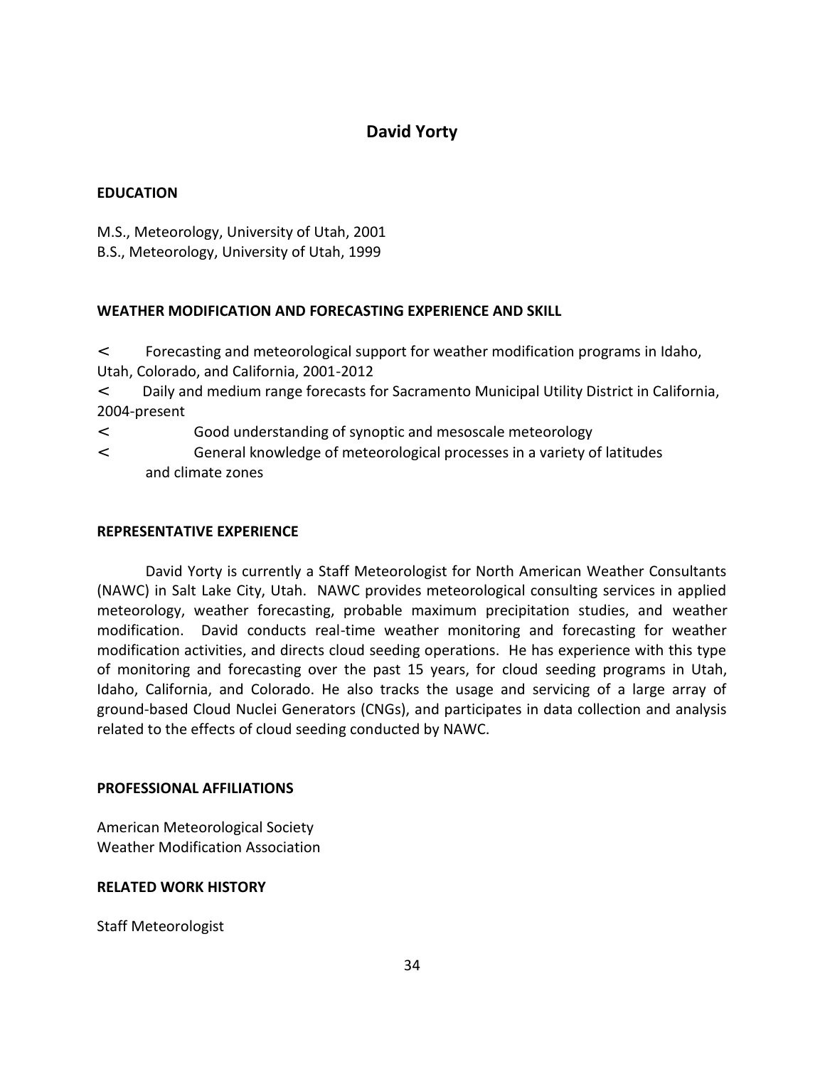# David Yorty

## EDUCATION

M.S., Meteorology, University of Utah, 2001
B.S., Meteorology, University of Utah, 1999

## WEATHER MODIFICATION AND FORECASTING EXPERIENCE AND SKILL

- Forecasting and meteorological support for weather modification programs in Idaho, Utah, Colorado, and California, 2001-2012
- Daily and medium range forecasts for Sacramento Municipal Utility District in California, 2004-present
- Good understanding of synoptic and mesoscale meteorology
- General knowledge of meteorological processes in a variety of latitudes and climate zones

## REPRESENTATIVE EXPERIENCE

David Yorty is currently a Staff Meteorologist for North American Weather Consultants (NAWC) in Salt Lake City, Utah. NAWC provides meteorological consulting services in applied meteorology, weather forecasting, probable maximum precipitation studies, and weather modification. David conducts real-time weather monitoring and forecasting for weather modification activities, and directs cloud seeding operations. He has experience with this type of monitoring and forecasting over the past 15 years, for cloud seeding programs in Utah, Idaho, California, and Colorado. He also tracks the usage and servicing of a large array of ground-based Cloud Nuclei Generators (CNGs), and participates in data collection and analysis related to the effects of cloud seeding conducted by NAWC.

## PROFESSIONAL AFFILIATIONS

American Meteorological Society
Weather Modification Association

## RELATED WORK HISTORY

Staff Meteorologist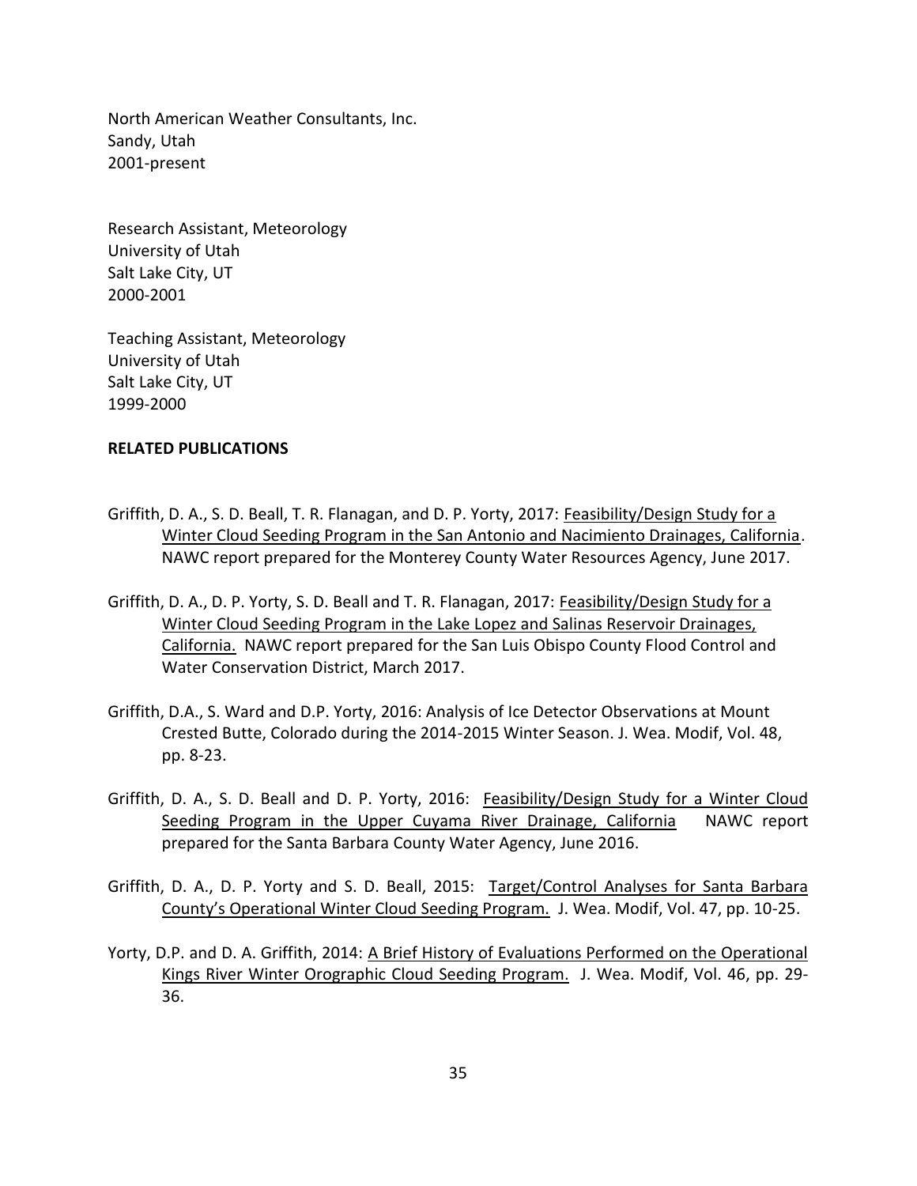North American Weather Consultants, Inc.
Sandy, Utah
2001-present

Research Assistant, Meteorology
University of Utah
Salt Lake City, UT
2000-2001

Teaching Assistant, Meteorology
University of Utah
Salt Lake City, UT
1999-2000

**RELATED PUBLICATIONS**

Griffith, D. A., S. D. Beall, T. R. Flanagan, and D. P. Yorty, 2017: Feasibility/Design Study for a Winter Cloud Seeding Program in the San Antonio and Nacimiento Drainages, California. NAWC report prepared for the Monterey County Water Resources Agency, June 2017.

Griffith, D. A., D. P. Yorty, S. D. Beall and T. R. Flanagan, 2017: Feasibility/Design Study for a Winter Cloud Seeding Program in the Lake Lopez and Salinas Reservoir Drainages, California. NAWC report prepared for the San Luis Obispo County Flood Control and Water Conservation District, March 2017.

Griffith, D.A., S. Ward and D.P. Yorty, 2016: Analysis of Ice Detector Observations at Mount Crested Butte, Colorado during the 2014-2015 Winter Season. J. Wea. Modif, Vol. 48, pp. 8-23.

Griffith, D. A., S. D. Beall and D. P. Yorty, 2016: Feasibility/Design Study for a Winter Cloud Seeding Program in the Upper Cuyama River Drainage, California NAWC report prepared for the Santa Barbara County Water Agency, June 2016.

Griffith, D. A., D. P. Yorty and S. D. Beall, 2015: Target/Control Analyses for Santa Barbara County's Operational Winter Cloud Seeding Program. J. Wea. Modif, Vol. 47, pp. 10-25.

Yorty, D.P. and D. A. Griffith, 2014: A Brief History of Evaluations Performed on the Operational Kings River Winter Orographic Cloud Seeding Program. J. Wea. Modif, Vol. 46, pp. 29-36.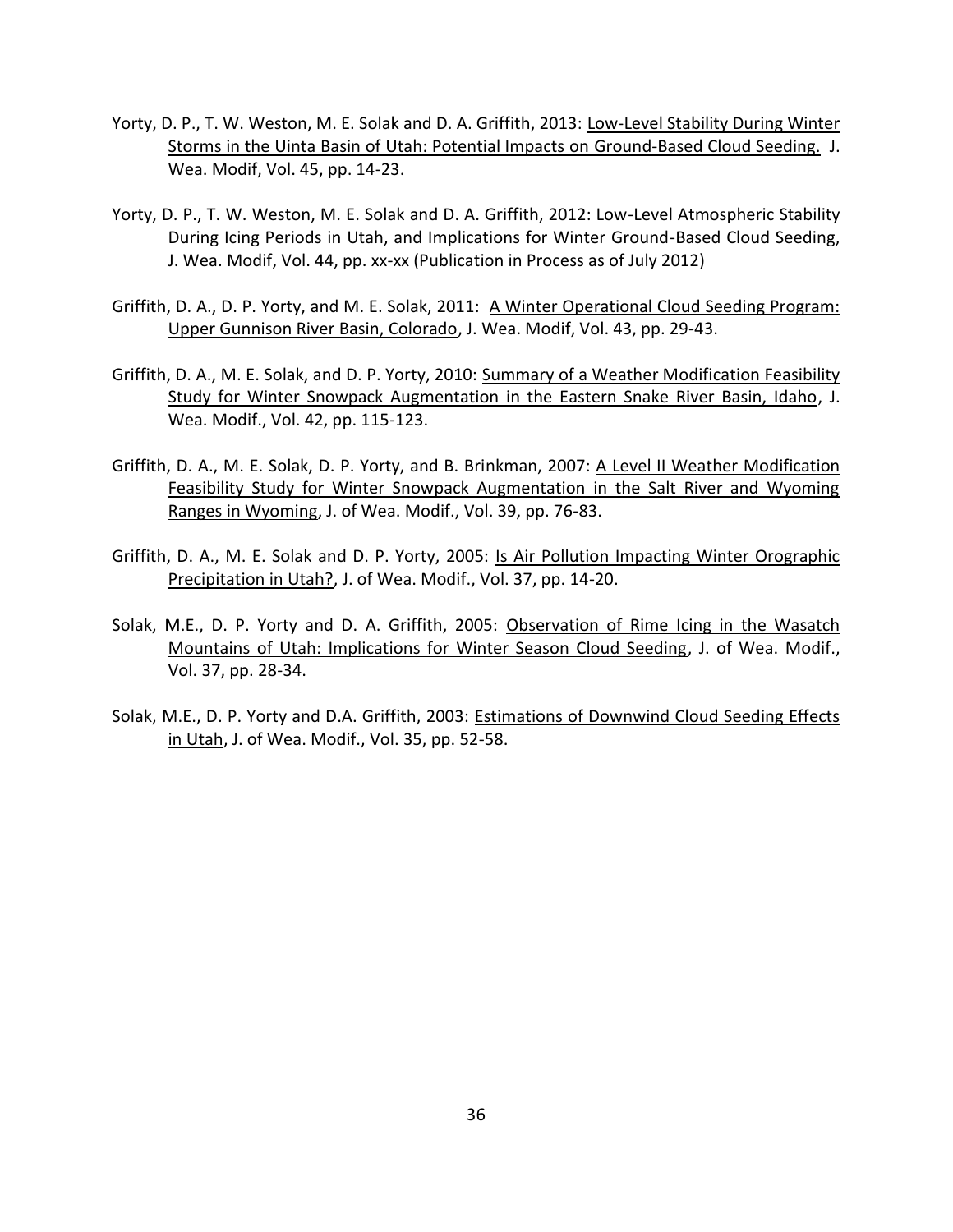Yorty, D. P., T. W. Weston, M. E. Solak and D. A. Griffith, 2013: Low-Level Stability During Winter Storms in the Uinta Basin of Utah: Potential Impacts on Ground-Based Cloud Seeding. J. Wea. Modif, Vol. 45, pp. 14-23.

Yorty, D. P., T. W. Weston, M. E. Solak and D. A. Griffith, 2012: Low-Level Atmospheric Stability During Icing Periods in Utah, and Implications for Winter Ground-Based Cloud Seeding, J. Wea. Modif, Vol. 44, pp. xx-xx (Publication in Process as of July 2012)

Griffith, D. A., D. P. Yorty, and M. E. Solak, 2011: A Winter Operational Cloud Seeding Program: Upper Gunnison River Basin, Colorado, J. Wea. Modif, Vol. 43, pp. 29-43.

Griffith, D. A., M. E. Solak, and D. P. Yorty, 2010: Summary of a Weather Modification Feasibility Study for Winter Snowpack Augmentation in the Eastern Snake River Basin, Idaho, J. Wea. Modif., Vol. 42, pp. 115-123.

Griffith, D. A., M. E. Solak, D. P. Yorty, and B. Brinkman, 2007: A Level II Weather Modification Feasibility Study for Winter Snowpack Augmentation in the Salt River and Wyoming Ranges in Wyoming, J. of Wea. Modif., Vol. 39, pp. 76-83.

Griffith, D. A., M. E. Solak and D. P. Yorty, 2005: Is Air Pollution Impacting Winter Orographic Precipitation in Utah?, J. of Wea. Modif., Vol. 37, pp. 14-20.

Solak, M.E., D. P. Yorty and D. A. Griffith, 2005: Observation of Rime Icing in the Wasatch Mountains of Utah: Implications for Winter Season Cloud Seeding, J. of Wea. Modif., Vol. 37, pp. 28-34.

Solak, M.E., D. P. Yorty and D.A. Griffith, 2003: Estimations of Downwind Cloud Seeding Effects in Utah, J. of Wea. Modif., Vol. 35, pp. 52-58.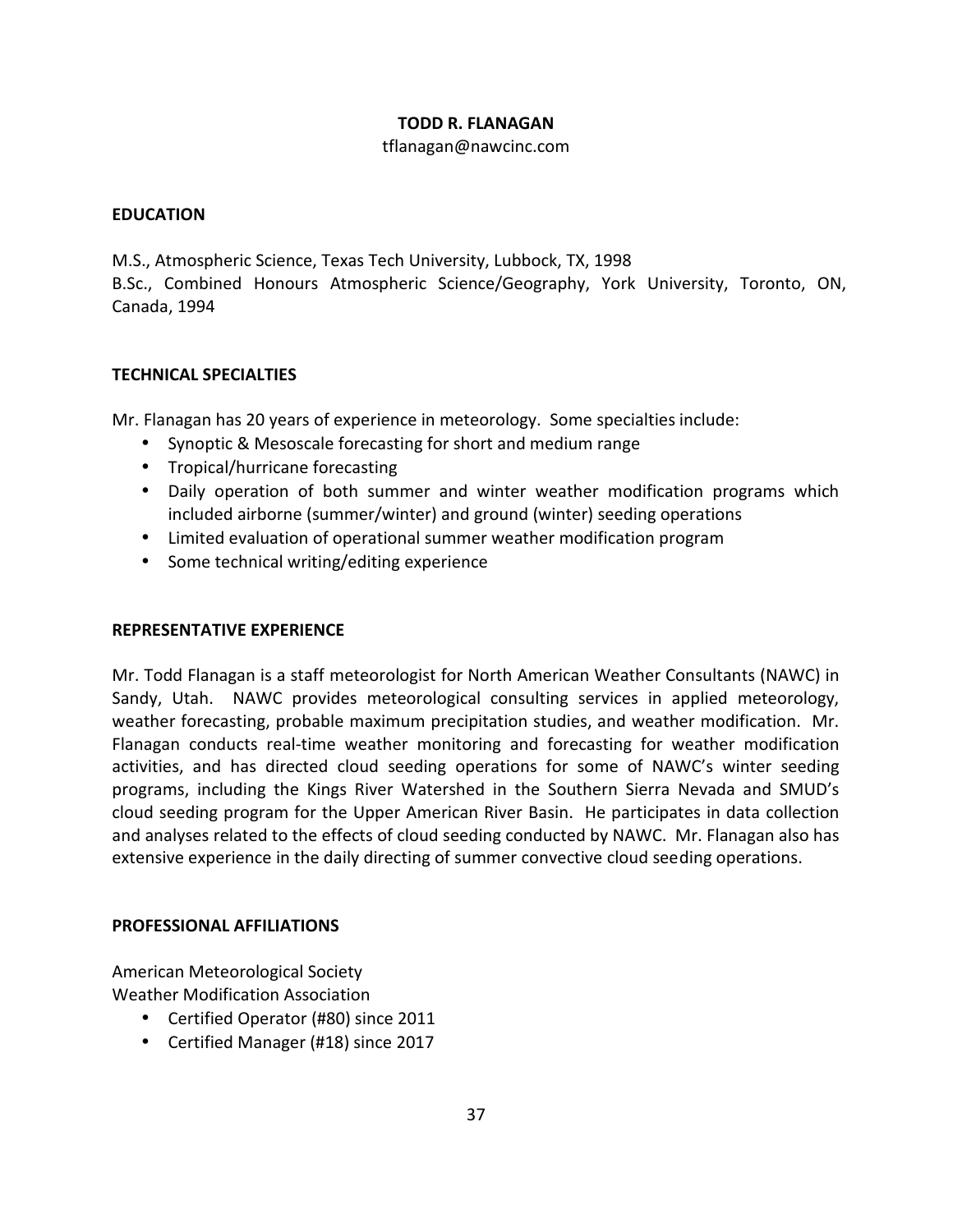# TODD R. FLANAGAN

tflanagan@nawcinc.com

## EDUCATION

M.S., Atmospheric Science, Texas Tech University, Lubbock, TX, 1998
B.Sc., Combined Honours Atmospheric Science/Geography, York University, Toronto, ON, Canada, 1994

## TECHNICAL SPECIALTIES

Mr. Flanagan has 20 years of experience in meteorology. Some specialties include:

- Synoptic & Mesoscale forecasting for short and medium range
- Tropical/hurricane forecasting
- Daily operation of both summer and winter weather modification programs which included airborne (summer/winter) and ground (winter) seeding operations
- Limited evaluation of operational summer weather modification program
- Some technical writing/editing experience

## REPRESENTATIVE EXPERIENCE

Mr. Todd Flanagan is a staff meteorologist for North American Weather Consultants (NAWC) in Sandy, Utah. NAWC provides meteorological consulting services in applied meteorology, weather forecasting, probable maximum precipitation studies, and weather modification. Mr. Flanagan conducts real-time weather monitoring and forecasting for weather modification activities, and has directed cloud seeding operations for some of NAWC's winter seeding programs, including the Kings River Watershed in the Southern Sierra Nevada and SMUD's cloud seeding program for the Upper American River Basin. He participates in data collection and analyses related to the effects of cloud seeding conducted by NAWC. Mr. Flanagan also has extensive experience in the daily directing of summer convective cloud seeding operations.

## PROFESSIONAL AFFILIATIONS

American Meteorological Society
Weather Modification Association

- Certified Operator (#80) since 2011
- Certified Manager (#18) since 2017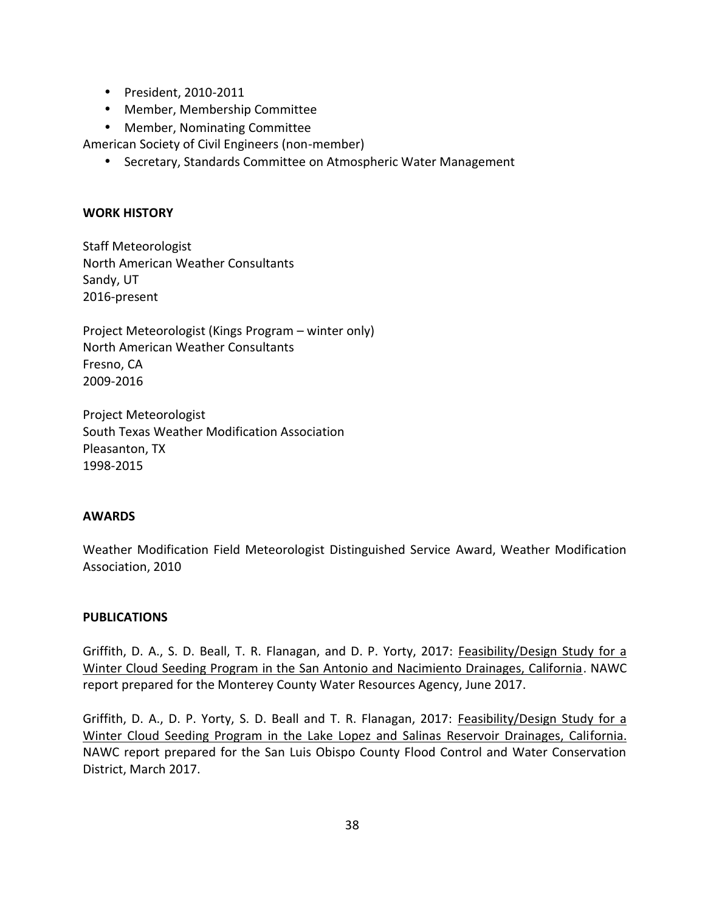- President, 2010-2011
- Member, Membership Committee
- Member, Nominating Committee

American Society of Civil Engineers (non-member)

- Secretary, Standards Committee on Atmospheric Water Management

**WORK HISTORY**

Staff Meteorologist
North American Weather Consultants
Sandy, UT
2016-present

Project Meteorologist (Kings Program – winter only)
North American Weather Consultants
Fresno, CA
2009-2016

Project Meteorologist
South Texas Weather Modification Association
Pleasanton, TX
1998-2015

**AWARDS**

Weather Modification Field Meteorologist Distinguished Service Award, Weather Modification Association, 2010

**PUBLICATIONS**

Griffith, D. A., S. D. Beall, T. R. Flanagan, and D. P. Yorty, 2017: Feasibility/Design Study for a Winter Cloud Seeding Program in the San Antonio and Nacimiento Drainages, California. NAWC report prepared for the Monterey County Water Resources Agency, June 2017.

Griffith, D. A., D. P. Yorty, S. D. Beall and T. R. Flanagan, 2017: Feasibility/Design Study for a Winter Cloud Seeding Program in the Lake Lopez and Salinas Reservoir Drainages, California. NAWC report prepared for the San Luis Obispo County Flood Control and Water Conservation District, March 2017.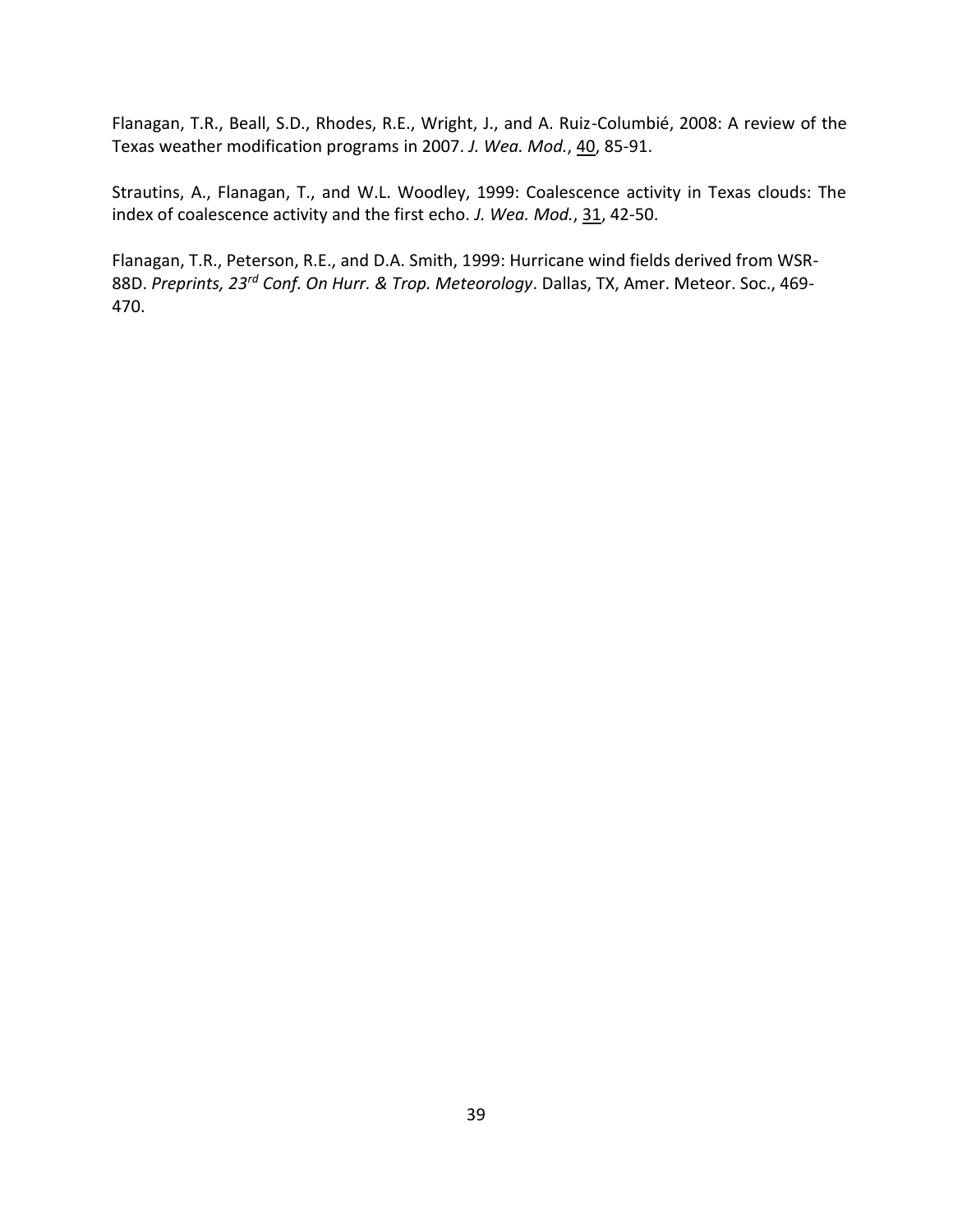Flanagan, T.R., Beall, S.D., Rhodes, R.E., Wright, J., and A. Ruiz-Columbié, 2008: A review of the Texas weather modification programs in 2007. *J. Wea. Mod.*, 40, 85-91.

Strautins, A., Flanagan, T., and W.L. Woodley, 1999: Coalescence activity in Texas clouds: The index of coalescence activity and the first echo. *J. Wea. Mod.*, 31, 42-50.

Flanagan, T.R., Peterson, R.E., and D.A. Smith, 1999: Hurricane wind fields derived from WSR-88D. *Preprints, 23rd Conf. On Hurr. & Trop. Meteorology*. Dallas, TX, Amer. Meteor. Soc., 469-470.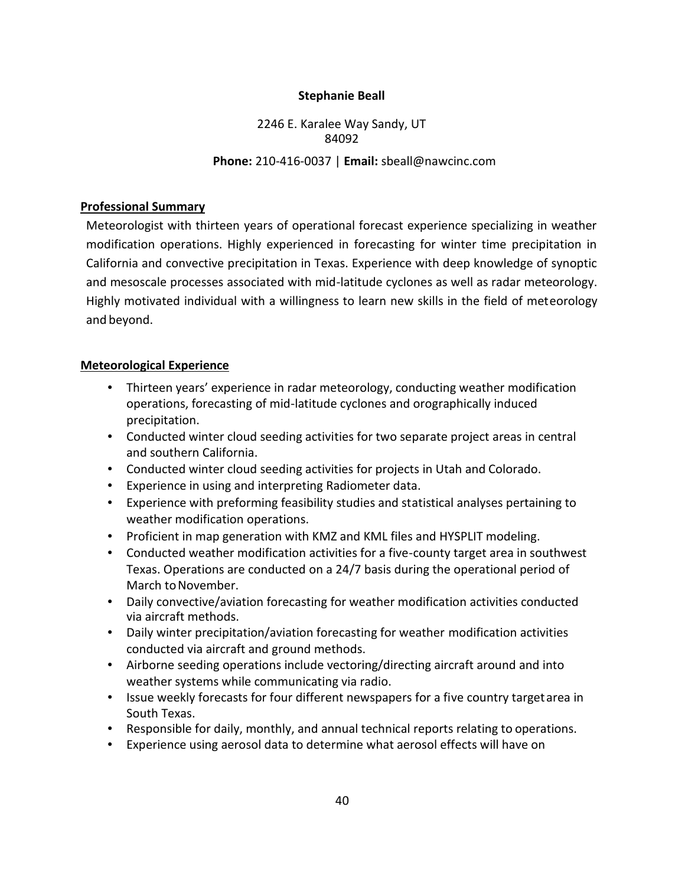**Stephanie Beall**

2246 E. Karalee Way Sandy, UT 84092

**Phone:** 210-416-0037 | **Email:** sbeall@nawcinc.com

## Professional Summary

Meteorologist with thirteen years of operational forecast experience specializing in weather modification operations. Highly experienced in forecasting for winter time precipitation in California and convective precipitation in Texas. Experience with deep knowledge of synoptic and mesoscale processes associated with mid-latitude cyclones as well as radar meteorology. Highly motivated individual with a willingness to learn new skills in the field of meteorology and beyond.

## Meteorological Experience

- Thirteen years' experience in radar meteorology, conducting weather modification operations, forecasting of mid-latitude cyclones and orographically induced precipitation.
- Conducted winter cloud seeding activities for two separate project areas in central and southern California.
- Conducted winter cloud seeding activities for projects in Utah and Colorado.
- Experience in using and interpreting Radiometer data.
- Experience with preforming feasibility studies and statistical analyses pertaining to weather modification operations.
- Proficient in map generation with KMZ and KML files and HYSPLIT modeling.
- Conducted weather modification activities for a five-county target area in southwest Texas. Operations are conducted on a 24/7 basis during the operational period of March to November.
- Daily convective/aviation forecasting for weather modification activities conducted via aircraft methods.
- Daily winter precipitation/aviation forecasting for weather modification activities conducted via aircraft and ground methods.
- Airborne seeding operations include vectoring/directing aircraft around and into weather systems while communicating via radio.
- Issue weekly forecasts for four different newspapers for a five country target area in South Texas.
- Responsible for daily, monthly, and annual technical reports relating to operations.
- Experience using aerosol data to determine what aerosol effects will have on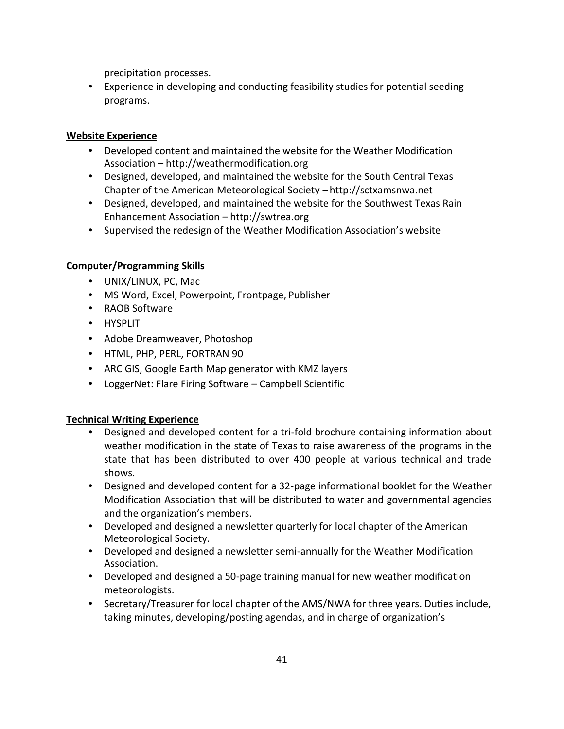precipitation processes.

- Experience in developing and conducting feasibility studies for potential seeding programs.

**Website Experience**

- Developed content and maintained the website for the Weather Modification Association – http://weathermodification.org
- Designed, developed, and maintained the website for the South Central Texas Chapter of the American Meteorological Society – http://sctxamsnwa.net
- Designed, developed, and maintained the website for the Southwest Texas Rain Enhancement Association – http://swtrea.org
- Supervised the redesign of the Weather Modification Association's website

**Computer/Programming Skills**

- UNIX/LINUX, PC, Mac
- MS Word, Excel, Powerpoint, Frontpage, Publisher
- RAOB Software
- HYSPLIT
- Adobe Dreamweaver, Photoshop
- HTML, PHP, PERL, FORTRAN 90
- ARC GIS, Google Earth Map generator with KMZ layers
- LoggerNet: Flare Firing Software – Campbell Scientific

**Technical Writing Experience**

- Designed and developed content for a tri-fold brochure containing information about weather modification in the state of Texas to raise awareness of the programs in the state that has been distributed to over 400 people at various technical and trade shows.
- Designed and developed content for a 32-page informational booklet for the Weather Modification Association that will be distributed to water and governmental agencies and the organization's members.
- Developed and designed a newsletter quarterly for local chapter of the American Meteorological Society.
- Developed and designed a newsletter semi-annually for the Weather Modification Association.
- Developed and designed a 50-page training manual for new weather modification meteorologists.
- Secretary/Treasurer for local chapter of the AMS/NWA for three years. Duties include, taking minutes, developing/posting agendas, and in charge of organization's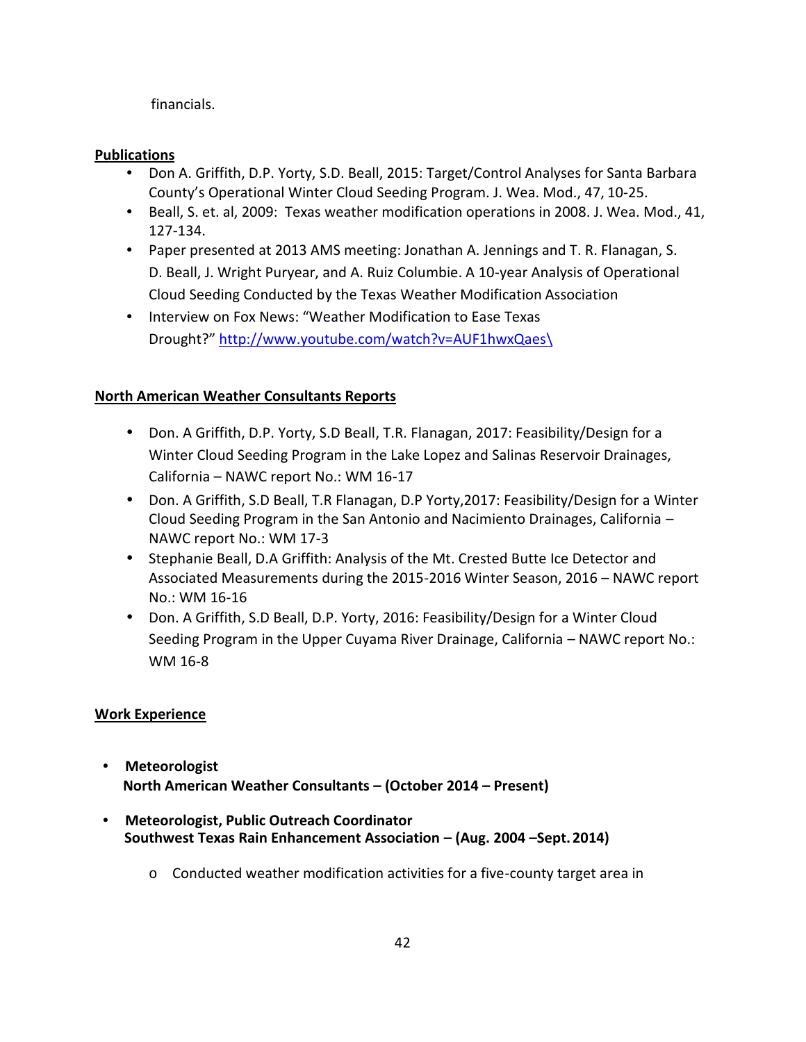financials.

**Publications**

- Don A. Griffith, D.P. Yorty, S.D. Beall, 2015: Target/Control Analyses for Santa Barbara County's Operational Winter Cloud Seeding Program. J. Wea. Mod., 47, 10-25.
- Beall, S. et. al, 2009: Texas weather modification operations in 2008. J. Wea. Mod., 41, 127-134.
- Paper presented at 2013 AMS meeting: Jonathan A. Jennings and T. R. Flanagan, S. D. Beall, J. Wright Puryear, and A. Ruiz Columbie. A 10-year Analysis of Operational Cloud Seeding Conducted by the Texas Weather Modification Association
- Interview on Fox News: "Weather Modification to Ease Texas Drought?" http://www.youtube.com/watch?v=AUF1hwxQaes\

**North American Weather Consultants Reports**

- Don. A Griffith, D.P. Yorty, S.D Beall, T.R. Flanagan, 2017: Feasibility/Design for a Winter Cloud Seeding Program in the Lake Lopez and Salinas Reservoir Drainages, California – NAWC report No.: WM 16-17
- Don. A Griffith, S.D Beall, T.R Flanagan, D.P Yorty,2017: Feasibility/Design for a Winter Cloud Seeding Program in the San Antonio and Nacimiento Drainages, California – NAWC report No.: WM 17-3
- Stephanie Beall, D.A Griffith: Analysis of the Mt. Crested Butte Ice Detector and Associated Measurements during the 2015-2016 Winter Season, 2016 – NAWC report No.: WM 16-16
- Don. A Griffith, S.D Beall, D.P. Yorty, 2016: Feasibility/Design for a Winter Cloud Seeding Program in the Upper Cuyama River Drainage, California – NAWC report No.: WM 16-8

**Work Experience**

- **Meteorologist**
  **North American Weather Consultants – (October 2014 – Present)**

- **Meteorologist, Public Outreach Coordinator**
  **Southwest Texas Rain Enhancement Association – (Aug. 2004 –Sept. 2014)**

  - Conducted weather modification activities for a five-county target area in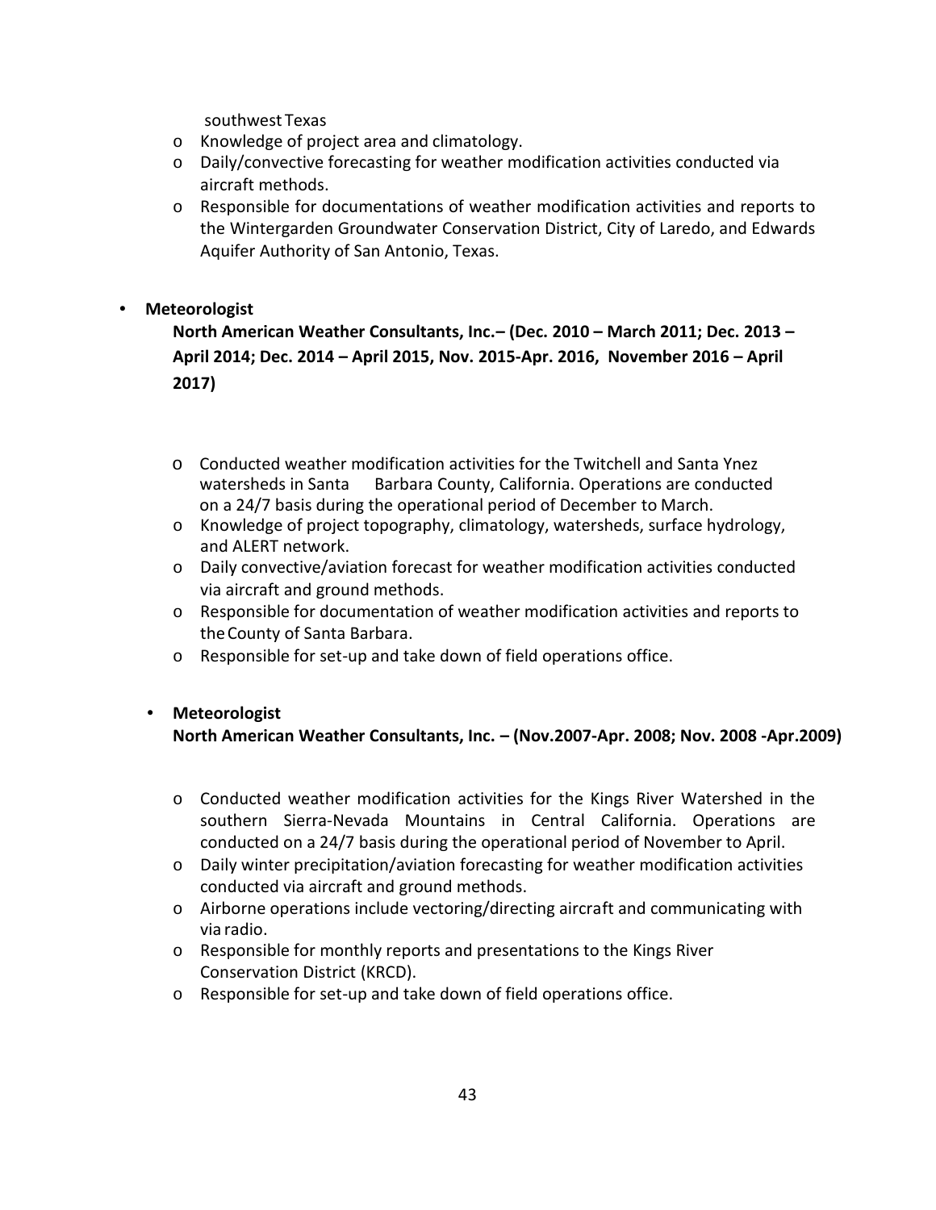southwest Texas

- Knowledge of project area and climatology.
- Daily/convective forecasting for weather modification activities conducted via aircraft methods.
- Responsible for documentations of weather modification activities and reports to the Wintergarden Groundwater Conservation District, City of Laredo, and Edwards Aquifer Authority of San Antonio, Texas.

- **Meteorologist**

  **North American Weather Consultants, Inc.– (Dec. 2010 – March 2011; Dec. 2013 – April 2014; Dec. 2014 – April 2015, Nov. 2015-Apr. 2016, November 2016 – April 2017)**

  - Conducted weather modification activities for the Twitchell and Santa Ynez watersheds in Santa Barbara County, California. Operations are conducted on a 24/7 basis during the operational period of December to March.
  - Knowledge of project topography, climatology, watersheds, surface hydrology, and ALERT network.
  - Daily convective/aviation forecast for weather modification activities conducted via aircraft and ground methods.
  - Responsible for documentation of weather modification activities and reports to the County of Santa Barbara.
  - Responsible for set-up and take down of field operations office.

- **Meteorologist**

  **North American Weather Consultants, Inc. – (Nov.2007-Apr. 2008; Nov. 2008 -Apr.2009)**

  - Conducted weather modification activities for the Kings River Watershed in the southern Sierra-Nevada Mountains in Central California. Operations are conducted on a 24/7 basis during the operational period of November to April.
  - Daily winter precipitation/aviation forecasting for weather modification activities conducted via aircraft and ground methods.
  - Airborne operations include vectoring/directing aircraft and communicating with via radio.
  - Responsible for monthly reports and presentations to the Kings River Conservation District (KRCD).
  - Responsible for set-up and take down of field operations office.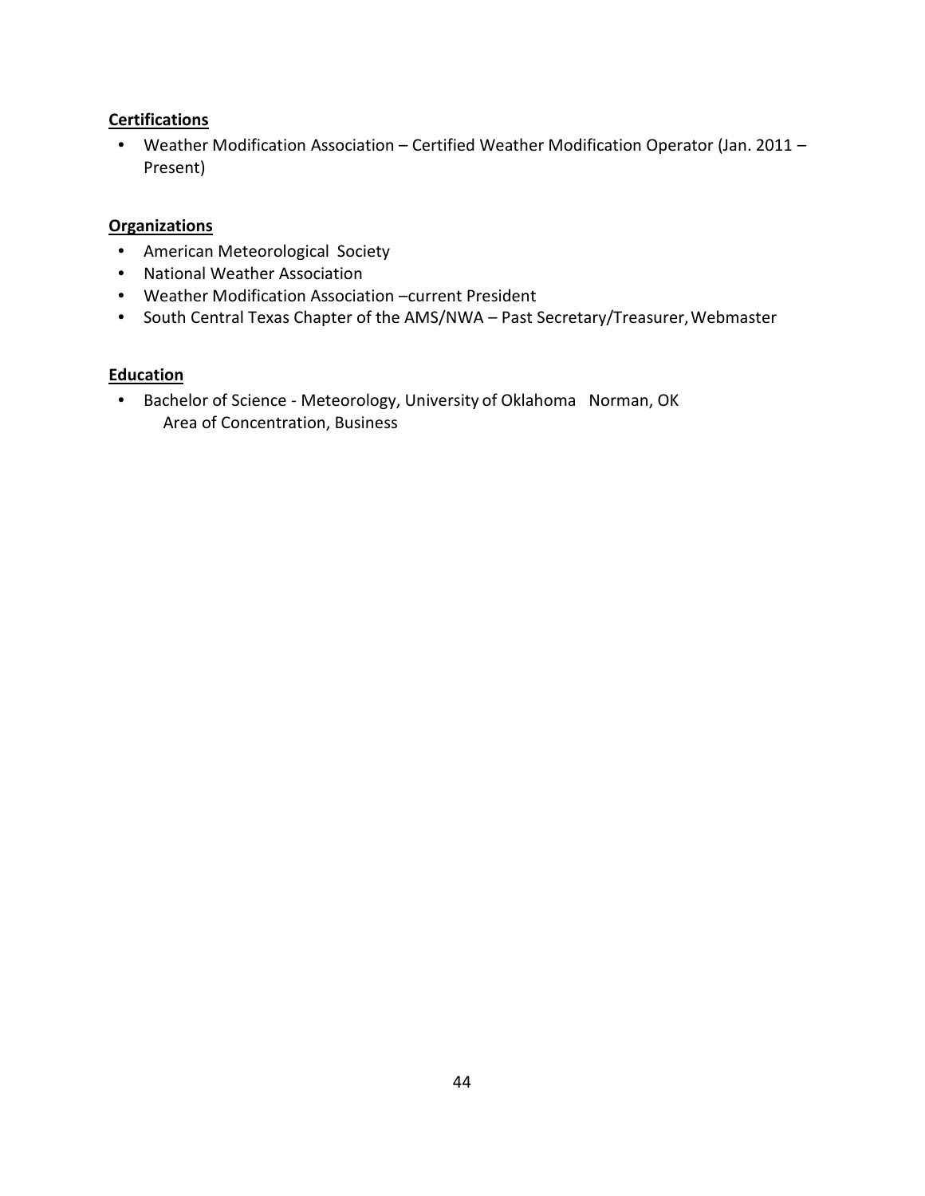**Certifications**

- Weather Modification Association – Certified Weather Modification Operator (Jan. 2011 – Present)

**Organizations**

- American Meteorological Society
- National Weather Association
- Weather Modification Association –current President
- South Central Texas Chapter of the AMS/NWA – Past Secretary/Treasurer, Webmaster

**Education**

- Bachelor of Science - Meteorology, University of Oklahoma Norman, OK
  Area of Concentration, Business